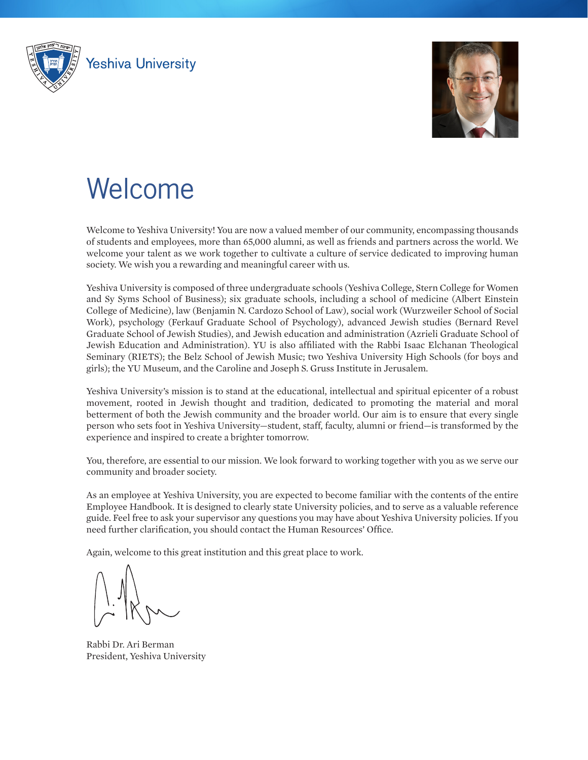Yeshiva University

# Welcome

Welcome to Yeshiva University! You are now a valued member of our community, encompassing thousands of students and employees, more than 65,000 alumni, as well as friends and partners across the world. We welcome your talent as we work together to cultivate a culture of service dedicated to improving human society. We wish you a rewarding and meaningful career with us.

Yeshiva University is composed of three undergraduate schools (Yeshiva College, Stern College for Women and Sy Syms School of Business); six graduate schools, including a school of medicine (Albert Einstein College of Medicine), law (Benjamin N. Cardozo School of Law), social work (Wurzweiler School of Social Work), psychology (Ferkauf Graduate School of Psychology), advanced Jewish studies (Bernard Revel Graduate School of Jewish Studies), and Jewish education and administration (Azrieli Graduate School of Jewish Education and Administration). YU is also affiliated with the Rabbi Isaac Elchanan Theological Seminary (RIETS); the Belz School of Jewish Music; two Yeshiva University High Schools (for boys and girls); the YU Museum, and the Caroline and Joseph S. Gruss Institute in Jerusalem.

Yeshiva University's mission is to stand at the educational, intellectual and spiritual epicenter of a robust movement, rooted in Jewish thought and tradition, dedicated to promoting the material and moral betterment of both the Jewish community and the broader world. Our aim is to ensure that every single person who sets foot in Yeshiva University—student, staff, faculty, alumni or friend—is transformed by the experience and inspired to create a brighter tomorrow.

You, therefore, are essential to our mission. We look forward to working together with you as we serve our community and broader society.

As an employee at Yeshiva University, you are expected to become familiar with the contents of the entire Employee Handbook. It is designed to clearly state University policies, and to serve as a valuable reference guide. Feel free to ask your supervisor any questions you may have about Yeshiva University policies. If you need further clarification, you should contact the Human Resources' Office.

Again, welcome to this great institution and this great place to work.

Rabbi Dr. Ari Berman
President, Yeshiva University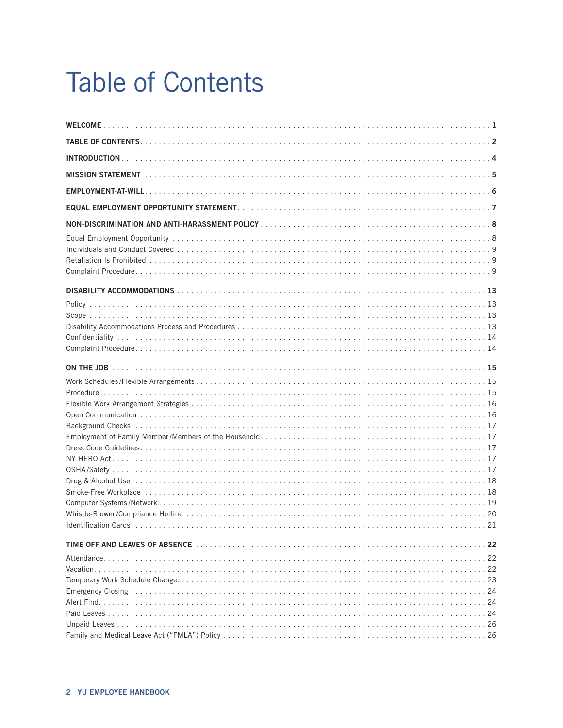# Table of Contents

**WELCOME** . . . . . . . . . . . . . . . . . . . . . . . . . . . . . . . . . . . . . . . . . . . . . . . . . . . . . . . . . . . . . . . . . . . . . **1**

**TABLE OF CONTENTS** . . . . . . . . . . . . . . . . . . . . . . . . . . . . . . . . . . . . . . . . . . . . . . . . . . . . . . . . . . . . . . . . **2**

**INTRODUCTION** . . . . . . . . . . . . . . . . . . . . . . . . . . . . . . . . . . . . . . . . . . . . . . . . . . . . . . . . . . . . . . . . . . . **4**

**MISSION STATEMENT** . . . . . . . . . . . . . . . . . . . . . . . . . . . . . . . . . . . . . . . . . . . . . . . . . . . . . . . . . . . . . . **5**

**EMPLOYMENT-AT-WILL** . . . . . . . . . . . . . . . . . . . . . . . . . . . . . . . . . . . . . . . . . . . . . . . . . . . . . . . . . . . . . **6**

**EQUAL EMPLOYMENT OPPORTUNITY STATEMENT** . . . . . . . . . . . . . . . . . . . . . . . . . . . . . . . . . . . . . . . . **7**

**NON-DISCRIMINATION AND ANTI-HARASSMENT POLICY** . . . . . . . . . . . . . . . . . . . . . . . . . . . . . . . . . . . **8**

Equal Employment Opportunity . . . . . . . . . . . . . . . . . . . . . . . . . . . . . . . . . . . . . . . . . . . . . . . . . . . . . 8
Individuals and Conduct Covered . . . . . . . . . . . . . . . . . . . . . . . . . . . . . . . . . . . . . . . . . . . . . . . . . . . . 9
Retaliation Is Prohibited . . . . . . . . . . . . . . . . . . . . . . . . . . . . . . . . . . . . . . . . . . . . . . . . . . . . . . . . . . . 9
Complaint Procedure . . . . . . . . . . . . . . . . . . . . . . . . . . . . . . . . . . . . . . . . . . . . . . . . . . . . . . . . . . . . . 9

**DISABILITY ACCOMMODATIONS** . . . . . . . . . . . . . . . . . . . . . . . . . . . . . . . . . . . . . . . . . . . . . . . . . . . . . . **13**

Policy . . . . . . . . . . . . . . . . . . . . . . . . . . . . . . . . . . . . . . . . . . . . . . . . . . . . . . . . . . . . . . . . . . . . . . . . 13
Scope . . . . . . . . . . . . . . . . . . . . . . . . . . . . . . . . . . . . . . . . . . . . . . . . . . . . . . . . . . . . . . . . . . . . . . . . 13
Disability Accommodations Process and Procedures . . . . . . . . . . . . . . . . . . . . . . . . . . . . . . . . . . . . . . 13
Confidentiality . . . . . . . . . . . . . . . . . . . . . . . . . . . . . . . . . . . . . . . . . . . . . . . . . . . . . . . . . . . . . . . . . . 14
Complaint Procedure . . . . . . . . . . . . . . . . . . . . . . . . . . . . . . . . . . . . . . . . . . . . . . . . . . . . . . . . . . . . . 14

**ON THE JOB** . . . . . . . . . . . . . . . . . . . . . . . . . . . . . . . . . . . . . . . . . . . . . . . . . . . . . . . . . . . . . . . . . . . . . **15**

Work Schedules/Flexible Arrangements . . . . . . . . . . . . . . . . . . . . . . . . . . . . . . . . . . . . . . . . . . . . . . . 15
Procedure . . . . . . . . . . . . . . . . . . . . . . . . . . . . . . . . . . . . . . . . . . . . . . . . . . . . . . . . . . . . . . . . . . . . . 15
Flexible Work Arrangement Strategies . . . . . . . . . . . . . . . . . . . . . . . . . . . . . . . . . . . . . . . . . . . . . . . . 16
Open Communication . . . . . . . . . . . . . . . . . . . . . . . . . . . . . . . . . . . . . . . . . . . . . . . . . . . . . . . . . . . . 16
Background Checks . . . . . . . . . . . . . . . . . . . . . . . . . . . . . . . . . . . . . . . . . . . . . . . . . . . . . . . . . . . . . 17
Employment of Family Member/Members of the Household . . . . . . . . . . . . . . . . . . . . . . . . . . . . . . . . 17
Dress Code Guidelines . . . . . . . . . . . . . . . . . . . . . . . . . . . . . . . . . . . . . . . . . . . . . . . . . . . . . . . . . . . 17
NY HERO Act . . . . . . . . . . . . . . . . . . . . . . . . . . . . . . . . . . . . . . . . . . . . . . . . . . . . . . . . . . . . . . . . . . 17
OSHA/Safety . . . . . . . . . . . . . . . . . . . . . . . . . . . . . . . . . . . . . . . . . . . . . . . . . . . . . . . . . . . . . . . . . . 17
Drug & Alcohol Use . . . . . . . . . . . . . . . . . . . . . . . . . . . . . . . . . . . . . . . . . . . . . . . . . . . . . . . . . . . . . 18
Smoke-Free Workplace . . . . . . . . . . . . . . . . . . . . . . . . . . . . . . . . . . . . . . . . . . . . . . . . . . . . . . . . . . 18
Computer Systems/Network . . . . . . . . . . . . . . . . . . . . . . . . . . . . . . . . . . . . . . . . . . . . . . . . . . . . . . . 19
Whistle-Blower/Compliance Hotline . . . . . . . . . . . . . . . . . . . . . . . . . . . . . . . . . . . . . . . . . . . . . . . . . 20
Identification Cards . . . . . . . . . . . . . . . . . . . . . . . . . . . . . . . . . . . . . . . . . . . . . . . . . . . . . . . . . . . . . 21

**TIME OFF AND LEAVES OF ABSENCE** . . . . . . . . . . . . . . . . . . . . . . . . . . . . . . . . . . . . . . . . . . . . . . . . **22**

Attendance . . . . . . . . . . . . . . . . . . . . . . . . . . . . . . . . . . . . . . . . . . . . . . . . . . . . . . . . . . . . . . . . . . . 22
Vacation . . . . . . . . . . . . . . . . . . . . . . . . . . . . . . . . . . . . . . . . . . . . . . . . . . . . . . . . . . . . . . . . . . . . . 22
Temporary Work Schedule Change . . . . . . . . . . . . . . . . . . . . . . . . . . . . . . . . . . . . . . . . . . . . . . . . . 23
Emergency Closing . . . . . . . . . . . . . . . . . . . . . . . . . . . . . . . . . . . . . . . . . . . . . . . . . . . . . . . . . . . . . 24
Alert Find . . . . . . . . . . . . . . . . . . . . . . . . . . . . . . . . . . . . . . . . . . . . . . . . . . . . . . . . . . . . . . . . . . . . 24
Paid Leaves . . . . . . . . . . . . . . . . . . . . . . . . . . . . . . . . . . . . . . . . . . . . . . . . . . . . . . . . . . . . . . . . . . 24
Unpaid Leaves . . . . . . . . . . . . . . . . . . . . . . . . . . . . . . . . . . . . . . . . . . . . . . . . . . . . . . . . . . . . . . . . 26
Family and Medical Leave Act ("FMLA") Policy . . . . . . . . . . . . . . . . . . . . . . . . . . . . . . . . . . . . . . . . . 26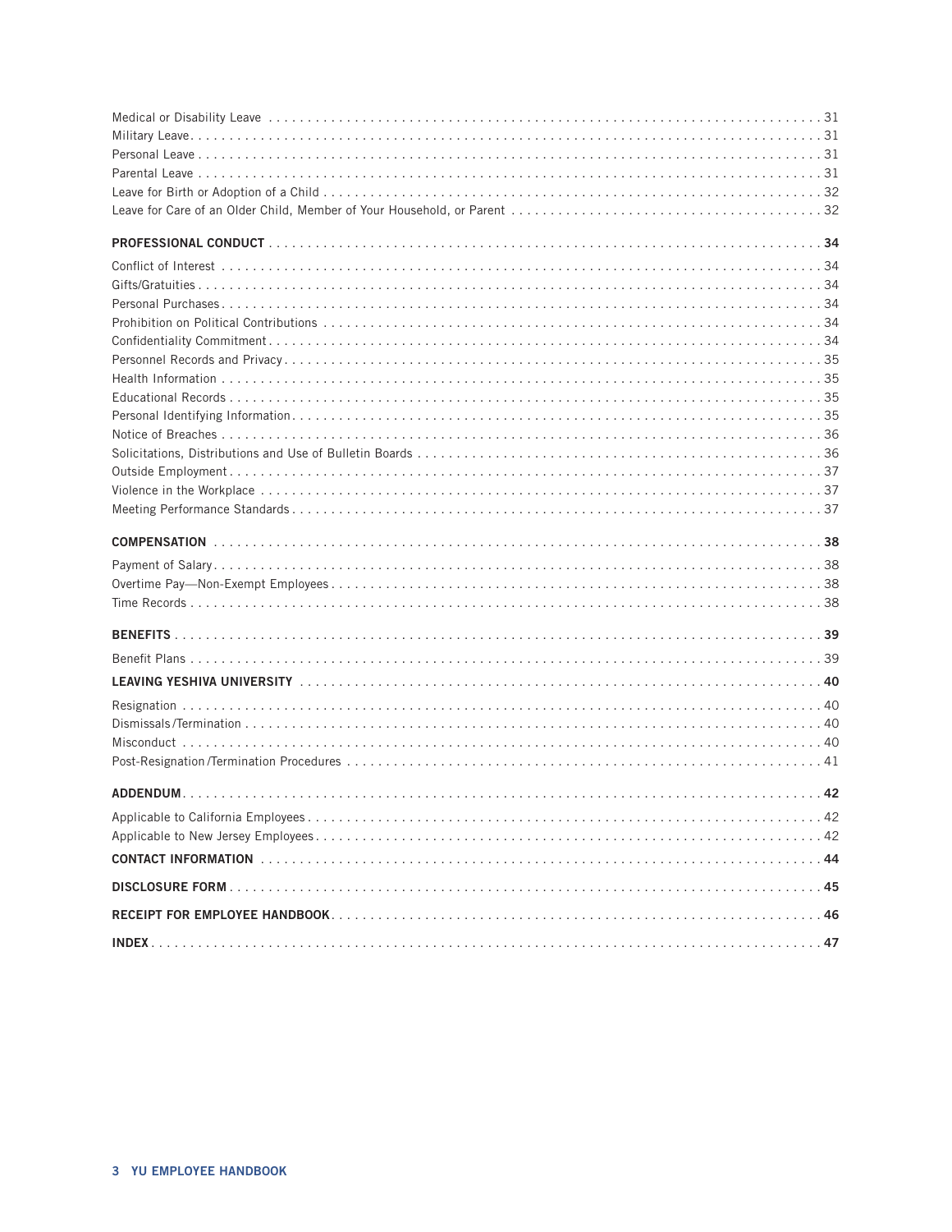Medical or Disability Leave . . . . . 31
Military Leave . . . . . 31
Personal Leave . . . . . 31
Parental Leave . . . . . 31
Leave for Birth or Adoption of a Child . . . . . 32
Leave for Care of an Older Child, Member of Your Household, or Parent . . . . . 32

**PROFESSIONAL CONDUCT . . . . . 34**

Conflict of Interest . . . . . 34
Gifts/Gratuities . . . . . 34
Personal Purchases . . . . . 34
Prohibition on Political Contributions . . . . . 34
Confidentiality Commitment . . . . . 34
Personnel Records and Privacy . . . . . 35
Health Information . . . . . 35
Educational Records . . . . . 35
Personal Identifying Information . . . . . 35
Notice of Breaches . . . . . 36
Solicitations, Distributions and Use of Bulletin Boards . . . . . 36
Outside Employment . . . . . 37
Violence in the Workplace . . . . . 37
Meeting Performance Standards . . . . . 37

**COMPENSATION . . . . . 38**

Payment of Salary . . . . . 38
Overtime Pay—Non-Exempt Employees . . . . . 38
Time Records . . . . . 38

**BENEFITS . . . . . 39**

Benefit Plans . . . . . 39

**LEAVING YESHIVA UNIVERSITY . . . . . 40**

Resignation . . . . . 40
Dismissals/Termination . . . . . 40
Misconduct . . . . . 40
Post-Resignation/Termination Procedures . . . . . 41

**ADDENDUM . . . . . 42**

Applicable to California Employees . . . . . 42
Applicable to New Jersey Employees . . . . . 42

**CONTACT INFORMATION . . . . . 44**

**DISCLOSURE FORM . . . . . 45**

**RECEIPT FOR EMPLOYEE HANDBOOK . . . . . 46**

**INDEX . . . . . 47**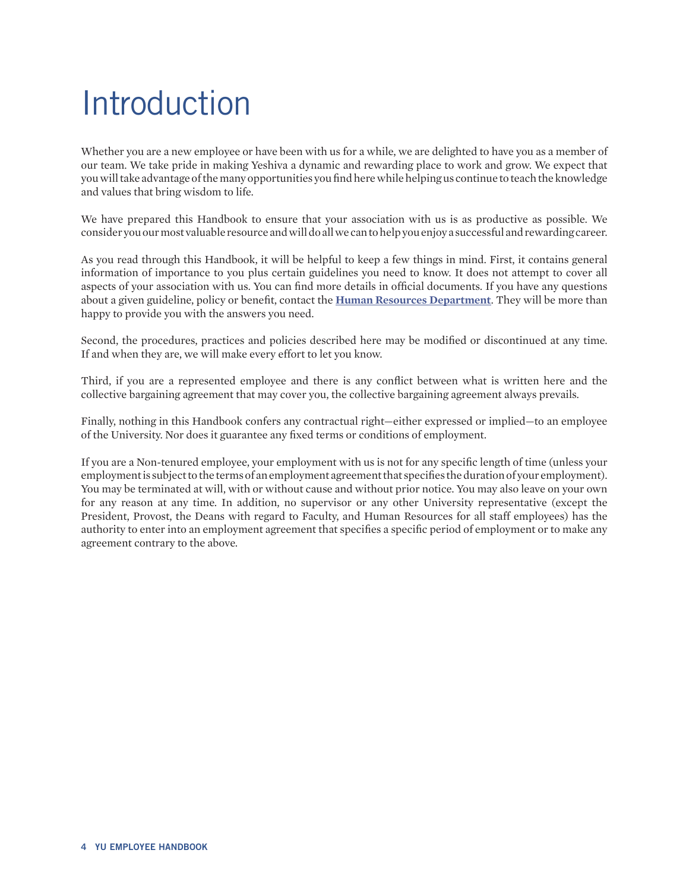# Introduction

Whether you are a new employee or have been with us for a while, we are delighted to have you as a member of our team. We take pride in making Yeshiva a dynamic and rewarding place to work and grow. We expect that you will take advantage of the many opportunities you find here while helping us continue to teach the knowledge and values that bring wisdom to life.

We have prepared this Handbook to ensure that your association with us is as productive as possible. We consider you our most valuable resource and will do all we can to help you enjoy a successful and rewarding career.

As you read through this Handbook, it will be helpful to keep a few things in mind. First, it contains general information of importance to you plus certain guidelines you need to know. It does not attempt to cover all aspects of your association with us. You can find more details in official documents. If you have any questions about a given guideline, policy or benefit, contact the **Human Resources Department**. They will be more than happy to provide you with the answers you need.

Second, the procedures, practices and policies described here may be modified or discontinued at any time. If and when they are, we will make every effort to let you know.

Third, if you are a represented employee and there is any conflict between what is written here and the collective bargaining agreement that may cover you, the collective bargaining agreement always prevails.

Finally, nothing in this Handbook confers any contractual right—either expressed or implied—to an employee of the University. Nor does it guarantee any fixed terms or conditions of employment.

If you are a Non-tenured employee, your employment with us is not for any specific length of time (unless your employment is subject to the terms of an employment agreement that specifies the duration of your employment). You may be terminated at will, with or without cause and without prior notice. You may also leave on your own for any reason at any time. In addition, no supervisor or any other University representative (except the President, Provost, the Deans with regard to Faculty, and Human Resources for all staff employees) has the authority to enter into an employment agreement that specifies a specific period of employment or to make any agreement contrary to the above.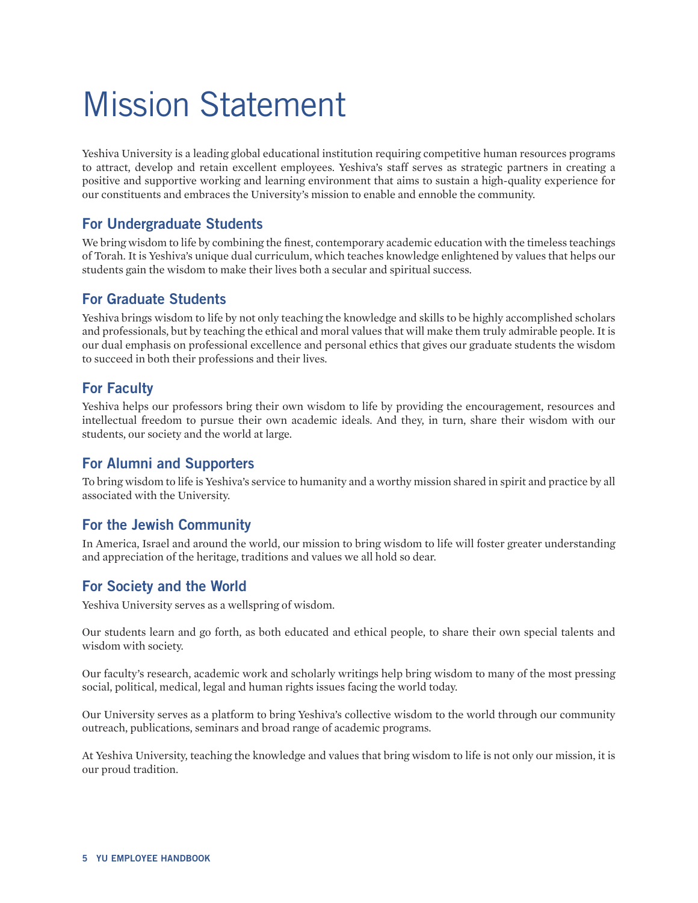# Mission Statement

Yeshiva University is a leading global educational institution requiring competitive human resources programs to attract, develop and retain excellent employees. Yeshiva's staff serves as strategic partners in creating a positive and supportive working and learning environment that aims to sustain a high-quality experience for our constituents and embraces the University's mission to enable and ennoble the community.

## For Undergraduate Students

We bring wisdom to life by combining the finest, contemporary academic education with the timeless teachings of Torah. It is Yeshiva's unique dual curriculum, which teaches knowledge enlightened by values that helps our students gain the wisdom to make their lives both a secular and spiritual success.

## For Graduate Students

Yeshiva brings wisdom to life by not only teaching the knowledge and skills to be highly accomplished scholars and professionals, but by teaching the ethical and moral values that will make them truly admirable people. It is our dual emphasis on professional excellence and personal ethics that gives our graduate students the wisdom to succeed in both their professions and their lives.

## For Faculty

Yeshiva helps our professors bring their own wisdom to life by providing the encouragement, resources and intellectual freedom to pursue their own academic ideals. And they, in turn, share their wisdom with our students, our society and the world at large.

## For Alumni and Supporters

To bring wisdom to life is Yeshiva's service to humanity and a worthy mission shared in spirit and practice by all associated with the University.

## For the Jewish Community

In America, Israel and around the world, our mission to bring wisdom to life will foster greater understanding and appreciation of the heritage, traditions and values we all hold so dear.

## For Society and the World

Yeshiva University serves as a wellspring of wisdom.

Our students learn and go forth, as both educated and ethical people, to share their own special talents and wisdom with society.

Our faculty's research, academic work and scholarly writings help bring wisdom to many of the most pressing social, political, medical, legal and human rights issues facing the world today.

Our University serves as a platform to bring Yeshiva's collective wisdom to the world through our community outreach, publications, seminars and broad range of academic programs.

At Yeshiva University, teaching the knowledge and values that bring wisdom to life is not only our mission, it is our proud tradition.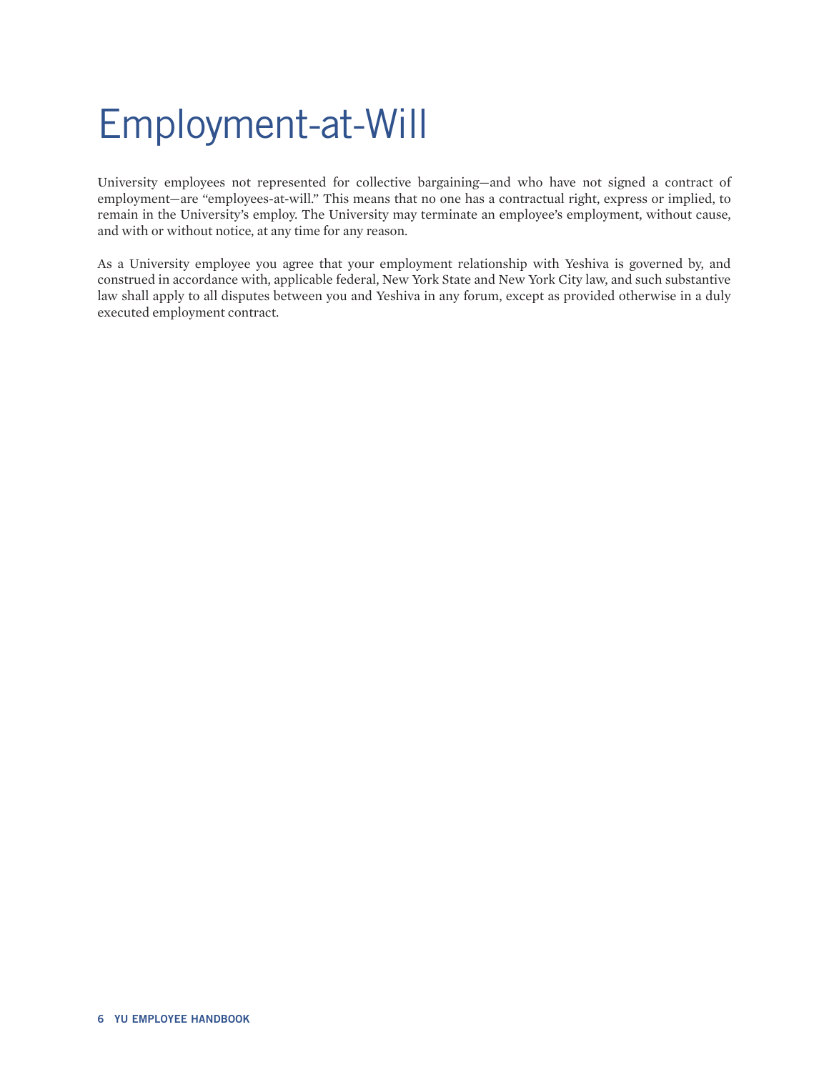# Employment-at-Will

University employees not represented for collective bargaining—and who have not signed a contract of employment—are "employees-at-will." This means that no one has a contractual right, express or implied, to remain in the University's employ. The University may terminate an employee's employment, without cause, and with or without notice, at any time for any reason.

As a University employee you agree that your employment relationship with Yeshiva is governed by, and construed in accordance with, applicable federal, New York State and New York City law, and such substantive law shall apply to all disputes between you and Yeshiva in any forum, except as provided otherwise in a duly executed employment contract.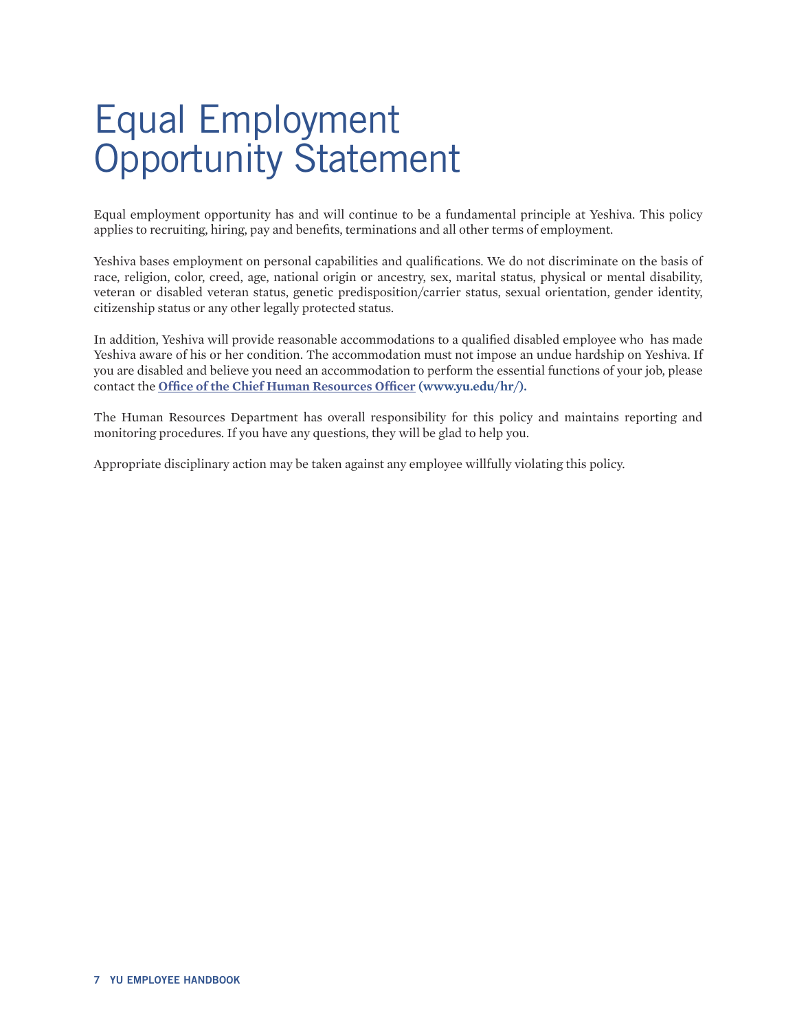# Equal Employment Opportunity Statement

Equal employment opportunity has and will continue to be a fundamental principle at Yeshiva. This policy applies to recruiting, hiring, pay and benefits, terminations and all other terms of employment.

Yeshiva bases employment on personal capabilities and qualifications. We do not discriminate on the basis of race, religion, color, creed, age, national origin or ancestry, sex, marital status, physical or mental disability, veteran or disabled veteran status, genetic predisposition/carrier status, sexual orientation, gender identity, citizenship status or any other legally protected status.

In addition, Yeshiva will provide reasonable accommodations to a qualified disabled employee who has made Yeshiva aware of his or her condition. The accommodation must not impose an undue hardship on Yeshiva. If you are disabled and believe you need an accommodation to perform the essential functions of your job, please contact the **Office of the Chief Human Resources Officer (www.yu.edu/hr/).**

The Human Resources Department has overall responsibility for this policy and maintains reporting and monitoring procedures. If you have any questions, they will be glad to help you.

Appropriate disciplinary action may be taken against any employee willfully violating this policy.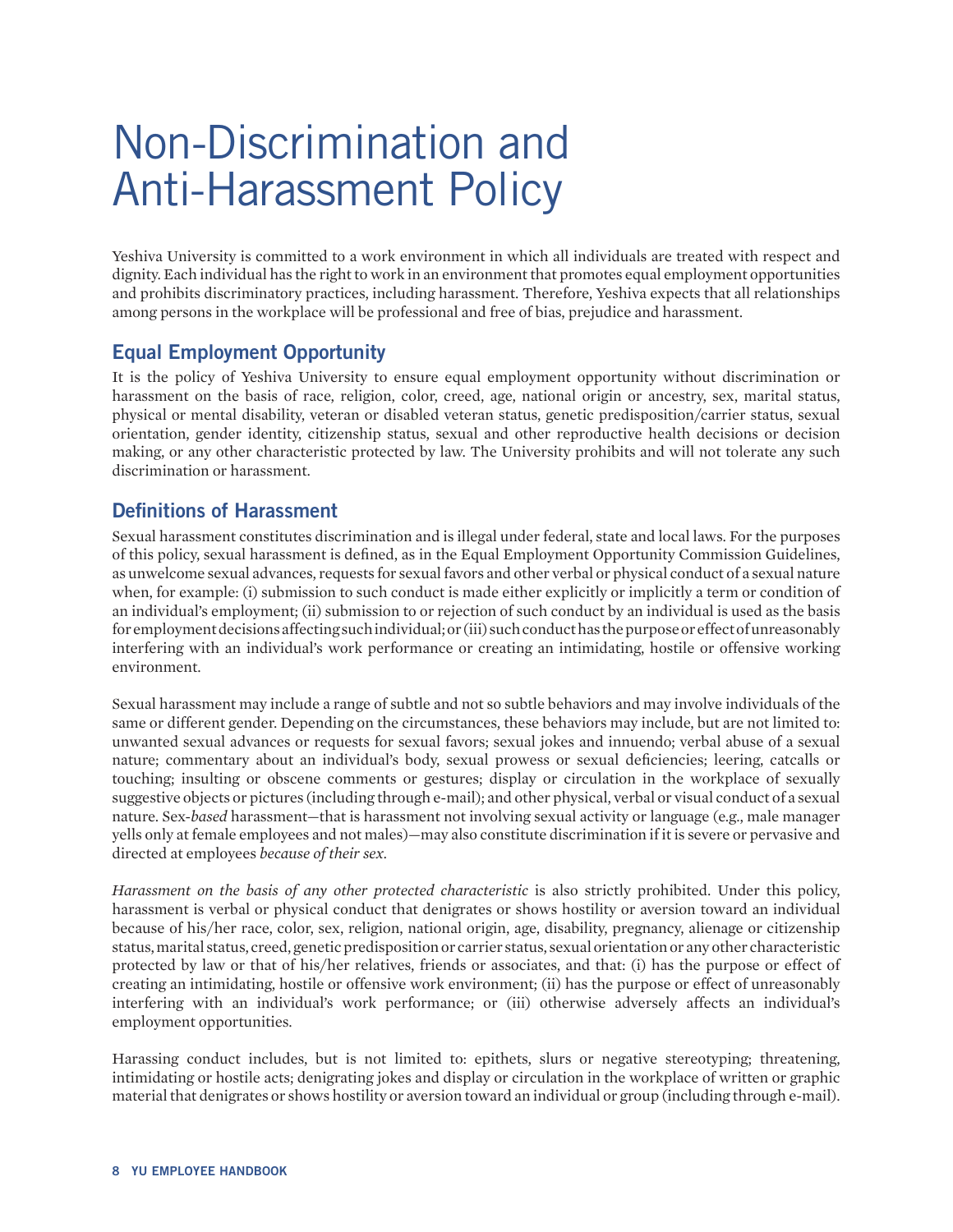# Non-Discrimination and Anti-Harassment Policy

Yeshiva University is committed to a work environment in which all individuals are treated with respect and dignity. Each individual has the right to work in an environment that promotes equal employment opportunities and prohibits discriminatory practices, including harassment. Therefore, Yeshiva expects that all relationships among persons in the workplace will be professional and free of bias, prejudice and harassment.

## Equal Employment Opportunity

It is the policy of Yeshiva University to ensure equal employment opportunity without discrimination or harassment on the basis of race, religion, color, creed, age, national origin or ancestry, sex, marital status, physical or mental disability, veteran or disabled veteran status, genetic predisposition/carrier status, sexual orientation, gender identity, citizenship status, sexual and other reproductive health decisions or decision making, or any other characteristic protected by law. The University prohibits and will not tolerate any such discrimination or harassment.

## Definitions of Harassment

Sexual harassment constitutes discrimination and is illegal under federal, state and local laws. For the purposes of this policy, sexual harassment is defined, as in the Equal Employment Opportunity Commission Guidelines, as unwelcome sexual advances, requests for sexual favors and other verbal or physical conduct of a sexual nature when, for example: (i) submission to such conduct is made either explicitly or implicitly a term or condition of an individual's employment; (ii) submission to or rejection of such conduct by an individual is used as the basis for employment decisions affecting such individual; or (iii) such conduct has the purpose or effect of unreasonably interfering with an individual's work performance or creating an intimidating, hostile or offensive working environment.

Sexual harassment may include a range of subtle and not so subtle behaviors and may involve individuals of the same or different gender. Depending on the circumstances, these behaviors may include, but are not limited to: unwanted sexual advances or requests for sexual favors; sexual jokes and innuendo; verbal abuse of a sexual nature; commentary about an individual's body, sexual prowess or sexual deficiencies; leering, catcalls or touching; insulting or obscene comments or gestures; display or circulation in the workplace of sexually suggestive objects or pictures (including through e-mail); and other physical, verbal or visual conduct of a sexual nature. Sex-*based* harassment—that is harassment not involving sexual activity or language (e.g., male manager yells only at female employees and not males)—may also constitute discrimination if it is severe or pervasive and directed at employees *because of their sex*.

*Harassment on the basis of any other protected characteristic* is also strictly prohibited. Under this policy, harassment is verbal or physical conduct that denigrates or shows hostility or aversion toward an individual because of his/her race, color, sex, religion, national origin, age, disability, pregnancy, alienage or citizenship status, marital status, creed, genetic predisposition or carrier status, sexual orientation or any other characteristic protected by law or that of his/her relatives, friends or associates, and that: (i) has the purpose or effect of creating an intimidating, hostile or offensive work environment; (ii) has the purpose or effect of unreasonably interfering with an individual's work performance; or (iii) otherwise adversely affects an individual's employment opportunities.

Harassing conduct includes, but is not limited to: epithets, slurs or negative stereotyping; threatening, intimidating or hostile acts; denigrating jokes and display or circulation in the workplace of written or graphic material that denigrates or shows hostility or aversion toward an individual or group (including through e-mail).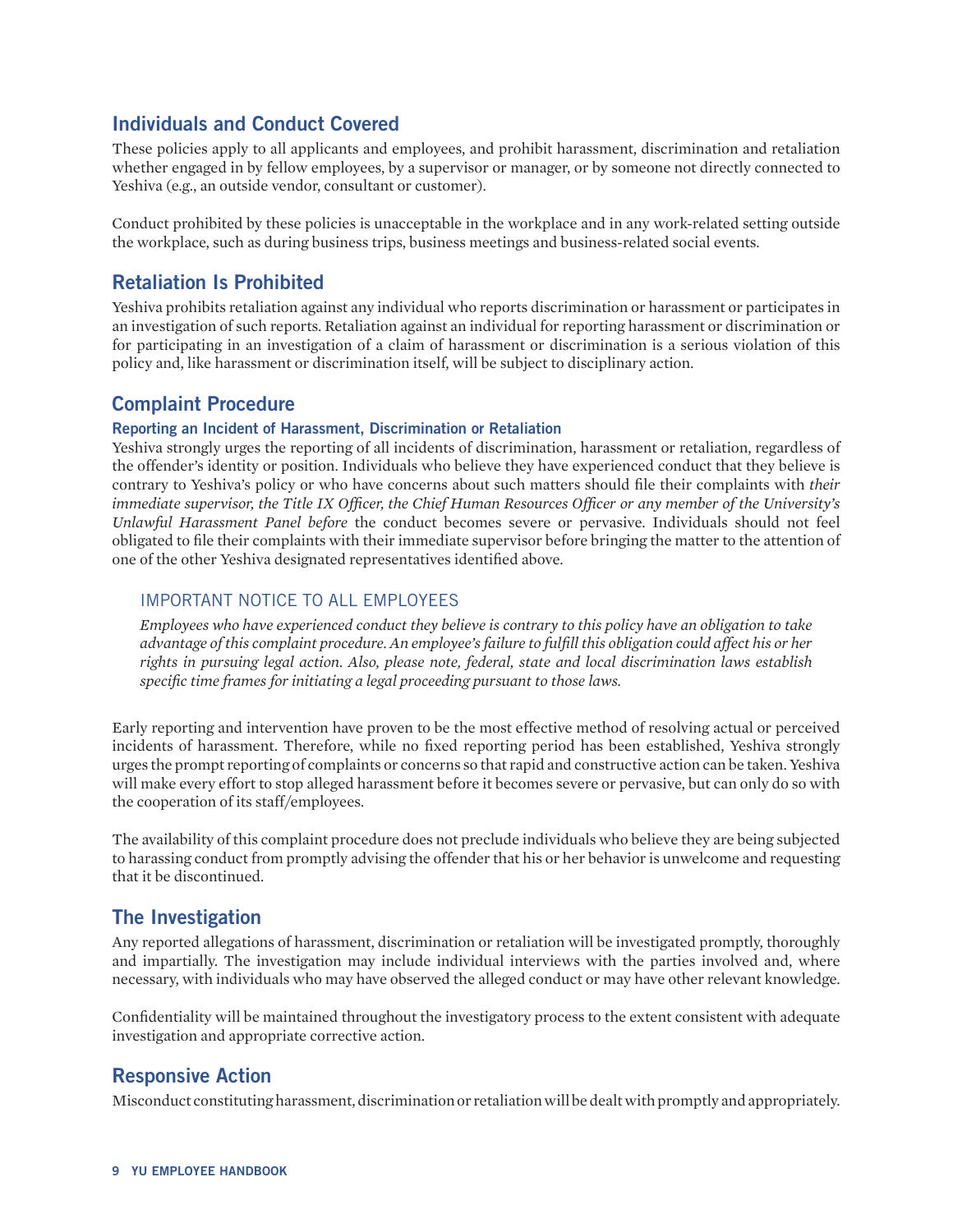## Individuals and Conduct Covered

These policies apply to all applicants and employees, and prohibit harassment, discrimination and retaliation whether engaged in by fellow employees, by a supervisor or manager, or by someone not directly connected to Yeshiva (e.g., an outside vendor, consultant or customer).

Conduct prohibited by these policies is unacceptable in the workplace and in any work-related setting outside the workplace, such as during business trips, business meetings and business-related social events.

## Retaliation Is Prohibited

Yeshiva prohibits retaliation against any individual who reports discrimination or harassment or participates in an investigation of such reports. Retaliation against an individual for reporting harassment or discrimination or for participating in an investigation of a claim of harassment or discrimination is a serious violation of this policy and, like harassment or discrimination itself, will be subject to disciplinary action.

## Complaint Procedure

### Reporting an Incident of Harassment, Discrimination or Retaliation

Yeshiva strongly urges the reporting of all incidents of discrimination, harassment or retaliation, regardless of the offender's identity or position. Individuals who believe they have experienced conduct that they believe is contrary to Yeshiva's policy or who have concerns about such matters should file their complaints with *their immediate supervisor, the Title IX Officer, the Chief Human Resources Officer or any member of the University's Unlawful Harassment Panel before* the conduct becomes severe or pervasive. Individuals should not feel obligated to file their complaints with their immediate supervisor before bringing the matter to the attention of one of the other Yeshiva designated representatives identified above.

#### IMPORTANT NOTICE TO ALL EMPLOYEES

*Employees who have experienced conduct they believe is contrary to this policy have an obligation to take advantage of this complaint procedure. An employee's failure to fulfill this obligation could affect his or her rights in pursuing legal action. Also, please note, federal, state and local discrimination laws establish specific time frames for initiating a legal proceeding pursuant to those laws.*

Early reporting and intervention have proven to be the most effective method of resolving actual or perceived incidents of harassment. Therefore, while no fixed reporting period has been established, Yeshiva strongly urges the prompt reporting of complaints or concerns so that rapid and constructive action can be taken. Yeshiva will make every effort to stop alleged harassment before it becomes severe or pervasive, but can only do so with the cooperation of its staff/employees.

The availability of this complaint procedure does not preclude individuals who believe they are being subjected to harassing conduct from promptly advising the offender that his or her behavior is unwelcome and requesting that it be discontinued.

## The Investigation

Any reported allegations of harassment, discrimination or retaliation will be investigated promptly, thoroughly and impartially. The investigation may include individual interviews with the parties involved and, where necessary, with individuals who may have observed the alleged conduct or may have other relevant knowledge.

Confidentiality will be maintained throughout the investigatory process to the extent consistent with adequate investigation and appropriate corrective action.

## Responsive Action

Misconduct constituting harassment, discrimination or retaliation will be dealt with promptly and appropriately.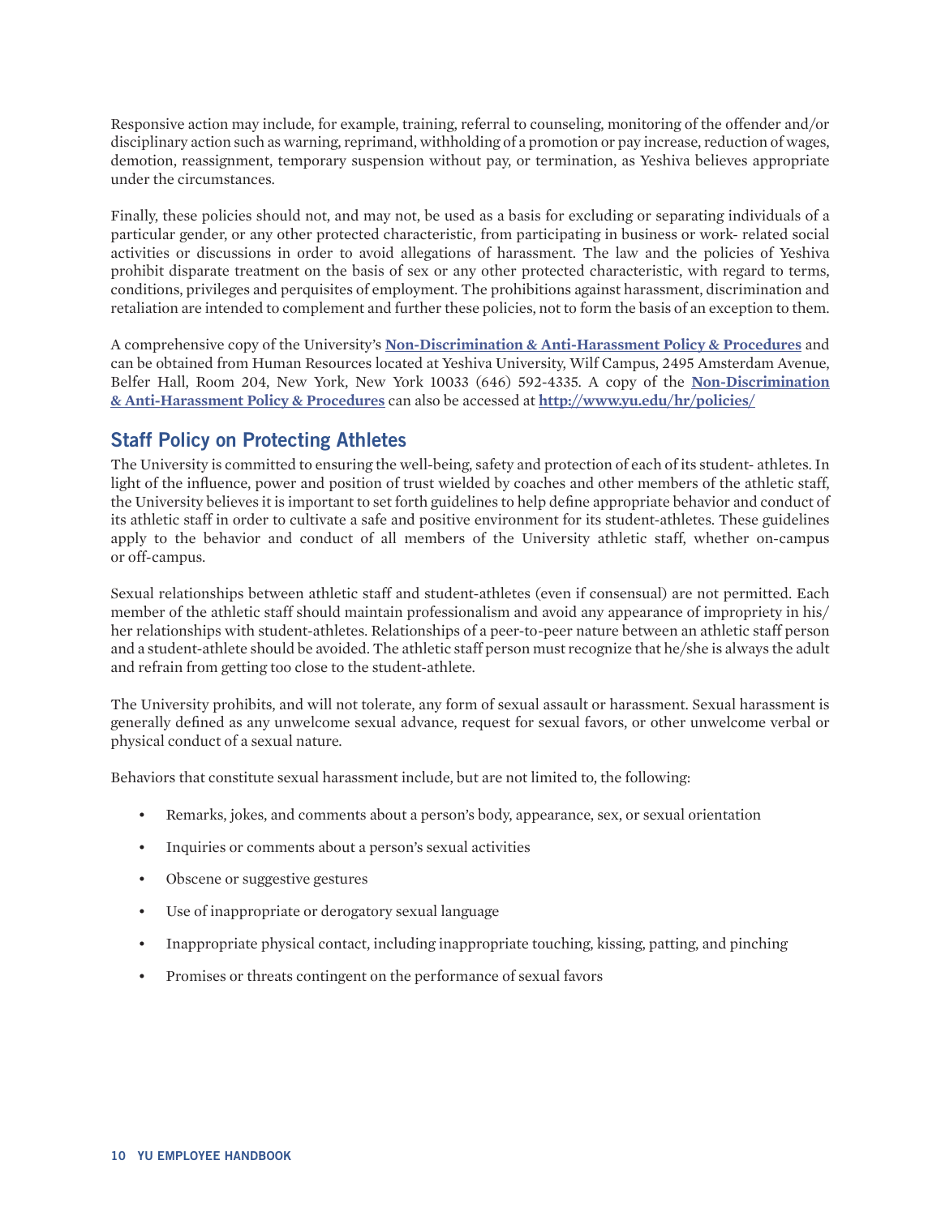Responsive action may include, for example, training, referral to counseling, monitoring of the offender and/or disciplinary action such as warning, reprimand, withholding of a promotion or pay increase, reduction of wages, demotion, reassignment, temporary suspension without pay, or termination, as Yeshiva believes appropriate under the circumstances.

Finally, these policies should not, and may not, be used as a basis for excluding or separating individuals of a particular gender, or any other protected characteristic, from participating in business or work- related social activities or discussions in order to avoid allegations of harassment. The law and the policies of Yeshiva prohibit disparate treatment on the basis of sex or any other protected characteristic, with regard to terms, conditions, privileges and perquisites of employment. The prohibitions against harassment, discrimination and retaliation are intended to complement and further these policies, not to form the basis of an exception to them.

A comprehensive copy of the University's **Non-Discrimination & Anti-Harassment Policy & Procedures** and can be obtained from Human Resources located at Yeshiva University, Wilf Campus, 2495 Amsterdam Avenue, Belfer Hall, Room 204, New York, New York 10033 (646) 592-4335. A copy of the **Non-Discrimination & Anti-Harassment Policy & Procedures** can also be accessed at **http://www.yu.edu/hr/policies/**

## Staff Policy on Protecting Athletes

The University is committed to ensuring the well-being, safety and protection of each of its student- athletes. In light of the influence, power and position of trust wielded by coaches and other members of the athletic staff, the University believes it is important to set forth guidelines to help define appropriate behavior and conduct of its athletic staff in order to cultivate a safe and positive environment for its student-athletes. These guidelines apply to the behavior and conduct of all members of the University athletic staff, whether on-campus or off-campus.

Sexual relationships between athletic staff and student-athletes (even if consensual) are not permitted. Each member of the athletic staff should maintain professionalism and avoid any appearance of impropriety in his/her relationships with student-athletes. Relationships of a peer-to-peer nature between an athletic staff person and a student-athlete should be avoided. The athletic staff person must recognize that he/she is always the adult and refrain from getting too close to the student-athlete.

The University prohibits, and will not tolerate, any form of sexual assault or harassment. Sexual harassment is generally defined as any unwelcome sexual advance, request for sexual favors, or other unwelcome verbal or physical conduct of a sexual nature.

Behaviors that constitute sexual harassment include, but are not limited to, the following:

- Remarks, jokes, and comments about a person's body, appearance, sex, or sexual orientation
- Inquiries or comments about a person's sexual activities
- Obscene or suggestive gestures
- Use of inappropriate or derogatory sexual language
- Inappropriate physical contact, including inappropriate touching, kissing, patting, and pinching
- Promises or threats contingent on the performance of sexual favors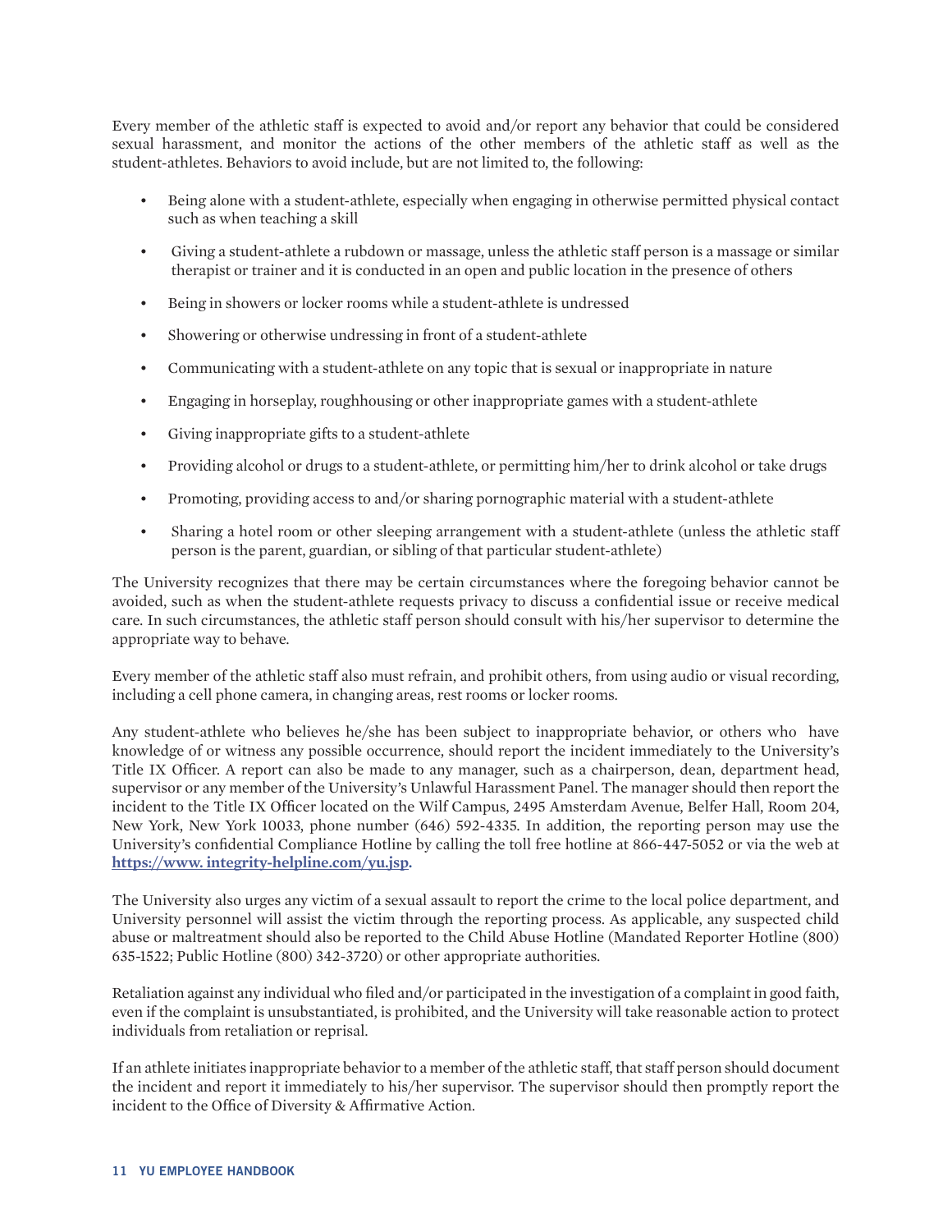Every member of the athletic staff is expected to avoid and/or report any behavior that could be considered sexual harassment, and monitor the actions of the other members of the athletic staff as well as the student-athletes. Behaviors to avoid include, but are not limited to, the following:

- Being alone with a student-athlete, especially when engaging in otherwise permitted physical contact such as when teaching a skill
- Giving a student-athlete a rubdown or massage, unless the athletic staff person is a massage or similar therapist or trainer and it is conducted in an open and public location in the presence of others
- Being in showers or locker rooms while a student-athlete is undressed
- Showering or otherwise undressing in front of a student-athlete
- Communicating with a student-athlete on any topic that is sexual or inappropriate in nature
- Engaging in horseplay, roughhousing or other inappropriate games with a student-athlete
- Giving inappropriate gifts to a student-athlete
- Providing alcohol or drugs to a student-athlete, or permitting him/her to drink alcohol or take drugs
- Promoting, providing access to and/or sharing pornographic material with a student-athlete
- Sharing a hotel room or other sleeping arrangement with a student-athlete (unless the athletic staff person is the parent, guardian, or sibling of that particular student-athlete)

The University recognizes that there may be certain circumstances where the foregoing behavior cannot be avoided, such as when the student-athlete requests privacy to discuss a confidential issue or receive medical care. In such circumstances, the athletic staff person should consult with his/her supervisor to determine the appropriate way to behave.

Every member of the athletic staff also must refrain, and prohibit others, from using audio or visual recording, including a cell phone camera, in changing areas, rest rooms or locker rooms.

Any student-athlete who believes he/she has been subject to inappropriate behavior, or others who have knowledge of or witness any possible occurrence, should report the incident immediately to the University's Title IX Officer. A report can also be made to any manager, such as a chairperson, dean, department head, supervisor or any member of the University's Unlawful Harassment Panel. The manager should then report the incident to the Title IX Officer located on the Wilf Campus, 2495 Amsterdam Avenue, Belfer Hall, Room 204, New York, New York 10033, phone number (646) 592-4335. In addition, the reporting person may use the University's confidential Compliance Hotline by calling the toll free hotline at 866-447-5052 or via the web at **https://www. integrity-helpline.com/yu.jsp.**

The University also urges any victim of a sexual assault to report the crime to the local police department, and University personnel will assist the victim through the reporting process. As applicable, any suspected child abuse or maltreatment should also be reported to the Child Abuse Hotline (Mandated Reporter Hotline (800) 635-1522; Public Hotline (800) 342-3720) or other appropriate authorities.

Retaliation against any individual who filed and/or participated in the investigation of a complaint in good faith, even if the complaint is unsubstantiated, is prohibited, and the University will take reasonable action to protect individuals from retaliation or reprisal.

If an athlete initiates inappropriate behavior to a member of the athletic staff, that staff person should document the incident and report it immediately to his/her supervisor. The supervisor should then promptly report the incident to the Office of Diversity & Affirmative Action.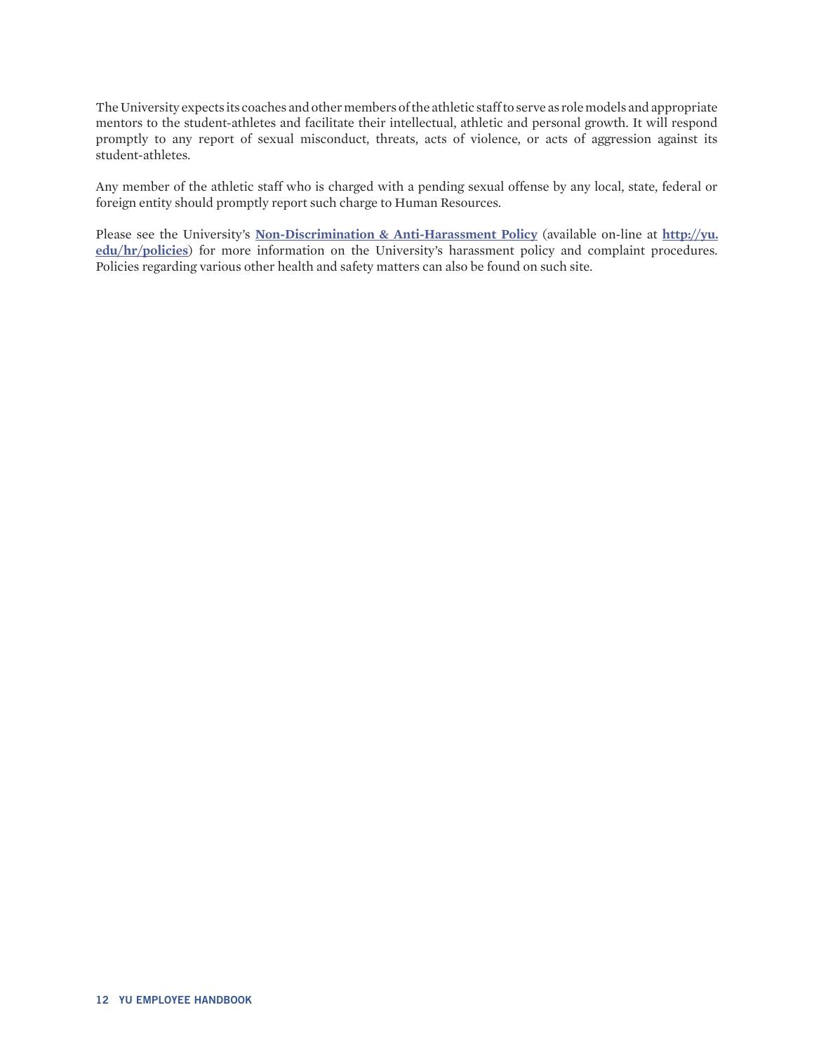The University expects its coaches and other members of the athletic staff to serve as role models and appropriate mentors to the student-athletes and facilitate their intellectual, athletic and personal growth. It will respond promptly to any report of sexual misconduct, threats, acts of violence, or acts of aggression against its student-athletes.

Any member of the athletic staff who is charged with a pending sexual offense by any local, state, federal or foreign entity should promptly report such charge to Human Resources.

Please see the University's **Non-Discrimination & Anti-Harassment Policy** (available on-line at **http://yu.edu/hr/policies**) for more information on the University's harassment policy and complaint procedures. Policies regarding various other health and safety matters can also be found on such site.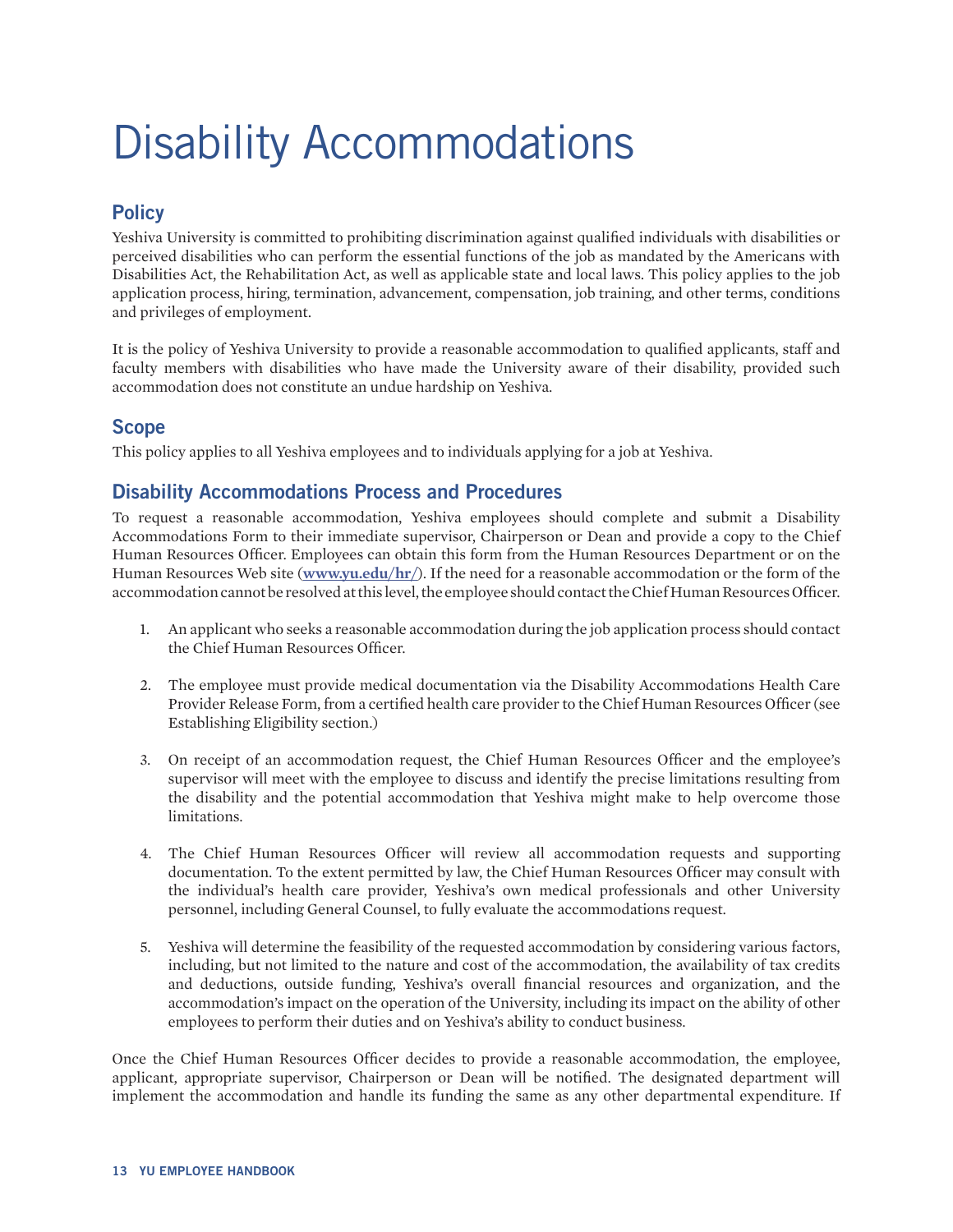# Disability Accommodations

## Policy

Yeshiva University is committed to prohibiting discrimination against qualified individuals with disabilities or perceived disabilities who can perform the essential functions of the job as mandated by the Americans with Disabilities Act, the Rehabilitation Act, as well as applicable state and local laws. This policy applies to the job application process, hiring, termination, advancement, compensation, job training, and other terms, conditions and privileges of employment.

It is the policy of Yeshiva University to provide a reasonable accommodation to qualified applicants, staff and faculty members with disabilities who have made the University aware of their disability, provided such accommodation does not constitute an undue hardship on Yeshiva.

## Scope

This policy applies to all Yeshiva employees and to individuals applying for a job at Yeshiva.

## Disability Accommodations Process and Procedures

To request a reasonable accommodation, Yeshiva employees should complete and submit a Disability Accommodations Form to their immediate supervisor, Chairperson or Dean and provide a copy to the Chief Human Resources Officer. Employees can obtain this form from the Human Resources Department or on the Human Resources Web site (**www.yu.edu/hr/**). If the need for a reasonable accommodation or the form of the accommodation cannot be resolved at this level, the employee should contact the Chief Human Resources Officer.

1. An applicant who seeks a reasonable accommodation during the job application process should contact the Chief Human Resources Officer.

2. The employee must provide medical documentation via the Disability Accommodations Health Care Provider Release Form, from a certified health care provider to the Chief Human Resources Officer (see Establishing Eligibility section.)

3. On receipt of an accommodation request, the Chief Human Resources Officer and the employee's supervisor will meet with the employee to discuss and identify the precise limitations resulting from the disability and the potential accommodation that Yeshiva might make to help overcome those limitations.

4. The Chief Human Resources Officer will review all accommodation requests and supporting documentation. To the extent permitted by law, the Chief Human Resources Officer may consult with the individual's health care provider, Yeshiva's own medical professionals and other University personnel, including General Counsel, to fully evaluate the accommodations request.

5. Yeshiva will determine the feasibility of the requested accommodation by considering various factors, including, but not limited to the nature and cost of the accommodation, the availability of tax credits and deductions, outside funding, Yeshiva's overall financial resources and organization, and the accommodation's impact on the operation of the University, including its impact on the ability of other employees to perform their duties and on Yeshiva's ability to conduct business.

Once the Chief Human Resources Officer decides to provide a reasonable accommodation, the employee, applicant, appropriate supervisor, Chairperson or Dean will be notified. The designated department will implement the accommodation and handle its funding the same as any other departmental expenditure. If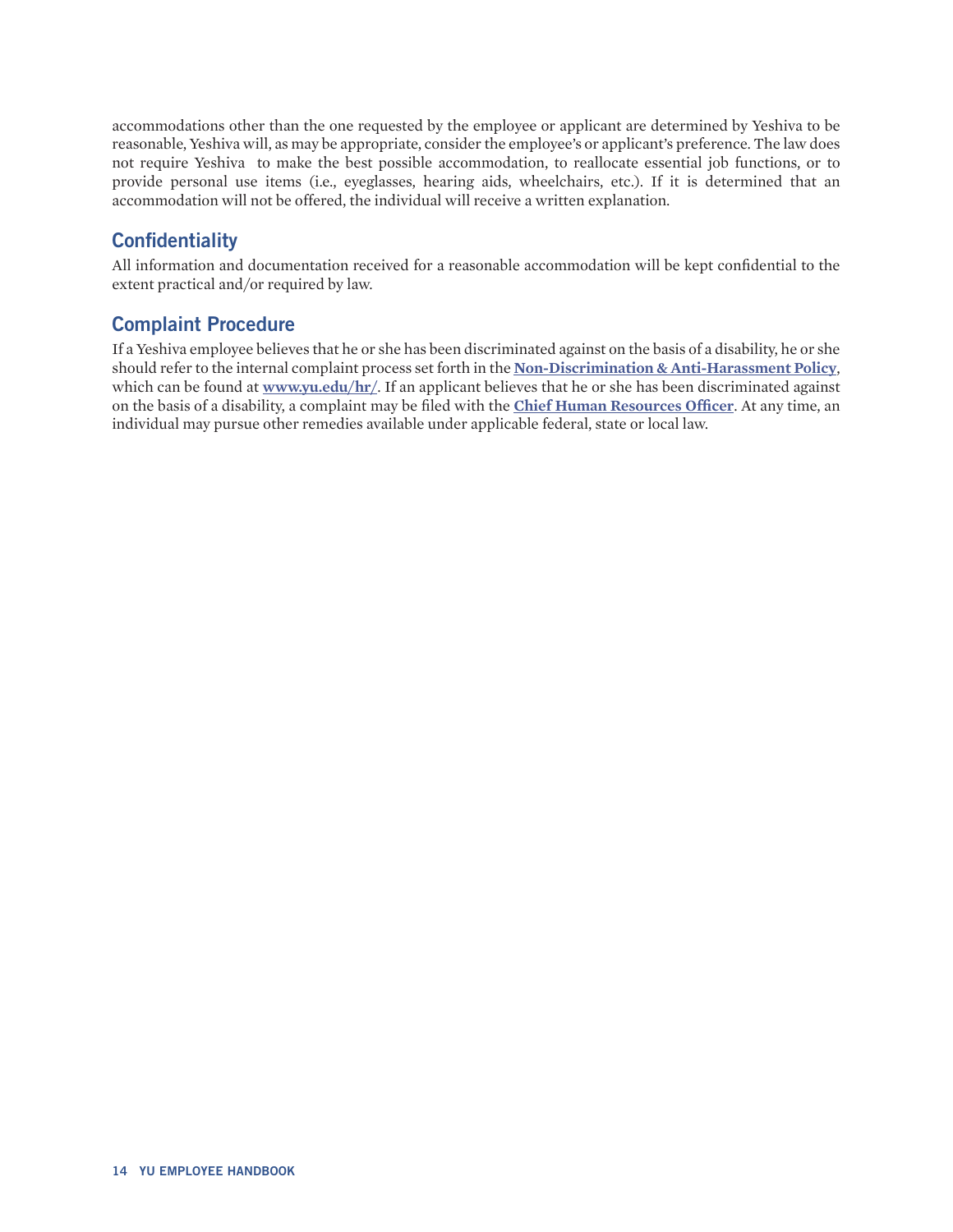accommodations other than the one requested by the employee or applicant are determined by Yeshiva to be reasonable, Yeshiva will, as may be appropriate, consider the employee's or applicant's preference. The law does not require Yeshiva to make the best possible accommodation, to reallocate essential job functions, or to provide personal use items (i.e., eyeglasses, hearing aids, wheelchairs, etc.). If it is determined that an accommodation will not be offered, the individual will receive a written explanation.

## Confidentiality

All information and documentation received for a reasonable accommodation will be kept confidential to the extent practical and/or required by law.

## Complaint Procedure

If a Yeshiva employee believes that he or she has been discriminated against on the basis of a disability, he or she should refer to the internal complaint process set forth in the **Non-Discrimination & Anti-Harassment Policy**, which can be found at **www.yu.edu/hr/**. If an applicant believes that he or she has been discriminated against on the basis of a disability, a complaint may be filed with the **Chief Human Resources Officer**. At any time, an individual may pursue other remedies available under applicable federal, state or local law.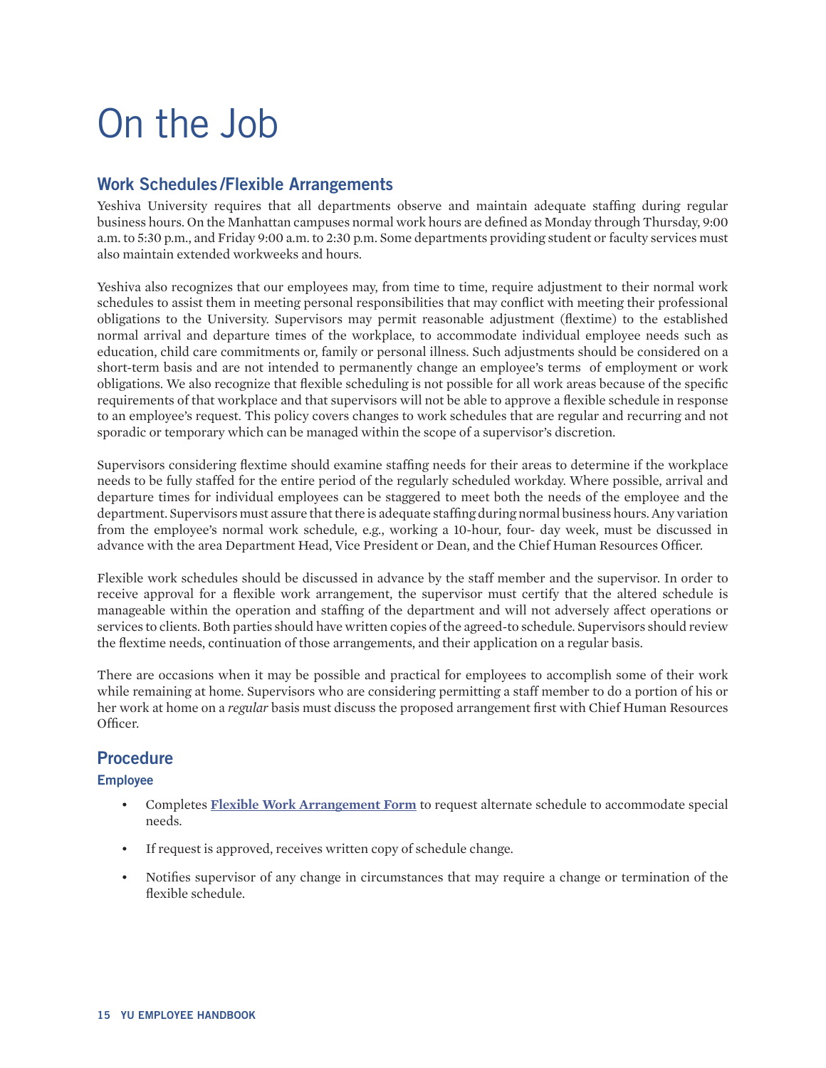# On the Job

## Work Schedules/Flexible Arrangements

Yeshiva University requires that all departments observe and maintain adequate staffing during regular business hours. On the Manhattan campuses normal work hours are defined as Monday through Thursday, 9:00 a.m. to 5:30 p.m., and Friday 9:00 a.m. to 2:30 p.m. Some departments providing student or faculty services must also maintain extended workweeks and hours.

Yeshiva also recognizes that our employees may, from time to time, require adjustment to their normal work schedules to assist them in meeting personal responsibilities that may conflict with meeting their professional obligations to the University. Supervisors may permit reasonable adjustment (flextime) to the established normal arrival and departure times of the workplace, to accommodate individual employee needs such as education, child care commitments or, family or personal illness. Such adjustments should be considered on a short-term basis and are not intended to permanently change an employee's terms of employment or work obligations. We also recognize that flexible scheduling is not possible for all work areas because of the specific requirements of that workplace and that supervisors will not be able to approve a flexible schedule in response to an employee's request. This policy covers changes to work schedules that are regular and recurring and not sporadic or temporary which can be managed within the scope of a supervisor's discretion.

Supervisors considering flextime should examine staffing needs for their areas to determine if the workplace needs to be fully staffed for the entire period of the regularly scheduled workday. Where possible, arrival and departure times for individual employees can be staggered to meet both the needs of the employee and the department. Supervisors must assure that there is adequate staffing during normal business hours. Any variation from the employee's normal work schedule, e.g., working a 10-hour, four- day week, must be discussed in advance with the area Department Head, Vice President or Dean, and the Chief Human Resources Officer.

Flexible work schedules should be discussed in advance by the staff member and the supervisor. In order to receive approval for a flexible work arrangement, the supervisor must certify that the altered schedule is manageable within the operation and staffing of the department and will not adversely affect operations or services to clients. Both parties should have written copies of the agreed-to schedule. Supervisors should review the flextime needs, continuation of those arrangements, and their application on a regular basis.

There are occasions when it may be possible and practical for employees to accomplish some of their work while remaining at home. Supervisors who are considering permitting a staff member to do a portion of his or her work at home on a *regular* basis must discuss the proposed arrangement first with Chief Human Resources Officer.

## Procedure

### Employee

- Completes **Flexible Work Arrangement Form** to request alternate schedule to accommodate special needs.
- If request is approved, receives written copy of schedule change.
- Notifies supervisor of any change in circumstances that may require a change or termination of the flexible schedule.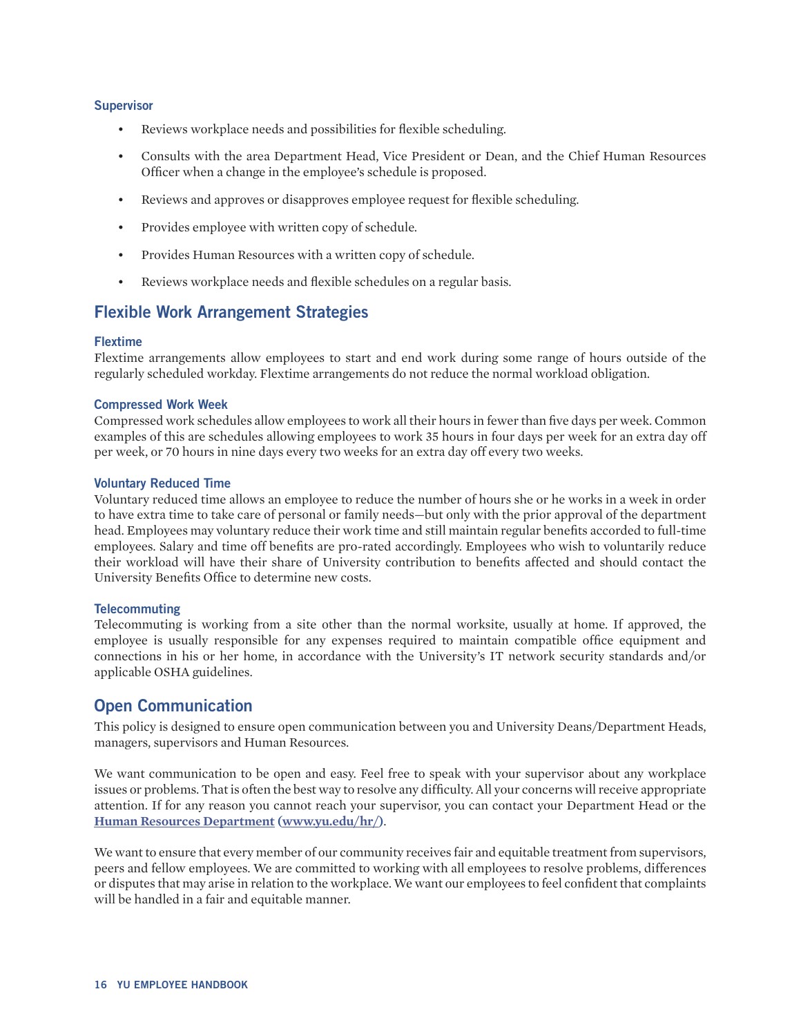### Supervisor

- Reviews workplace needs and possibilities for flexible scheduling.
- Consults with the area Department Head, Vice President or Dean, and the Chief Human Resources Officer when a change in the employee's schedule is proposed.
- Reviews and approves or disapproves employee request for flexible scheduling.
- Provides employee with written copy of schedule.
- Provides Human Resources with a written copy of schedule.
- Reviews workplace needs and flexible schedules on a regular basis.

## Flexible Work Arrangement Strategies

### Flextime

Flextime arrangements allow employees to start and end work during some range of hours outside of the regularly scheduled workday. Flextime arrangements do not reduce the normal workload obligation.

### Compressed Work Week

Compressed work schedules allow employees to work all their hours in fewer than five days per week. Common examples of this are schedules allowing employees to work 35 hours in four days per week for an extra day off per week, or 70 hours in nine days every two weeks for an extra day off every two weeks.

### Voluntary Reduced Time

Voluntary reduced time allows an employee to reduce the number of hours she or he works in a week in order to have extra time to take care of personal or family needs—but only with the prior approval of the department head. Employees may voluntary reduce their work time and still maintain regular benefits accorded to full-time employees. Salary and time off benefits are pro-rated accordingly. Employees who wish to voluntarily reduce their workload will have their share of University contribution to benefits affected and should contact the University Benefits Office to determine new costs.

### Telecommuting

Telecommuting is working from a site other than the normal worksite, usually at home. If approved, the employee is usually responsible for any expenses required to maintain compatible office equipment and connections in his or her home, in accordance with the University's IT network security standards and/or applicable OSHA guidelines.

## Open Communication

This policy is designed to ensure open communication between you and University Deans/Department Heads, managers, supervisors and Human Resources.

We want communication to be open and easy. Feel free to speak with your supervisor about any workplace issues or problems. That is often the best way to resolve any difficulty. All your concerns will receive appropriate attention. If for any reason you cannot reach your supervisor, you can contact your Department Head or the **Human Resources Department (www.yu.edu/hr/)**.

We want to ensure that every member of our community receives fair and equitable treatment from supervisors, peers and fellow employees. We are committed to working with all employees to resolve problems, differences or disputes that may arise in relation to the workplace. We want our employees to feel confident that complaints will be handled in a fair and equitable manner.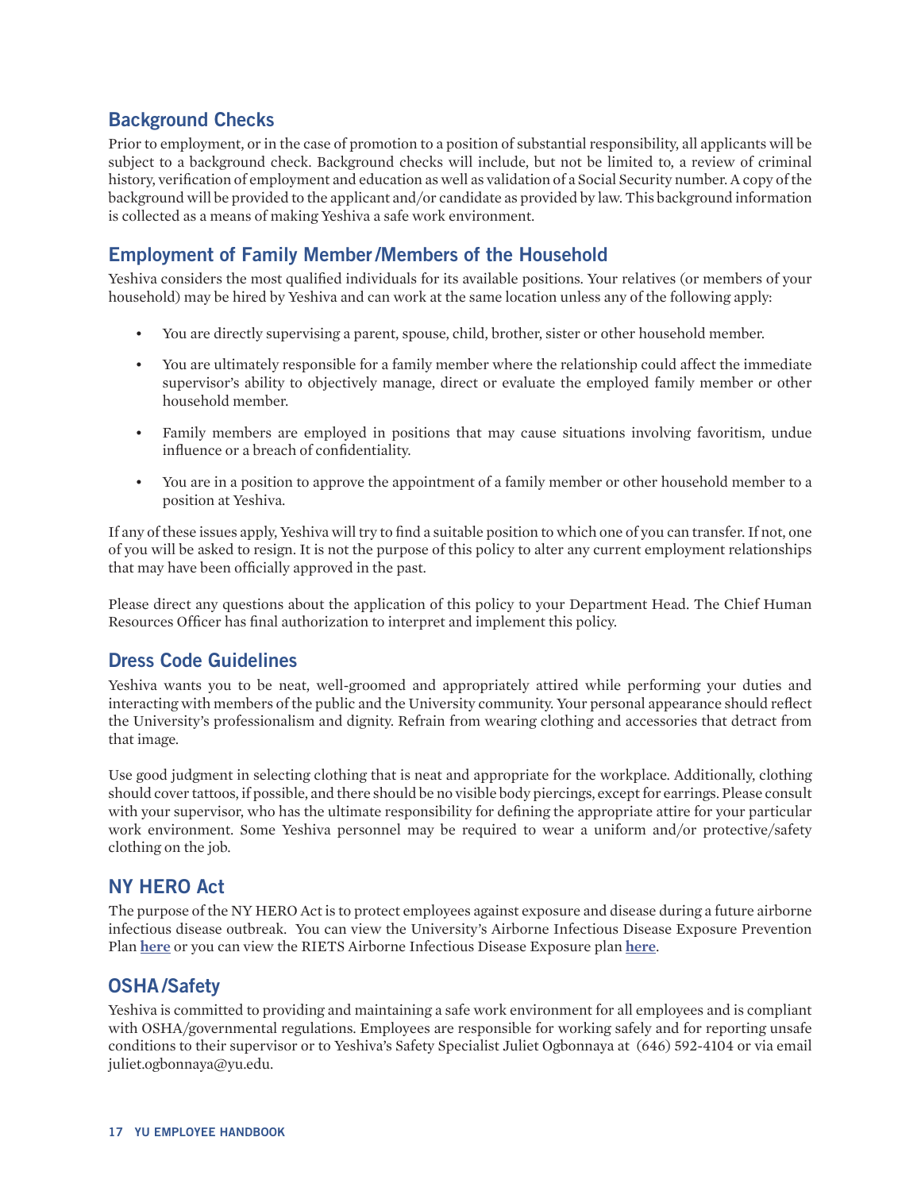## Background Checks

Prior to employment, or in the case of promotion to a position of substantial responsibility, all applicants will be subject to a background check. Background checks will include, but not be limited to, a review of criminal history, verification of employment and education as well as validation of a Social Security number. A copy of the background will be provided to the applicant and/or candidate as provided by law. This background information is collected as a means of making Yeshiva a safe work environment.

## Employment of Family Member/Members of the Household

Yeshiva considers the most qualified individuals for its available positions. Your relatives (or members of your household) may be hired by Yeshiva and can work at the same location unless any of the following apply:

- You are directly supervising a parent, spouse, child, brother, sister or other household member.
- You are ultimately responsible for a family member where the relationship could affect the immediate supervisor's ability to objectively manage, direct or evaluate the employed family member or other household member.
- Family members are employed in positions that may cause situations involving favoritism, undue influence or a breach of confidentiality.
- You are in a position to approve the appointment of a family member or other household member to a position at Yeshiva.

If any of these issues apply, Yeshiva will try to find a suitable position to which one of you can transfer. If not, one of you will be asked to resign. It is not the purpose of this policy to alter any current employment relationships that may have been officially approved in the past.

Please direct any questions about the application of this policy to your Department Head. The Chief Human Resources Officer has final authorization to interpret and implement this policy.

## Dress Code Guidelines

Yeshiva wants you to be neat, well-groomed and appropriately attired while performing your duties and interacting with members of the public and the University community. Your personal appearance should reflect the University's professionalism and dignity. Refrain from wearing clothing and accessories that detract from that image.

Use good judgment in selecting clothing that is neat and appropriate for the workplace. Additionally, clothing should cover tattoos, if possible, and there should be no visible body piercings, except for earrings. Please consult with your supervisor, who has the ultimate responsibility for defining the appropriate attire for your particular work environment. Some Yeshiva personnel may be required to wear a uniform and/or protective/safety clothing on the job.

## NY HERO Act

The purpose of the NY HERO Act is to protect employees against exposure and disease during a future airborne infectious disease outbreak. You can view the University's Airborne Infectious Disease Exposure Prevention Plan **here** or you can view the RIETS Airborne Infectious Disease Exposure plan **here**.

## OSHA/Safety

Yeshiva is committed to providing and maintaining a safe work environment for all employees and is compliant with OSHA/governmental regulations. Employees are responsible for working safely and for reporting unsafe conditions to their supervisor or to Yeshiva's Safety Specialist Juliet Ogbonnaya at (646) 592-4104 or via email juliet.ogbonnaya@yu.edu.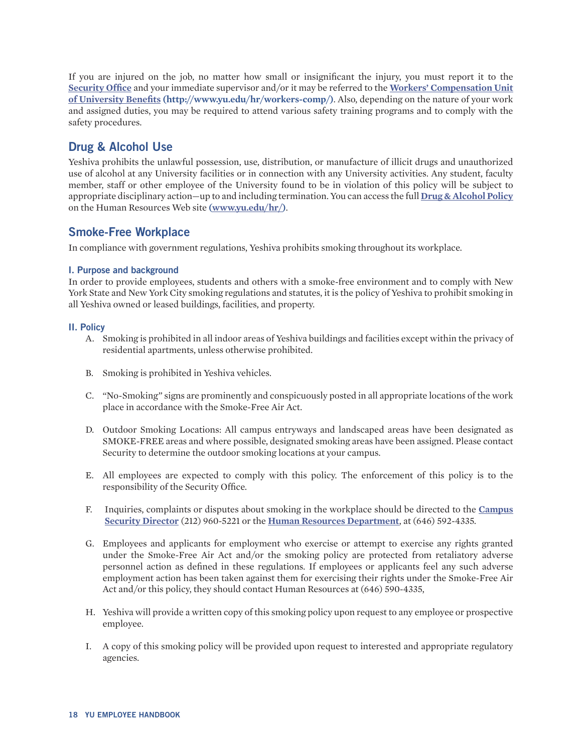If you are injured on the job, no matter how small or insignificant the injury, you must report it to the **Security Office** and your immediate supervisor and/or it may be referred to the **Workers' Compensation Unit of University Benefits (http://www.yu.edu/hr/workers-comp/)**. Also, depending on the nature of your work and assigned duties, you may be required to attend various safety training programs and to comply with the safety procedures.

## Drug & Alcohol Use

Yeshiva prohibits the unlawful possession, use, distribution, or manufacture of illicit drugs and unauthorized use of alcohol at any University facilities or in connection with any University activities. Any student, faculty member, staff or other employee of the University found to be in violation of this policy will be subject to appropriate disciplinary action—up to and including termination. You can access the full **Drug & Alcohol Policy** on the Human Resources Web site **(www.yu.edu/hr/)**.

## Smoke-Free Workplace

In compliance with government regulations, Yeshiva prohibits smoking throughout its workplace.

### I. Purpose and background

In order to provide employees, students and others with a smoke-free environment and to comply with New York State and New York City smoking regulations and statutes, it is the policy of Yeshiva to prohibit smoking in all Yeshiva owned or leased buildings, facilities, and property.

### II. Policy

A. Smoking is prohibited in all indoor areas of Yeshiva buildings and facilities except within the privacy of residential apartments, unless otherwise prohibited.

B. Smoking is prohibited in Yeshiva vehicles.

C. "No-Smoking" signs are prominently and conspicuously posted in all appropriate locations of the work place in accordance with the Smoke-Free Air Act.

D. Outdoor Smoking Locations: All campus entryways and landscaped areas have been designated as SMOKE-FREE areas and where possible, designated smoking areas have been assigned. Please contact Security to determine the outdoor smoking locations at your campus.

E. All employees are expected to comply with this policy. The enforcement of this policy is to the responsibility of the Security Office.

F. Inquiries, complaints or disputes about smoking in the workplace should be directed to the **Campus Security Director** (212) 960-5221 or the **Human Resources Department**, at (646) 592-4335.

G. Employees and applicants for employment who exercise or attempt to exercise any rights granted under the Smoke-Free Air Act and/or the smoking policy are protected from retaliatory adverse personnel action as defined in these regulations. If employees or applicants feel any such adverse employment action has been taken against them for exercising their rights under the Smoke-Free Air Act and/or this policy, they should contact Human Resources at (646) 590-4335,

H. Yeshiva will provide a written copy of this smoking policy upon request to any employee or prospective employee.

I. A copy of this smoking policy will be provided upon request to interested and appropriate regulatory agencies.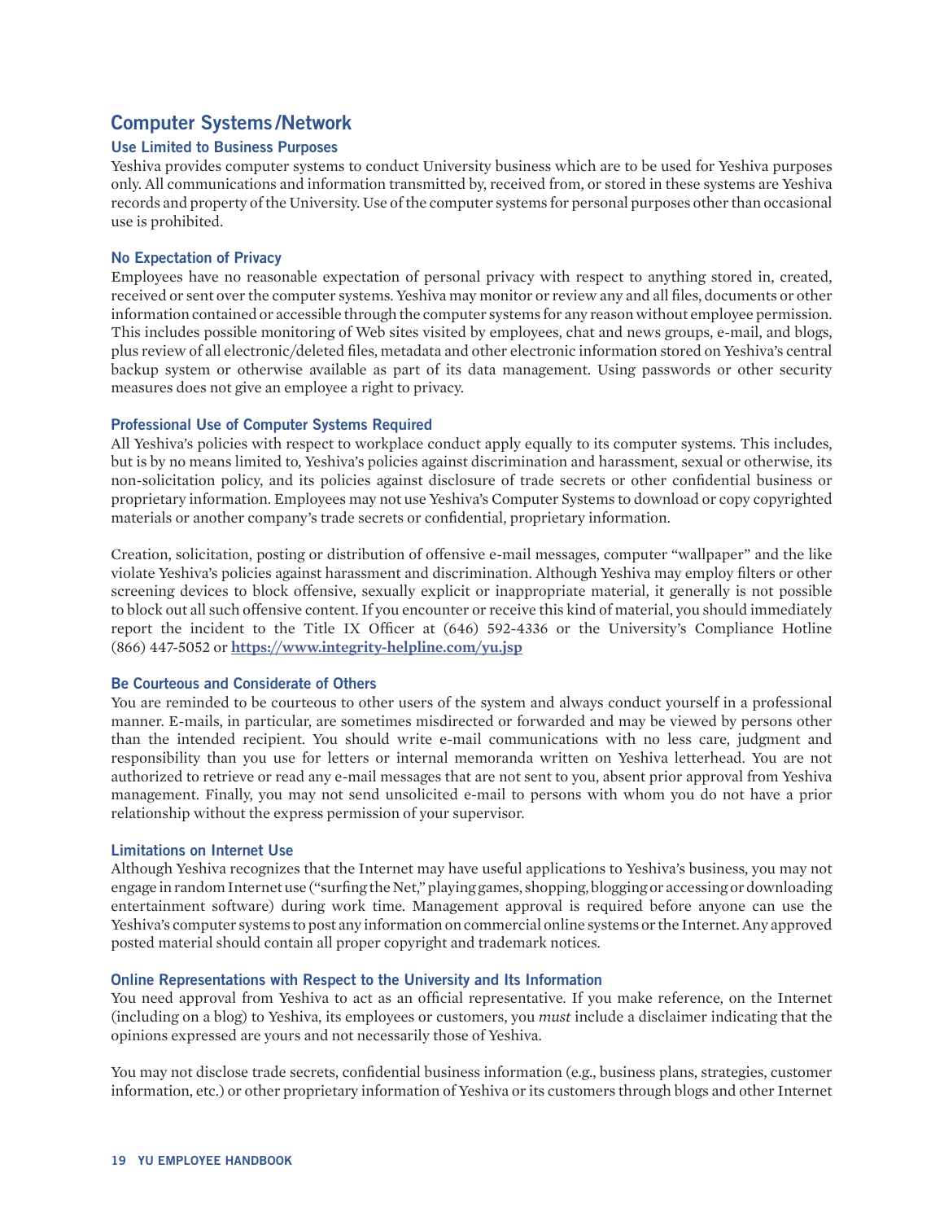## Computer Systems/Network

### Use Limited to Business Purposes

Yeshiva provides computer systems to conduct University business which are to be used for Yeshiva purposes only. All communications and information transmitted by, received from, or stored in these systems are Yeshiva records and property of the University. Use of the computer systems for personal purposes other than occasional use is prohibited.

### No Expectation of Privacy

Employees have no reasonable expectation of personal privacy with respect to anything stored in, created, received or sent over the computer systems. Yeshiva may monitor or review any and all files, documents or other information contained or accessible through the computer systems for any reason without employee permission. This includes possible monitoring of Web sites visited by employees, chat and news groups, e-mail, and blogs, plus review of all electronic/deleted files, metadata and other electronic information stored on Yeshiva's central backup system or otherwise available as part of its data management. Using passwords or other security measures does not give an employee a right to privacy.

### Professional Use of Computer Systems Required

All Yeshiva's policies with respect to workplace conduct apply equally to its computer systems. This includes, but is by no means limited to, Yeshiva's policies against discrimination and harassment, sexual or otherwise, its non-solicitation policy, and its policies against disclosure of trade secrets or other confidential business or proprietary information. Employees may not use Yeshiva's Computer Systems to download or copy copyrighted materials or another company's trade secrets or confidential, proprietary information.

Creation, solicitation, posting or distribution of offensive e-mail messages, computer "wallpaper" and the like violate Yeshiva's policies against harassment and discrimination. Although Yeshiva may employ filters or other screening devices to block offensive, sexually explicit or inappropriate material, it generally is not possible to block out all such offensive content. If you encounter or receive this kind of material, you should immediately report the incident to the Title IX Officer at (646) 592-4336 or the University's Compliance Hotline (866) 447-5052 or **https://www.integrity-helpline.com/yu.jsp**

### Be Courteous and Considerate of Others

You are reminded to be courteous to other users of the system and always conduct yourself in a professional manner. E-mails, in particular, are sometimes misdirected or forwarded and may be viewed by persons other than the intended recipient. You should write e-mail communications with no less care, judgment and responsibility than you use for letters or internal memoranda written on Yeshiva letterhead. You are not authorized to retrieve or read any e-mail messages that are not sent to you, absent prior approval from Yeshiva management. Finally, you may not send unsolicited e-mail to persons with whom you do not have a prior relationship without the express permission of your supervisor.

### Limitations on Internet Use

Although Yeshiva recognizes that the Internet may have useful applications to Yeshiva's business, you may not engage in random Internet use ("surfing the Net," playing games, shopping, blogging or accessing or downloading entertainment software) during work time. Management approval is required before anyone can use the Yeshiva's computer systems to post any information on commercial online systems or the Internet. Any approved posted material should contain all proper copyright and trademark notices.

### Online Representations with Respect to the University and Its Information

You need approval from Yeshiva to act as an official representative. If you make reference, on the Internet (including on a blog) to Yeshiva, its employees or customers, you *must* include a disclaimer indicating that the opinions expressed are yours and not necessarily those of Yeshiva.

You may not disclose trade secrets, confidential business information (e.g., business plans, strategies, customer information, etc.) or other proprietary information of Yeshiva or its customers through blogs and other Internet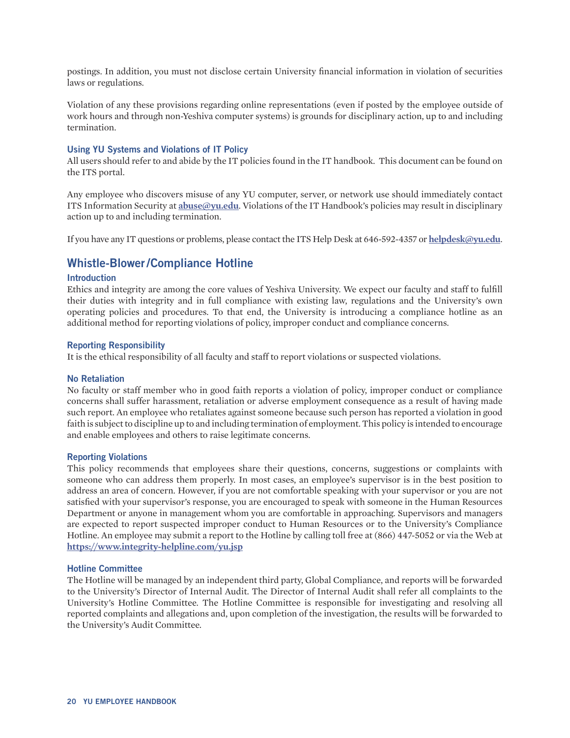postings. In addition, you must not disclose certain University financial information in violation of securities laws or regulations.

Violation of any these provisions regarding online representations (even if posted by the employee outside of work hours and through non-Yeshiva computer systems) is grounds for disciplinary action, up to and including termination.

### Using YU Systems and Violations of IT Policy

All users should refer to and abide by the IT policies found in the IT handbook. This document can be found on the ITS portal.

Any employee who discovers misuse of any YU computer, server, or network use should immediately contact ITS Information Security at **abuse@yu.edu**. Violations of the IT Handbook's policies may result in disciplinary action up to and including termination.

If you have any IT questions or problems, please contact the ITS Help Desk at 646-592-4357 or **helpdesk@yu.edu**.

## Whistle-Blower/Compliance Hotline

### Introduction

Ethics and integrity are among the core values of Yeshiva University. We expect our faculty and staff to fulfill their duties with integrity and in full compliance with existing law, regulations and the University's own operating policies and procedures. To that end, the University is introducing a compliance hotline as an additional method for reporting violations of policy, improper conduct and compliance concerns.

### Reporting Responsibility

It is the ethical responsibility of all faculty and staff to report violations or suspected violations.

### No Retaliation

No faculty or staff member who in good faith reports a violation of policy, improper conduct or compliance concerns shall suffer harassment, retaliation or adverse employment consequence as a result of having made such report. An employee who retaliates against someone because such person has reported a violation in good faith is subject to discipline up to and including termination of employment. This policy is intended to encourage and enable employees and others to raise legitimate concerns.

### Reporting Violations

This policy recommends that employees share their questions, concerns, suggestions or complaints with someone who can address them properly. In most cases, an employee's supervisor is in the best position to address an area of concern. However, if you are not comfortable speaking with your supervisor or you are not satisfied with your supervisor's response, you are encouraged to speak with someone in the Human Resources Department or anyone in management whom you are comfortable in approaching. Supervisors and managers are expected to report suspected improper conduct to Human Resources or to the University's Compliance Hotline. An employee may submit a report to the Hotline by calling toll free at (866) 447-5052 or via the Web at **https://www.integrity-helpline.com/yu.jsp**

### Hotline Committee

The Hotline will be managed by an independent third party, Global Compliance, and reports will be forwarded to the University's Director of Internal Audit. The Director of Internal Audit shall refer all complaints to the University's Hotline Committee. The Hotline Committee is responsible for investigating and resolving all reported complaints and allegations and, upon completion of the investigation, the results will be forwarded to the University's Audit Committee.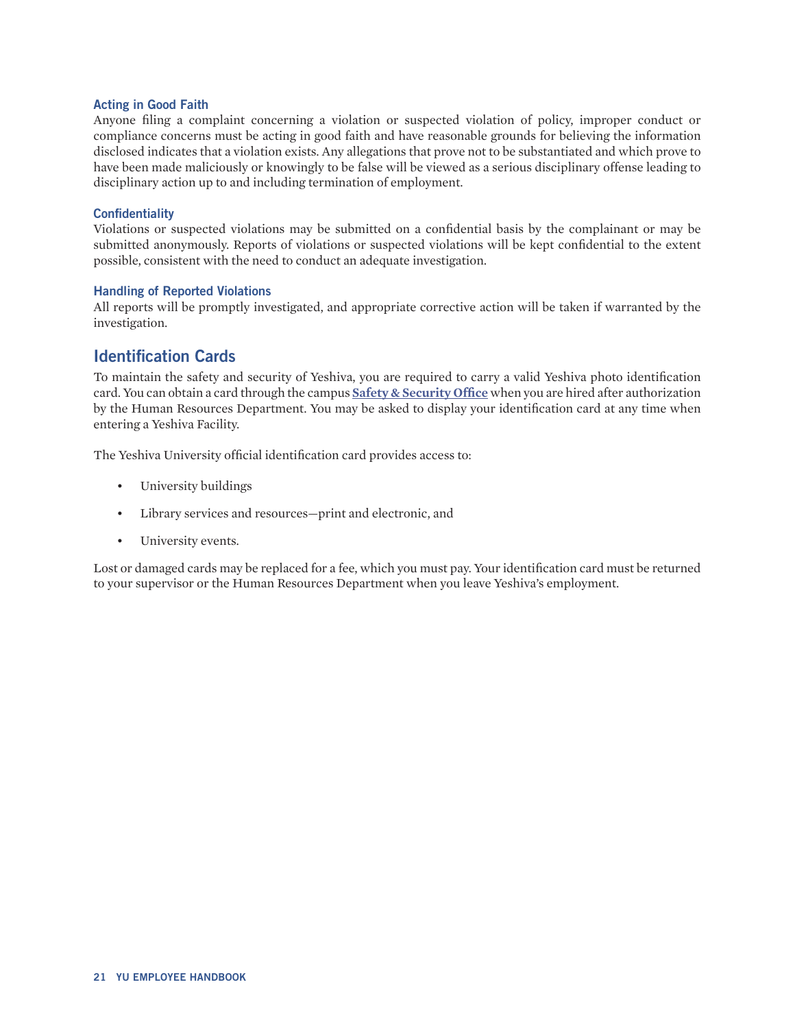### Acting in Good Faith

Anyone filing a complaint concerning a violation or suspected violation of policy, improper conduct or compliance concerns must be acting in good faith and have reasonable grounds for believing the information disclosed indicates that a violation exists. Any allegations that prove not to be substantiated and which prove to have been made maliciously or knowingly to be false will be viewed as a serious disciplinary offense leading to disciplinary action up to and including termination of employment.

### Confidentiality

Violations or suspected violations may be submitted on a confidential basis by the complainant or may be submitted anonymously. Reports of violations or suspected violations will be kept confidential to the extent possible, consistent with the need to conduct an adequate investigation.

### Handling of Reported Violations

All reports will be promptly investigated, and appropriate corrective action will be taken if warranted by the investigation.

## Identification Cards

To maintain the safety and security of Yeshiva, you are required to carry a valid Yeshiva photo identification card. You can obtain a card through the campus **Safety & Security Office** when you are hired after authorization by the Human Resources Department. You may be asked to display your identification card at any time when entering a Yeshiva Facility.

The Yeshiva University official identification card provides access to:

- University buildings
- Library services and resources—print and electronic, and
- University events.

Lost or damaged cards may be replaced for a fee, which you must pay. Your identification card must be returned to your supervisor or the Human Resources Department when you leave Yeshiva's employment.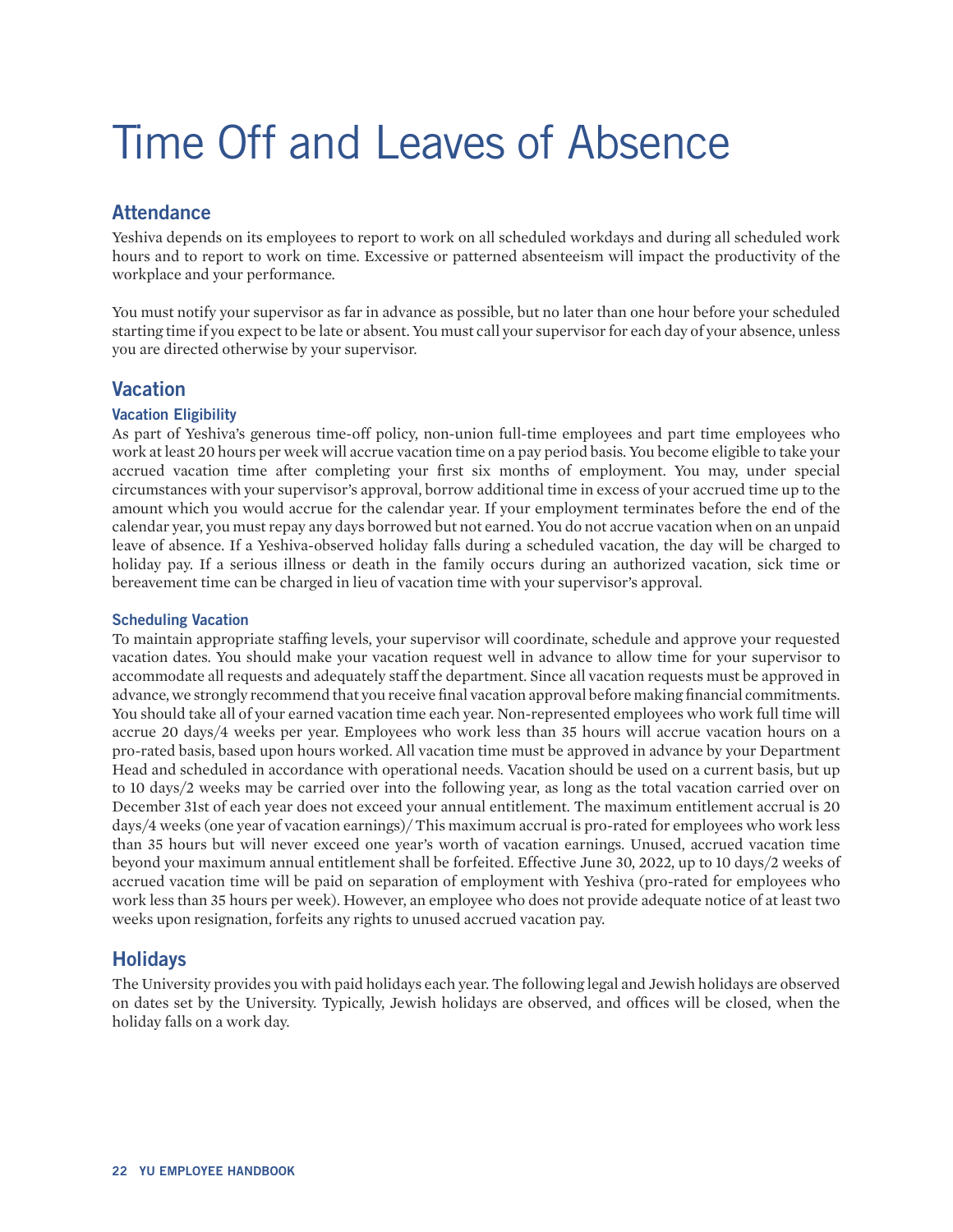# Time Off and Leaves of Absence

## Attendance

Yeshiva depends on its employees to report to work on all scheduled workdays and during all scheduled work hours and to report to work on time. Excessive or patterned absenteeism will impact the productivity of the workplace and your performance.

You must notify your supervisor as far in advance as possible, but no later than one hour before your scheduled starting time if you expect to be late or absent. You must call your supervisor for each day of your absence, unless you are directed otherwise by your supervisor.

## Vacation

### Vacation Eligibility

As part of Yeshiva's generous time-off policy, non-union full-time employees and part time employees who work at least 20 hours per week will accrue vacation time on a pay period basis. You become eligible to take your accrued vacation time after completing your first six months of employment. You may, under special circumstances with your supervisor's approval, borrow additional time in excess of your accrued time up to the amount which you would accrue for the calendar year. If your employment terminates before the end of the calendar year, you must repay any days borrowed but not earned. You do not accrue vacation when on an unpaid leave of absence. If a Yeshiva-observed holiday falls during a scheduled vacation, the day will be charged to holiday pay. If a serious illness or death in the family occurs during an authorized vacation, sick time or bereavement time can be charged in lieu of vacation time with your supervisor's approval.

### Scheduling Vacation

To maintain appropriate staffing levels, your supervisor will coordinate, schedule and approve your requested vacation dates. You should make your vacation request well in advance to allow time for your supervisor to accommodate all requests and adequately staff the department. Since all vacation requests must be approved in advance, we strongly recommend that you receive final vacation approval before making financial commitments. You should take all of your earned vacation time each year. Non-represented employees who work full time will accrue 20 days/4 weeks per year. Employees who work less than 35 hours will accrue vacation hours on a pro-rated basis, based upon hours worked. All vacation time must be approved in advance by your Department Head and scheduled in accordance with operational needs. Vacation should be used on a current basis, but up to 10 days/2 weeks may be carried over into the following year, as long as the total vacation carried over on December 31st of each year does not exceed your annual entitlement. The maximum entitlement accrual is 20 days/4 weeks (one year of vacation earnings)/ This maximum accrual is pro-rated for employees who work less than 35 hours but will never exceed one year's worth of vacation earnings. Unused, accrued vacation time beyond your maximum annual entitlement shall be forfeited. Effective June 30, 2022, up to 10 days/2 weeks of accrued vacation time will be paid on separation of employment with Yeshiva (pro-rated for employees who work less than 35 hours per week). However, an employee who does not provide adequate notice of at least two weeks upon resignation, forfeits any rights to unused accrued vacation pay.

## Holidays

The University provides you with paid holidays each year. The following legal and Jewish holidays are observed on dates set by the University. Typically, Jewish holidays are observed, and offices will be closed, when the holiday falls on a work day.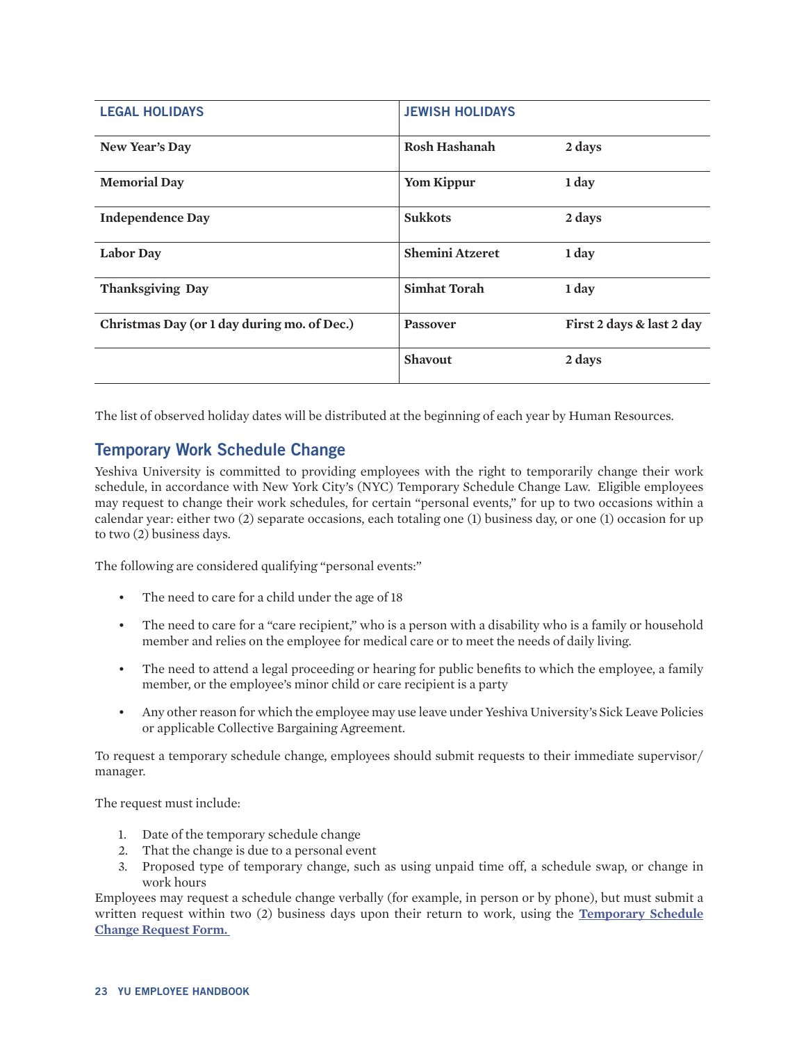| LEGAL HOLIDAYS | JEWISH HOLIDAYS | |
|---|---|---|
| **New Year's Day** | **Rosh Hashanah** | **2 days** |
| **Memorial Day** | **Yom Kippur** | **1 day** |
| **Independence Day** | **Sukkots** | **2 days** |
| **Labor Day** | **Shemini Atzeret** | **1 day** |
| **Thanksgiving Day** | **Simhat Torah** | **1 day** |
| **Christmas Day (or 1 day during mo. of Dec.)** | **Passover** | **First 2 days & last 2 day** |
| | **Shavout** | **2 days** |

The list of observed holiday dates will be distributed at the beginning of each year by Human Resources.

## Temporary Work Schedule Change

Yeshiva University is committed to providing employees with the right to temporarily change their work schedule, in accordance with New York City's (NYC) Temporary Schedule Change Law. Eligible employees may request to change their work schedules, for certain "personal events," for up to two occasions within a calendar year: either two (2) separate occasions, each totaling one (1) business day, or one (1) occasion for up to two (2) business days.

The following are considered qualifying "personal events:"

- The need to care for a child under the age of 18
- The need to care for a "care recipient," who is a person with a disability who is a family or household member and relies on the employee for medical care or to meet the needs of daily living.
- The need to attend a legal proceeding or hearing for public benefits to which the employee, a family member, or the employee's minor child or care recipient is a party
- Any other reason for which the employee may use leave under Yeshiva University's Sick Leave Policies or applicable Collective Bargaining Agreement.

To request a temporary schedule change, employees should submit requests to their immediate supervisor/manager.

The request must include:

1. Date of the temporary schedule change
2. That the change is due to a personal event
3. Proposed type of temporary change, such as using unpaid time off, a schedule swap, or change in work hours

Employees may request a schedule change verbally (for example, in person or by phone), but must submit a written request within two (2) business days upon their return to work, using the **Temporary Schedule Change Request Form.**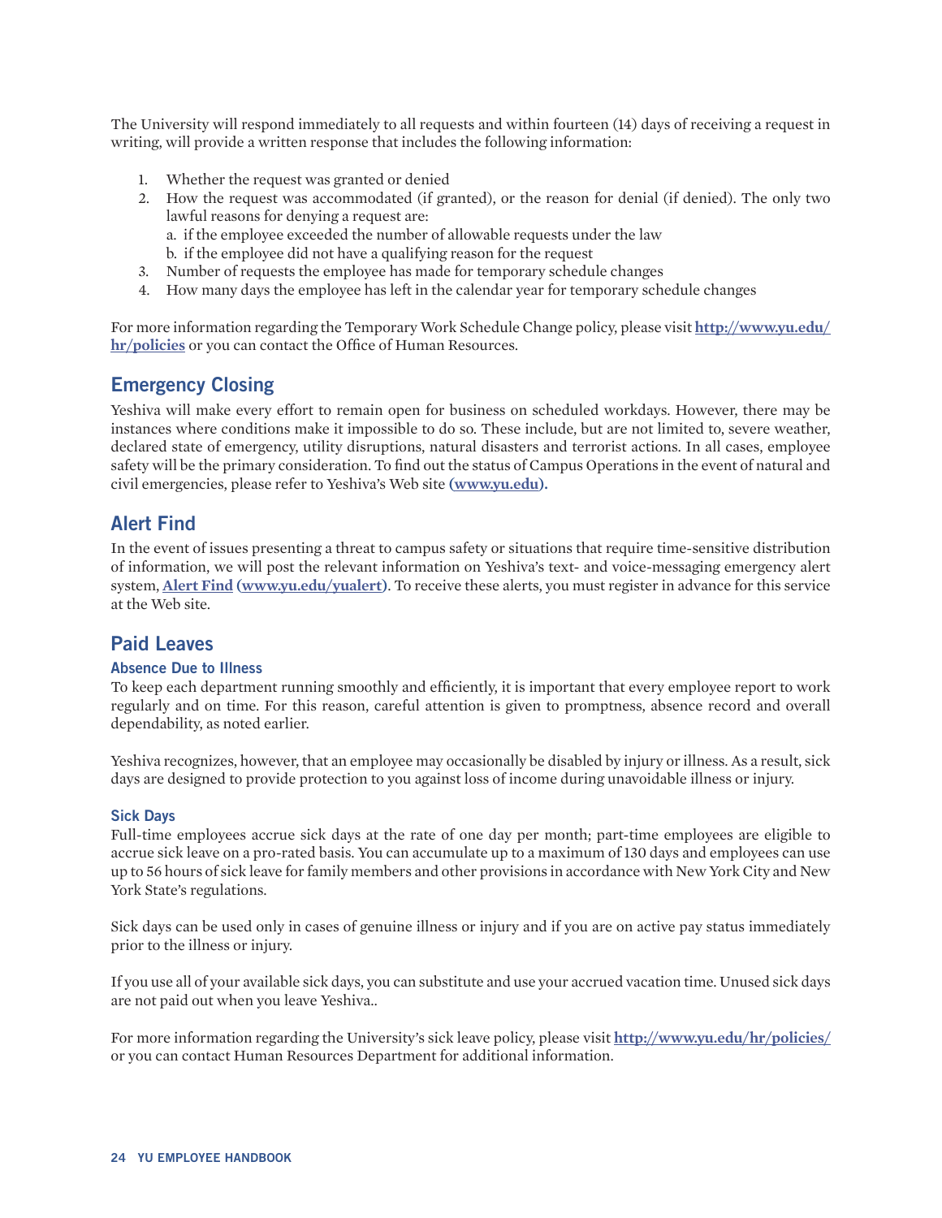The University will respond immediately to all requests and within fourteen (14) days of receiving a request in writing, will provide a written response that includes the following information:

1. Whether the request was granted or denied
2. How the request was accommodated (if granted), or the reason for denial (if denied). The only two lawful reasons for denying a request are:
   a. if the employee exceeded the number of allowable requests under the law
   b. if the employee did not have a qualifying reason for the request
3. Number of requests the employee has made for temporary schedule changes
4. How many days the employee has left in the calendar year for temporary schedule changes

For more information regarding the Temporary Work Schedule Change policy, please visit **http://www.yu.edu/hr/policies** or you can contact the Office of Human Resources.

## Emergency Closing

Yeshiva will make every effort to remain open for business on scheduled workdays. However, there may be instances where conditions make it impossible to do so. These include, but are not limited to, severe weather, declared state of emergency, utility disruptions, natural disasters and terrorist actions. In all cases, employee safety will be the primary consideration. To find out the status of Campus Operations in the event of natural and civil emergencies, please refer to Yeshiva's Web site **(www.yu.edu).**

## Alert Find

In the event of issues presenting a threat to campus safety or situations that require time-sensitive distribution of information, we will post the relevant information on Yeshiva's text- and voice-messaging emergency alert system, **Alert Find** **(www.yu.edu/yualert)**. To receive these alerts, you must register in advance for this service at the Web site.

## Paid Leaves

### Absence Due to Illness

To keep each department running smoothly and efficiently, it is important that every employee report to work regularly and on time. For this reason, careful attention is given to promptness, absence record and overall dependability, as noted earlier.

Yeshiva recognizes, however, that an employee may occasionally be disabled by injury or illness. As a result, sick days are designed to provide protection to you against loss of income during unavoidable illness or injury.

### Sick Days

Full-time employees accrue sick days at the rate of one day per month; part-time employees are eligible to accrue sick leave on a pro-rated basis. You can accumulate up to a maximum of 130 days and employees can use up to 56 hours of sick leave for family members and other provisions in accordance with New York City and New York State's regulations.

Sick days can be used only in cases of genuine illness or injury and if you are on active pay status immediately prior to the illness or injury.

If you use all of your available sick days, you can substitute and use your accrued vacation time. Unused sick days are not paid out when you leave Yeshiva..

For more information regarding the University's sick leave policy, please visit **http://www.yu.edu/hr/policies/** or you can contact Human Resources Department for additional information.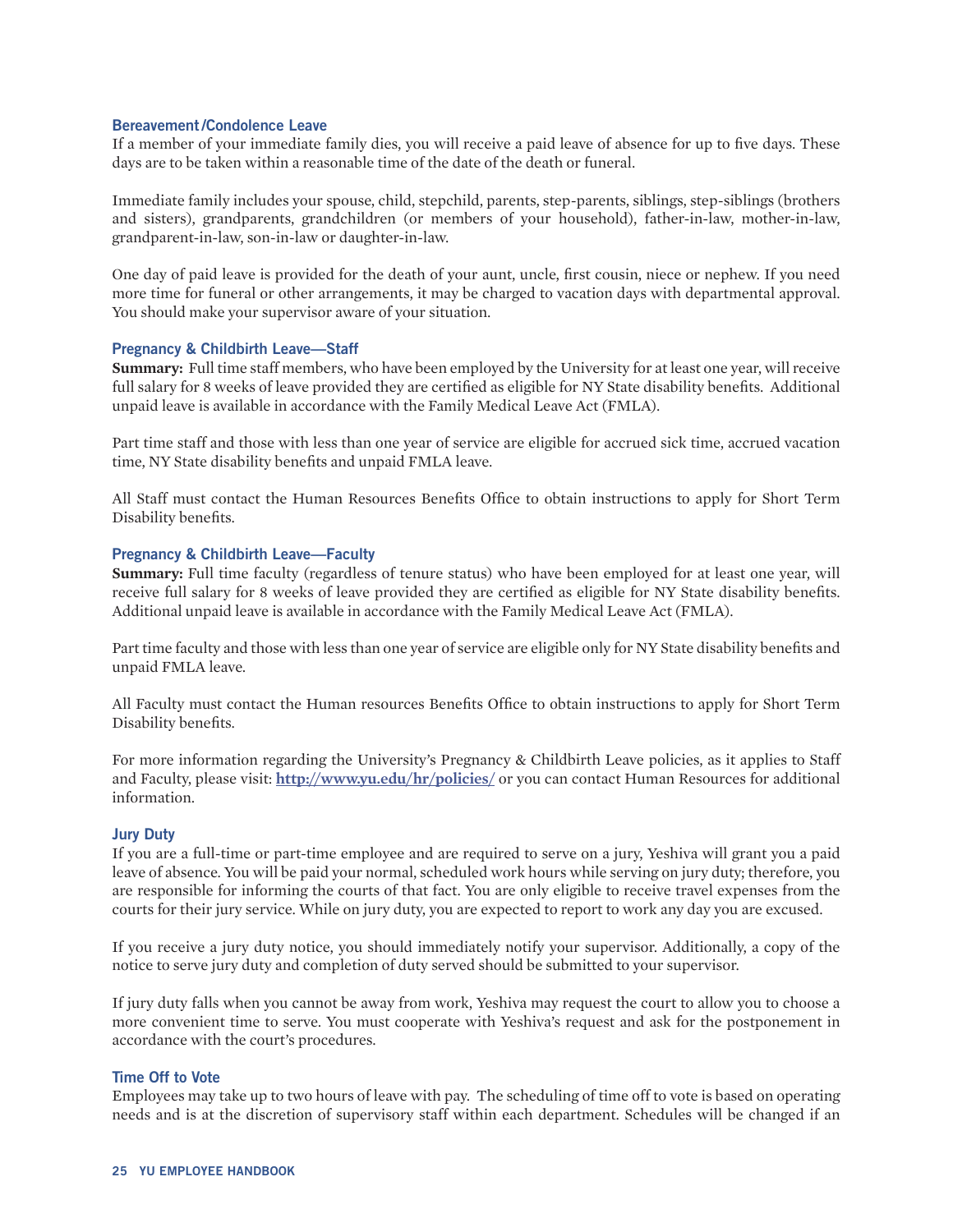### Bereavement/Condolence Leave

If a member of your immediate family dies, you will receive a paid leave of absence for up to five days. These days are to be taken within a reasonable time of the date of the death or funeral.

Immediate family includes your spouse, child, stepchild, parents, step-parents, siblings, step-siblings (brothers and sisters), grandparents, grandchildren (or members of your household), father-in-law, mother-in-law, grandparent-in-law, son-in-law or daughter-in-law.

One day of paid leave is provided for the death of your aunt, uncle, first cousin, niece or nephew. If you need more time for funeral or other arrangements, it may be charged to vacation days with departmental approval. You should make your supervisor aware of your situation.

### Pregnancy & Childbirth Leave—Staff

**Summary:** Full time staff members, who have been employed by the University for at least one year, will receive full salary for 8 weeks of leave provided they are certified as eligible for NY State disability benefits. Additional unpaid leave is available in accordance with the Family Medical Leave Act (FMLA).

Part time staff and those with less than one year of service are eligible for accrued sick time, accrued vacation time, NY State disability benefits and unpaid FMLA leave.

All Staff must contact the Human Resources Benefits Office to obtain instructions to apply for Short Term Disability benefits.

### Pregnancy & Childbirth Leave—Faculty

**Summary:** Full time faculty (regardless of tenure status) who have been employed for at least one year, will receive full salary for 8 weeks of leave provided they are certified as eligible for NY State disability benefits. Additional unpaid leave is available in accordance with the Family Medical Leave Act (FMLA).

Part time faculty and those with less than one year of service are eligible only for NY State disability benefits and unpaid FMLA leave.

All Faculty must contact the Human resources Benefits Office to obtain instructions to apply for Short Term Disability benefits.

For more information regarding the University's Pregnancy & Childbirth Leave policies, as it applies to Staff and Faculty, please visit: **http://www.yu.edu/hr/policies/** or you can contact Human Resources for additional information.

### Jury Duty

If you are a full-time or part-time employee and are required to serve on a jury, Yeshiva will grant you a paid leave of absence. You will be paid your normal, scheduled work hours while serving on jury duty; therefore, you are responsible for informing the courts of that fact. You are only eligible to receive travel expenses from the courts for their jury service. While on jury duty, you are expected to report to work any day you are excused.

If you receive a jury duty notice, you should immediately notify your supervisor. Additionally, a copy of the notice to serve jury duty and completion of duty served should be submitted to your supervisor.

If jury duty falls when you cannot be away from work, Yeshiva may request the court to allow you to choose a more convenient time to serve. You must cooperate with Yeshiva's request and ask for the postponement in accordance with the court's procedures.

### Time Off to Vote

Employees may take up to two hours of leave with pay. The scheduling of time off to vote is based on operating needs and is at the discretion of supervisory staff within each department. Schedules will be changed if an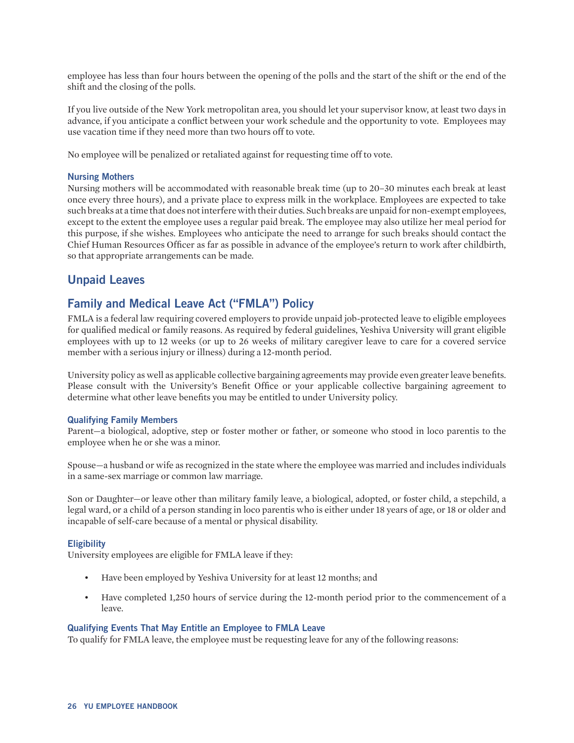employee has less than four hours between the opening of the polls and the start of the shift or the end of the shift and the closing of the polls.

If you live outside of the New York metropolitan area, you should let your supervisor know, at least two days in advance, if you anticipate a conflict between your work schedule and the opportunity to vote. Employees may use vacation time if they need more than two hours off to vote.

No employee will be penalized or retaliated against for requesting time off to vote.

#### Nursing Mothers

Nursing mothers will be accommodated with reasonable break time (up to 20–30 minutes each break at least once every three hours), and a private place to express milk in the workplace. Employees are expected to take such breaks at a time that does not interfere with their duties. Such breaks are unpaid for non-exempt employees, except to the extent the employee uses a regular paid break. The employee may also utilize her meal period for this purpose, if she wishes. Employees who anticipate the need to arrange for such breaks should contact the Chief Human Resources Officer as far as possible in advance of the employee's return to work after childbirth, so that appropriate arrangements can be made.

## Unpaid Leaves

## Family and Medical Leave Act ("FMLA") Policy

FMLA is a federal law requiring covered employers to provide unpaid job-protected leave to eligible employees for qualified medical or family reasons. As required by federal guidelines, Yeshiva University will grant eligible employees with up to 12 weeks (or up to 26 weeks of military caregiver leave to care for a covered service member with a serious injury or illness) during a 12-month period.

University policy as well as applicable collective bargaining agreements may provide even greater leave benefits. Please consult with the University's Benefit Office or your applicable collective bargaining agreement to determine what other leave benefits you may be entitled to under University policy.

#### Qualifying Family Members

Parent—a biological, adoptive, step or foster mother or father, or someone who stood in loco parentis to the employee when he or she was a minor.

Spouse—a husband or wife as recognized in the state where the employee was married and includes individuals in a same-sex marriage or common law marriage.

Son or Daughter—or leave other than military family leave, a biological, adopted, or foster child, a stepchild, a legal ward, or a child of a person standing in loco parentis who is either under 18 years of age, or 18 or older and incapable of self-care because of a mental or physical disability.

#### Eligibility

University employees are eligible for FMLA leave if they:

- Have been employed by Yeshiva University for at least 12 months; and
- Have completed 1,250 hours of service during the 12-month period prior to the commencement of a leave.

#### Qualifying Events That May Entitle an Employee to FMLA Leave

To qualify for FMLA leave, the employee must be requesting leave for any of the following reasons: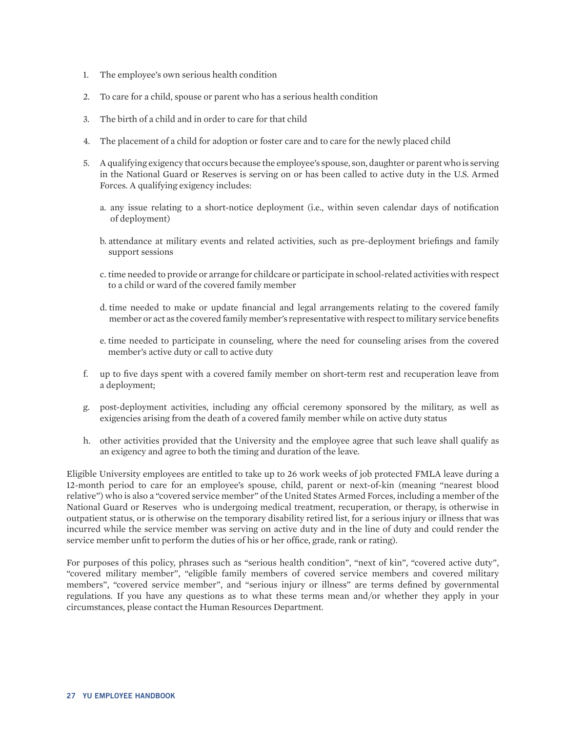1. The employee's own serious health condition

2. To care for a child, spouse or parent who has a serious health condition

3. The birth of a child and in order to care for that child

4. The placement of a child for adoption or foster care and to care for the newly placed child

5. A qualifying exigency that occurs because the employee's spouse, son, daughter or parent who is serving in the National Guard or Reserves is serving on or has been called to active duty in the U.S. Armed Forces. A qualifying exigency includes:

   a. any issue relating to a short-notice deployment (i.e., within seven calendar days of notification of deployment)

   b. attendance at military events and related activities, such as pre-deployment briefings and family support sessions

   c. time needed to provide or arrange for childcare or participate in school-related activities with respect to a child or ward of the covered family member

   d. time needed to make or update financial and legal arrangements relating to the covered family member or act as the covered family member's representative with respect to military service benefits

   e. time needed to participate in counseling, where the need for counseling arises from the covered member's active duty or call to active duty

f. up to five days spent with a covered family member on short-term rest and recuperation leave from a deployment;

g. post-deployment activities, including any official ceremony sponsored by the military, as well as exigencies arising from the death of a covered family member while on active duty status

h. other activities provided that the University and the employee agree that such leave shall qualify as an exigency and agree to both the timing and duration of the leave.

Eligible University employees are entitled to take up to 26 work weeks of job protected FMLA leave during a 12-month period to care for an employee's spouse, child, parent or next-of-kin (meaning "nearest blood relative") who is also a "covered service member" of the United States Armed Forces, including a member of the National Guard or Reserves who is undergoing medical treatment, recuperation, or therapy, is otherwise in outpatient status, or is otherwise on the temporary disability retired list, for a serious injury or illness that was incurred while the service member was serving on active duty and in the line of duty and could render the service member unfit to perform the duties of his or her office, grade, rank or rating).

For purposes of this policy, phrases such as "serious health condition", "next of kin", "covered active duty", "covered military member", "eligible family members of covered service members and covered military members", "covered service member", and "serious injury or illness" are terms defined by governmental regulations. If you have any questions as to what these terms mean and/or whether they apply in your circumstances, please contact the Human Resources Department.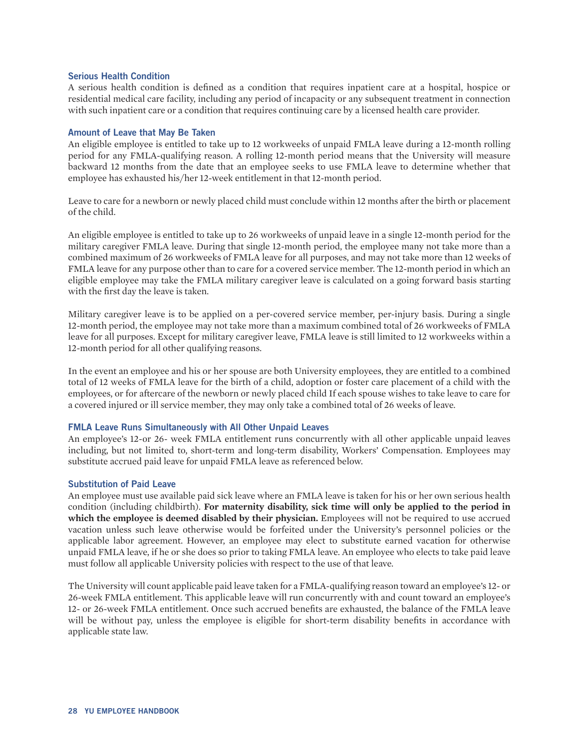### Serious Health Condition

A serious health condition is defined as a condition that requires inpatient care at a hospital, hospice or residential medical care facility, including any period of incapacity or any subsequent treatment in connection with such inpatient care or a condition that requires continuing care by a licensed health care provider.

### Amount of Leave that May Be Taken

An eligible employee is entitled to take up to 12 workweeks of unpaid FMLA leave during a 12-month rolling period for any FMLA-qualifying reason. A rolling 12-month period means that the University will measure backward 12 months from the date that an employee seeks to use FMLA leave to determine whether that employee has exhausted his/her 12-week entitlement in that 12-month period.

Leave to care for a newborn or newly placed child must conclude within 12 months after the birth or placement of the child.

An eligible employee is entitled to take up to 26 workweeks of unpaid leave in a single 12-month period for the military caregiver FMLA leave. During that single 12-month period, the employee many not take more than a combined maximum of 26 workweeks of FMLA leave for all purposes, and may not take more than 12 weeks of FMLA leave for any purpose other than to care for a covered service member. The 12-month period in which an eligible employee may take the FMLA military caregiver leave is calculated on a going forward basis starting with the first day the leave is taken.

Military caregiver leave is to be applied on a per-covered service member, per-injury basis. During a single 12-month period, the employee may not take more than a maximum combined total of 26 workweeks of FMLA leave for all purposes. Except for military caregiver leave, FMLA leave is still limited to 12 workweeks within a 12-month period for all other qualifying reasons.

In the event an employee and his or her spouse are both University employees, they are entitled to a combined total of 12 weeks of FMLA leave for the birth of a child, adoption or foster care placement of a child with the employees, or for aftercare of the newborn or newly placed child If each spouse wishes to take leave to care for a covered injured or ill service member, they may only take a combined total of 26 weeks of leave.

### FMLA Leave Runs Simultaneously with All Other Unpaid Leaves

An employee's 12-or 26- week FMLA entitlement runs concurrently with all other applicable unpaid leaves including, but not limited to, short-term and long-term disability, Workers' Compensation. Employees may substitute accrued paid leave for unpaid FMLA leave as referenced below.

### Substitution of Paid Leave

An employee must use available paid sick leave where an FMLA leave is taken for his or her own serious health condition (including childbirth). **For maternity disability, sick time will only be applied to the period in which the employee is deemed disabled by their physician.** Employees will not be required to use accrued vacation unless such leave otherwise would be forfeited under the University's personnel policies or the applicable labor agreement. However, an employee may elect to substitute earned vacation for otherwise unpaid FMLA leave, if he or she does so prior to taking FMLA leave. An employee who elects to take paid leave must follow all applicable University policies with respect to the use of that leave.

The University will count applicable paid leave taken for a FMLA-qualifying reason toward an employee's 12- or 26-week FMLA entitlement. This applicable leave will run concurrently with and count toward an employee's 12- or 26-week FMLA entitlement. Once such accrued benefits are exhausted, the balance of the FMLA leave will be without pay, unless the employee is eligible for short-term disability benefits in accordance with applicable state law.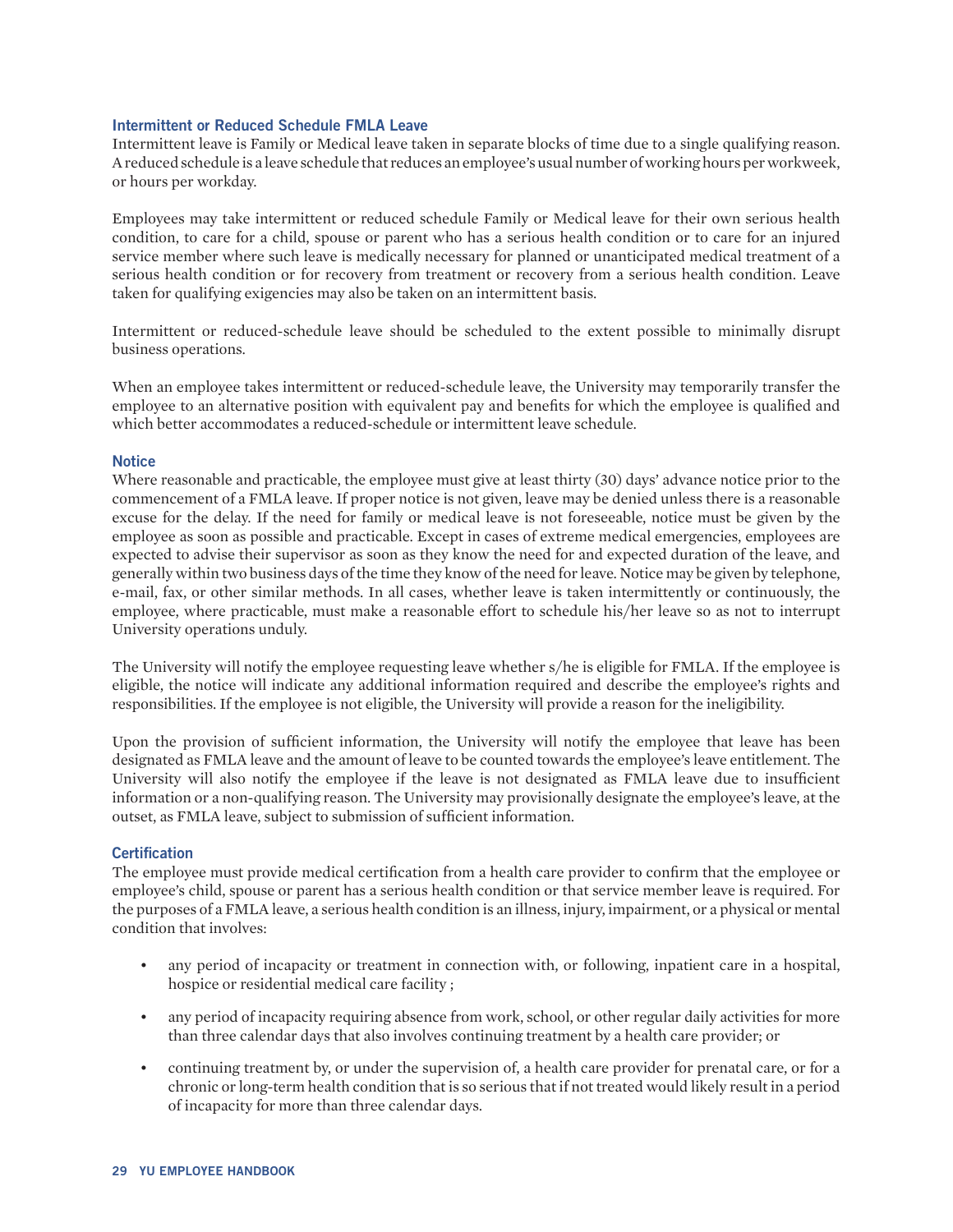### Intermittent or Reduced Schedule FMLA Leave

Intermittent leave is Family or Medical leave taken in separate blocks of time due to a single qualifying reason. A reduced schedule is a leave schedule that reduces an employee's usual number of working hours per workweek, or hours per workday.

Employees may take intermittent or reduced schedule Family or Medical leave for their own serious health condition, to care for a child, spouse or parent who has a serious health condition or to care for an injured service member where such leave is medically necessary for planned or unanticipated medical treatment of a serious health condition or for recovery from treatment or recovery from a serious health condition. Leave taken for qualifying exigencies may also be taken on an intermittent basis.

Intermittent or reduced-schedule leave should be scheduled to the extent possible to minimally disrupt business operations.

When an employee takes intermittent or reduced-schedule leave, the University may temporarily transfer the employee to an alternative position with equivalent pay and benefits for which the employee is qualified and which better accommodates a reduced-schedule or intermittent leave schedule.

### Notice

Where reasonable and practicable, the employee must give at least thirty (30) days' advance notice prior to the commencement of a FMLA leave. If proper notice is not given, leave may be denied unless there is a reasonable excuse for the delay. If the need for family or medical leave is not foreseeable, notice must be given by the employee as soon as possible and practicable. Except in cases of extreme medical emergencies, employees are expected to advise their supervisor as soon as they know the need for and expected duration of the leave, and generally within two business days of the time they know of the need for leave. Notice may be given by telephone, e-mail, fax, or other similar methods. In all cases, whether leave is taken intermittently or continuously, the employee, where practicable, must make a reasonable effort to schedule his/her leave so as not to interrupt University operations unduly.

The University will notify the employee requesting leave whether s/he is eligible for FMLA. If the employee is eligible, the notice will indicate any additional information required and describe the employee's rights and responsibilities. If the employee is not eligible, the University will provide a reason for the ineligibility.

Upon the provision of sufficient information, the University will notify the employee that leave has been designated as FMLA leave and the amount of leave to be counted towards the employee's leave entitlement. The University will also notify the employee if the leave is not designated as FMLA leave due to insufficient information or a non-qualifying reason. The University may provisionally designate the employee's leave, at the outset, as FMLA leave, subject to submission of sufficient information.

### Certification

The employee must provide medical certification from a health care provider to confirm that the employee or employee's child, spouse or parent has a serious health condition or that service member leave is required. For the purposes of a FMLA leave, a serious health condition is an illness, injury, impairment, or a physical or mental condition that involves:

- any period of incapacity or treatment in connection with, or following, inpatient care in a hospital, hospice or residential medical care facility ;
- any period of incapacity requiring absence from work, school, or other regular daily activities for more than three calendar days that also involves continuing treatment by a health care provider; or
- continuing treatment by, or under the supervision of, a health care provider for prenatal care, or for a chronic or long-term health condition that is so serious that if not treated would likely result in a period of incapacity for more than three calendar days.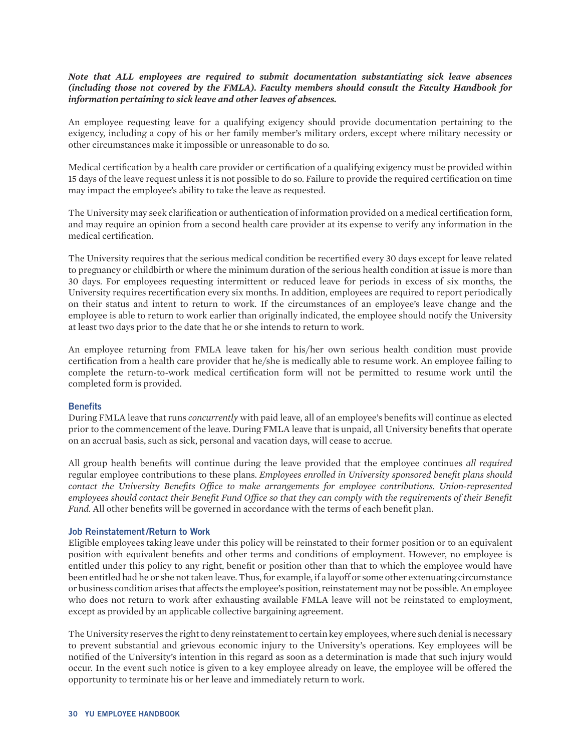***Note that ALL employees are required to submit documentation substantiating sick leave absences (including those not covered by the FMLA). Faculty members should consult the Faculty Handbook for information pertaining to sick leave and other leaves of absences.***

An employee requesting leave for a qualifying exigency should provide documentation pertaining to the exigency, including a copy of his or her family member's military orders, except where military necessity or other circumstances make it impossible or unreasonable to do so.

Medical certification by a health care provider or certification of a qualifying exigency must be provided within 15 days of the leave request unless it is not possible to do so. Failure to provide the required certification on time may impact the employee's ability to take the leave as requested.

The University may seek clarification or authentication of information provided on a medical certification form, and may require an opinion from a second health care provider at its expense to verify any information in the medical certification.

The University requires that the serious medical condition be recertified every 30 days except for leave related to pregnancy or childbirth or where the minimum duration of the serious health condition at issue is more than 30 days. For employees requesting intermittent or reduced leave for periods in excess of six months, the University requires recertification every six months. In addition, employees are required to report periodically on their status and intent to return to work. If the circumstances of an employee's leave change and the employee is able to return to work earlier than originally indicated, the employee should notify the University at least two days prior to the date that he or she intends to return to work.

An employee returning from FMLA leave taken for his/her own serious health condition must provide certification from a health care provider that he/she is medically able to resume work. An employee failing to complete the return-to-work medical certification form will not be permitted to resume work until the completed form is provided.

### Benefits

During FMLA leave that runs *concurrently* with paid leave, all of an employee's benefits will continue as elected prior to the commencement of the leave. During FMLA leave that is unpaid, all University benefits that operate on an accrual basis, such as sick, personal and vacation days, will cease to accrue.

All group health benefits will continue during the leave provided that the employee continues *all required* regular employee contributions to these plans. *Employees enrolled in University sponsored benefit plans should contact the University Benefits Office to make arrangements for employee contributions. Union-represented employees should contact their Benefit Fund Office so that they can comply with the requirements of their Benefit Fund.* All other benefits will be governed in accordance with the terms of each benefit plan.

### Job Reinstatement/Return to Work

Eligible employees taking leave under this policy will be reinstated to their former position or to an equivalent position with equivalent benefits and other terms and conditions of employment. However, no employee is entitled under this policy to any right, benefit or position other than that to which the employee would have been entitled had he or she not taken leave. Thus, for example, if a layoff or some other extenuating circumstance or business condition arises that affects the employee's position, reinstatement may not be possible. An employee who does not return to work after exhausting available FMLA leave will not be reinstated to employment, except as provided by an applicable collective bargaining agreement.

The University reserves the right to deny reinstatement to certain key employees, where such denial is necessary to prevent substantial and grievous economic injury to the University's operations. Key employees will be notified of the University's intention in this regard as soon as a determination is made that such injury would occur. In the event such notice is given to a key employee already on leave, the employee will be offered the opportunity to terminate his or her leave and immediately return to work.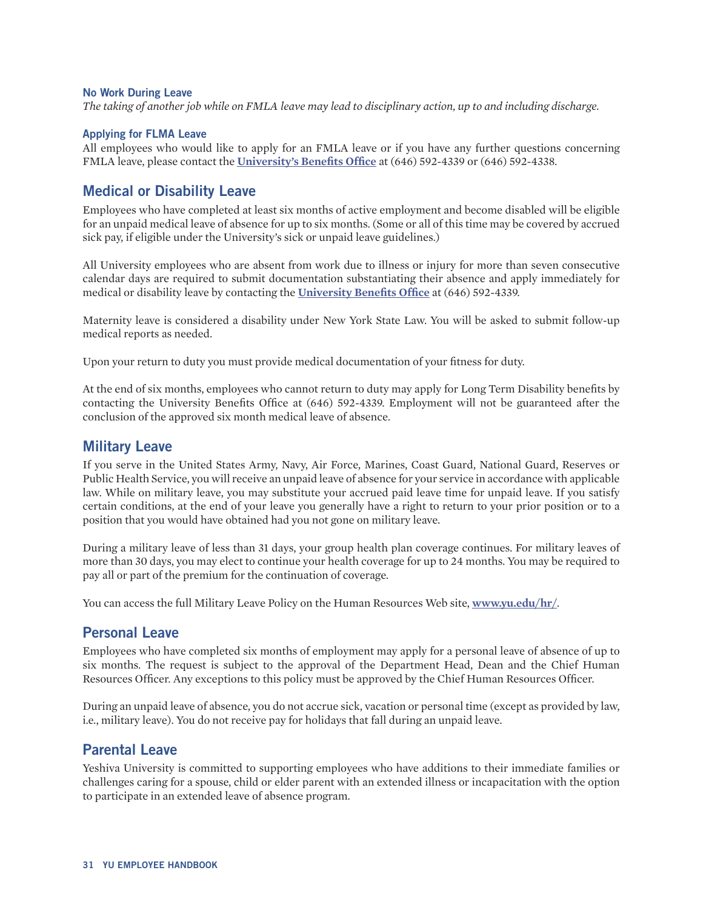### No Work During Leave

*The taking of another job while on FMLA leave may lead to disciplinary action, up to and including discharge.*

### Applying for FLMA Leave

All employees who would like to apply for an FMLA leave or if you have any further questions concerning FMLA leave, please contact the **University's Benefits Office** at (646) 592-4339 or (646) 592-4338.

## Medical or Disability Leave

Employees who have completed at least six months of active employment and become disabled will be eligible for an unpaid medical leave of absence for up to six months. (Some or all of this time may be covered by accrued sick pay, if eligible under the University's sick or unpaid leave guidelines.)

All University employees who are absent from work due to illness or injury for more than seven consecutive calendar days are required to submit documentation substantiating their absence and apply immediately for medical or disability leave by contacting the **University Benefits Office** at (646) 592-4339.

Maternity leave is considered a disability under New York State Law. You will be asked to submit follow-up medical reports as needed.

Upon your return to duty you must provide medical documentation of your fitness for duty.

At the end of six months, employees who cannot return to duty may apply for Long Term Disability benefits by contacting the University Benefits Office at (646) 592-4339. Employment will not be guaranteed after the conclusion of the approved six month medical leave of absence.

## Military Leave

If you serve in the United States Army, Navy, Air Force, Marines, Coast Guard, National Guard, Reserves or Public Health Service, you will receive an unpaid leave of absence for your service in accordance with applicable law. While on military leave, you may substitute your accrued paid leave time for unpaid leave. If you satisfy certain conditions, at the end of your leave you generally have a right to return to your prior position or to a position that you would have obtained had you not gone on military leave.

During a military leave of less than 31 days, your group health plan coverage continues. For military leaves of more than 30 days, you may elect to continue your health coverage for up to 24 months. You may be required to pay all or part of the premium for the continuation of coverage.

You can access the full Military Leave Policy on the Human Resources Web site, **www.yu.edu/hr/**.

## Personal Leave

Employees who have completed six months of employment may apply for a personal leave of absence of up to six months. The request is subject to the approval of the Department Head, Dean and the Chief Human Resources Officer. Any exceptions to this policy must be approved by the Chief Human Resources Officer.

During an unpaid leave of absence, you do not accrue sick, vacation or personal time (except as provided by law, i.e., military leave). You do not receive pay for holidays that fall during an unpaid leave.

## Parental Leave

Yeshiva University is committed to supporting employees who have additions to their immediate families or challenges caring for a spouse, child or elder parent with an extended illness or incapacitation with the option to participate in an extended leave of absence program.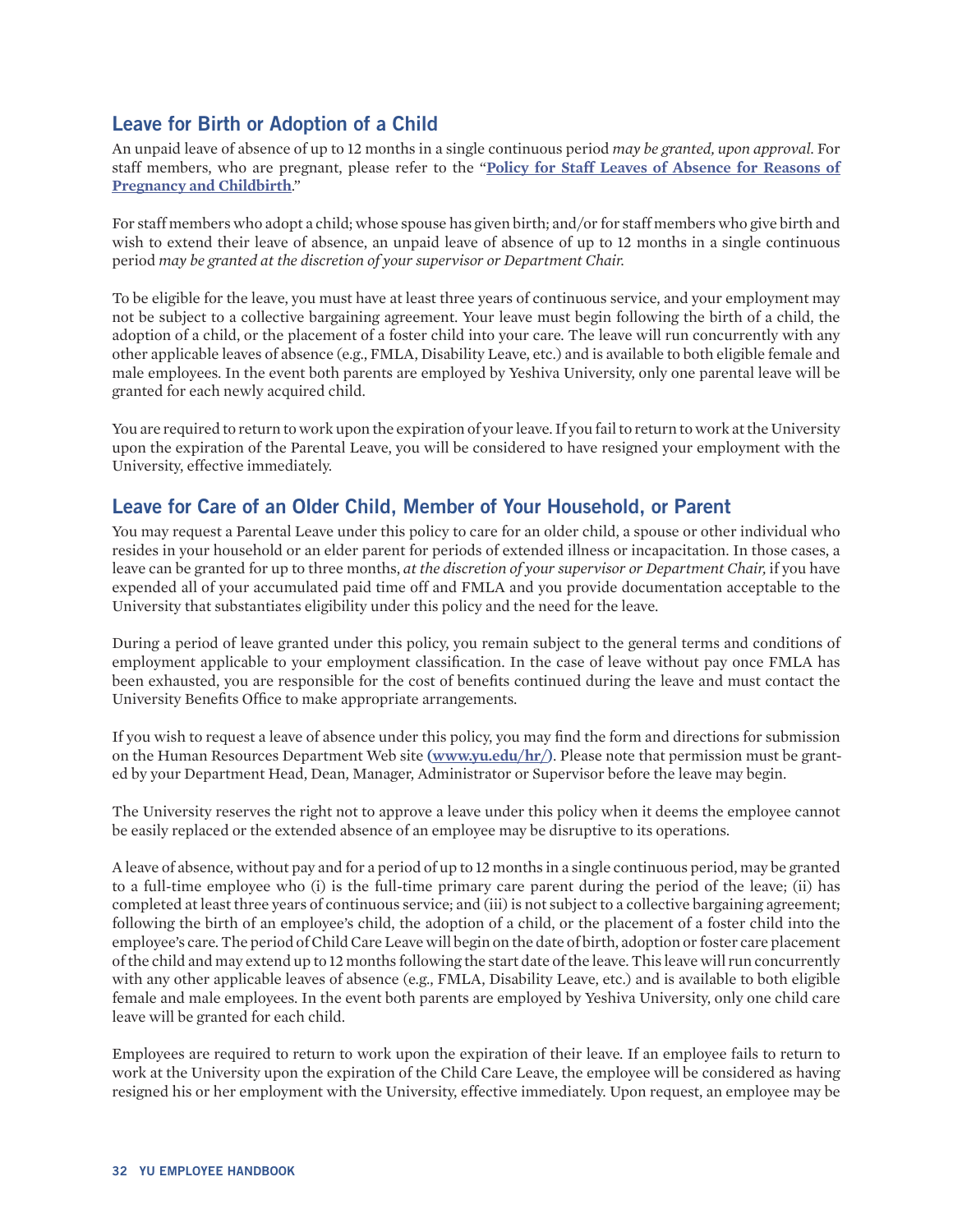## Leave for Birth or Adoption of a Child

An unpaid leave of absence of up to 12 months in a single continuous period *may be granted, upon approval*. For staff members, who are pregnant, please refer to the "**Policy for Staff Leaves of Absence for Reasons of Pregnancy and Childbirth**."

For staff members who adopt a child; whose spouse has given birth; and/or for staff members who give birth and wish to extend their leave of absence, an unpaid leave of absence of up to 12 months in a single continuous period *may be granted at the discretion of your supervisor or Department Chair.*

To be eligible for the leave, you must have at least three years of continuous service, and your employment may not be subject to a collective bargaining agreement. Your leave must begin following the birth of a child, the adoption of a child, or the placement of a foster child into your care. The leave will run concurrently with any other applicable leaves of absence (e.g., FMLA, Disability Leave, etc.) and is available to both eligible female and male employees. In the event both parents are employed by Yeshiva University, only one parental leave will be granted for each newly acquired child.

You are required to return to work upon the expiration of your leave. If you fail to return to work at the University upon the expiration of the Parental Leave, you will be considered to have resigned your employment with the University, effective immediately.

## Leave for Care of an Older Child, Member of Your Household, or Parent

You may request a Parental Leave under this policy to care for an older child, a spouse or other individual who resides in your household or an elder parent for periods of extended illness or incapacitation. In those cases, a leave can be granted for up to three months, *at the discretion of your supervisor or Department Chair,* if you have expended all of your accumulated paid time off and FMLA and you provide documentation acceptable to the University that substantiates eligibility under this policy and the need for the leave.

During a period of leave granted under this policy, you remain subject to the general terms and conditions of employment applicable to your employment classification. In the case of leave without pay once FMLA has been exhausted, you are responsible for the cost of benefits continued during the leave and must contact the University Benefits Office to make appropriate arrangements.

If you wish to request a leave of absence under this policy, you may find the form and directions for submission on the Human Resources Department Web site **(www.yu.edu/hr/)**. Please note that permission must be granted by your Department Head, Dean, Manager, Administrator or Supervisor before the leave may begin.

The University reserves the right not to approve a leave under this policy when it deems the employee cannot be easily replaced or the extended absence of an employee may be disruptive to its operations.

A leave of absence, without pay and for a period of up to 12 months in a single continuous period, may be granted to a full-time employee who (i) is the full-time primary care parent during the period of the leave; (ii) has completed at least three years of continuous service; and (iii) is not subject to a collective bargaining agreement; following the birth of an employee's child, the adoption of a child, or the placement of a foster child into the employee's care. The period of Child Care Leave will begin on the date of birth, adoption or foster care placement of the child and may extend up to 12 months following the start date of the leave. This leave will run concurrently with any other applicable leaves of absence (e.g., FMLA, Disability Leave, etc.) and is available to both eligible female and male employees. In the event both parents are employed by Yeshiva University, only one child care leave will be granted for each child.

Employees are required to return to work upon the expiration of their leave. If an employee fails to return to work at the University upon the expiration of the Child Care Leave, the employee will be considered as having resigned his or her employment with the University, effective immediately. Upon request, an employee may be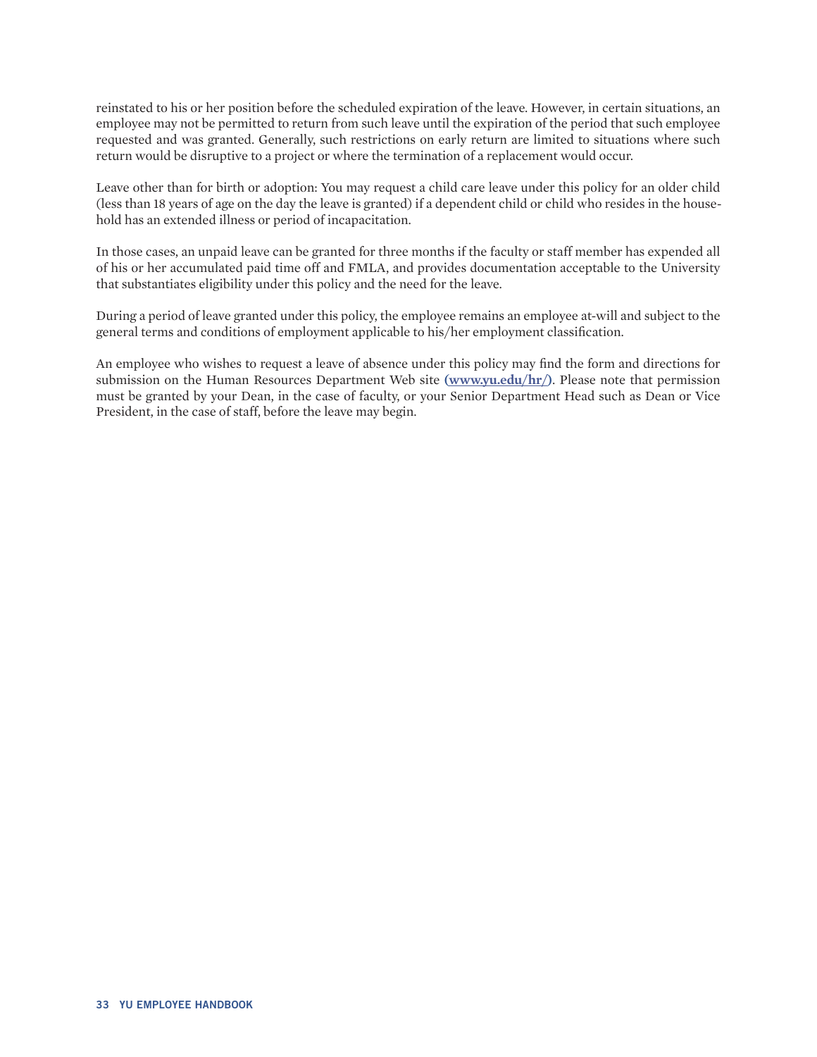reinstated to his or her position before the scheduled expiration of the leave. However, in certain situations, an employee may not be permitted to return from such leave until the expiration of the period that such employee requested and was granted. Generally, such restrictions on early return are limited to situations where such return would be disruptive to a project or where the termination of a replacement would occur.

Leave other than for birth or adoption: You may request a child care leave under this policy for an older child (less than 18 years of age on the day the leave is granted) if a dependent child or child who resides in the household has an extended illness or period of incapacitation.

In those cases, an unpaid leave can be granted for three months if the faculty or staff member has expended all of his or her accumulated paid time off and FMLA, and provides documentation acceptable to the University that substantiates eligibility under this policy and the need for the leave.

During a period of leave granted under this policy, the employee remains an employee at-will and subject to the general terms and conditions of employment applicable to his/her employment classification.

An employee who wishes to request a leave of absence under this policy may find the form and directions for submission on the Human Resources Department Web site **(www.yu.edu/hr/)**. Please note that permission must be granted by your Dean, in the case of faculty, or your Senior Department Head such as Dean or Vice President, in the case of staff, before the leave may begin.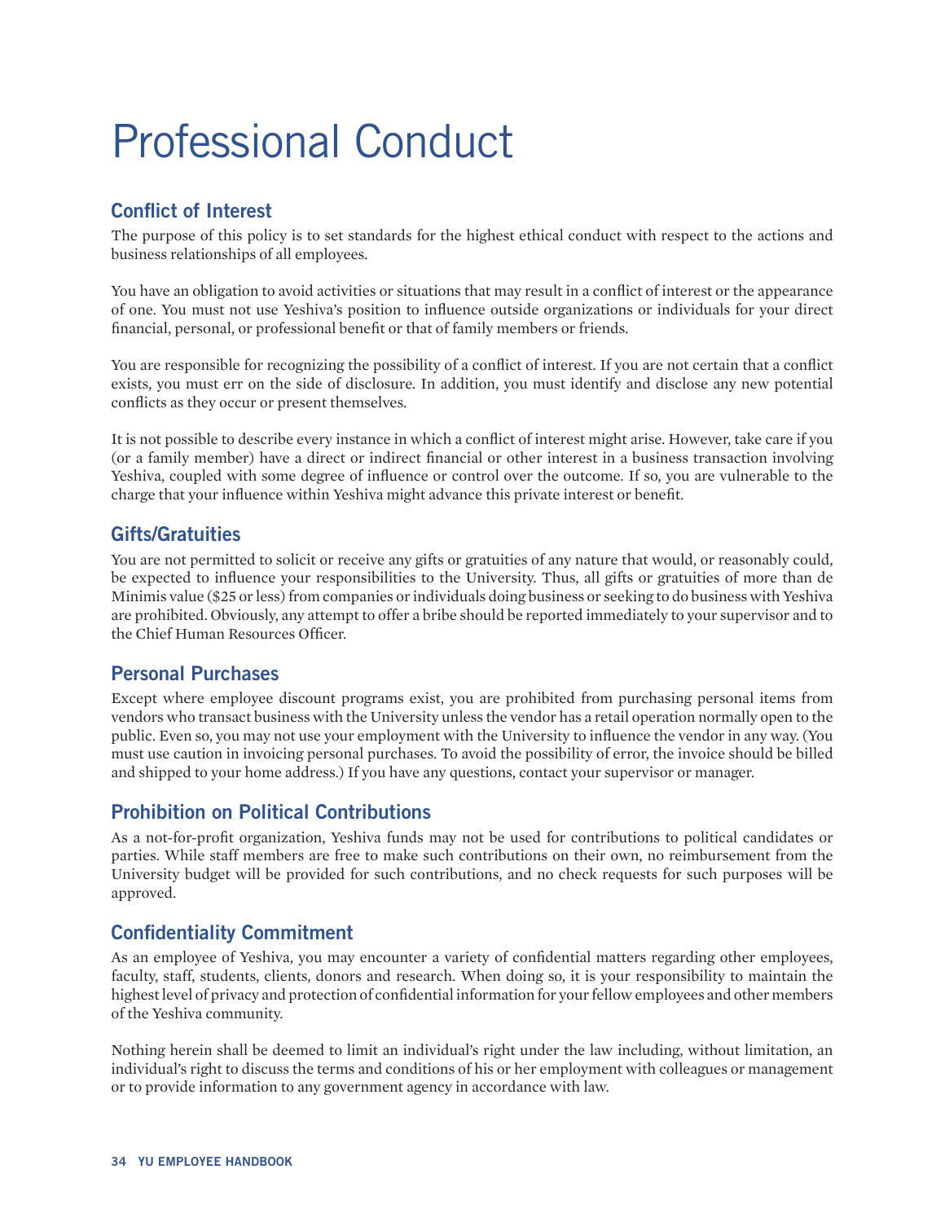# Professional Conduct

## Conflict of Interest

The purpose of this policy is to set standards for the highest ethical conduct with respect to the actions and business relationships of all employees.

You have an obligation to avoid activities or situations that may result in a conflict of interest or the appearance of one. You must not use Yeshiva's position to influence outside organizations or individuals for your direct financial, personal, or professional benefit or that of family members or friends.

You are responsible for recognizing the possibility of a conflict of interest. If you are not certain that a conflict exists, you must err on the side of disclosure. In addition, you must identify and disclose any new potential conflicts as they occur or present themselves.

It is not possible to describe every instance in which a conflict of interest might arise. However, take care if you (or a family member) have a direct or indirect financial or other interest in a business transaction involving Yeshiva, coupled with some degree of influence or control over the outcome. If so, you are vulnerable to the charge that your influence within Yeshiva might advance this private interest or benefit.

## Gifts/Gratuities

You are not permitted to solicit or receive any gifts or gratuities of any nature that would, or reasonably could, be expected to influence your responsibilities to the University. Thus, all gifts or gratuities of more than de Minimis value ($25 or less) from companies or individuals doing business or seeking to do business with Yeshiva are prohibited. Obviously, any attempt to offer a bribe should be reported immediately to your supervisor and to the Chief Human Resources Officer.

## Personal Purchases

Except where employee discount programs exist, you are prohibited from purchasing personal items from vendors who transact business with the University unless the vendor has a retail operation normally open to the public. Even so, you may not use your employment with the University to influence the vendor in any way. (You must use caution in invoicing personal purchases. To avoid the possibility of error, the invoice should be billed and shipped to your home address.) If you have any questions, contact your supervisor or manager.

## Prohibition on Political Contributions

As a not-for-profit organization, Yeshiva funds may not be used for contributions to political candidates or parties. While staff members are free to make such contributions on their own, no reimbursement from the University budget will be provided for such contributions, and no check requests for such purposes will be approved.

## Confidentiality Commitment

As an employee of Yeshiva, you may encounter a variety of confidential matters regarding other employees, faculty, staff, students, clients, donors and research. When doing so, it is your responsibility to maintain the highest level of privacy and protection of confidential information for your fellow employees and other members of the Yeshiva community.

Nothing herein shall be deemed to limit an individual's right under the law including, without limitation, an individual's right to discuss the terms and conditions of his or her employment with colleagues or management or to provide information to any government agency in accordance with law.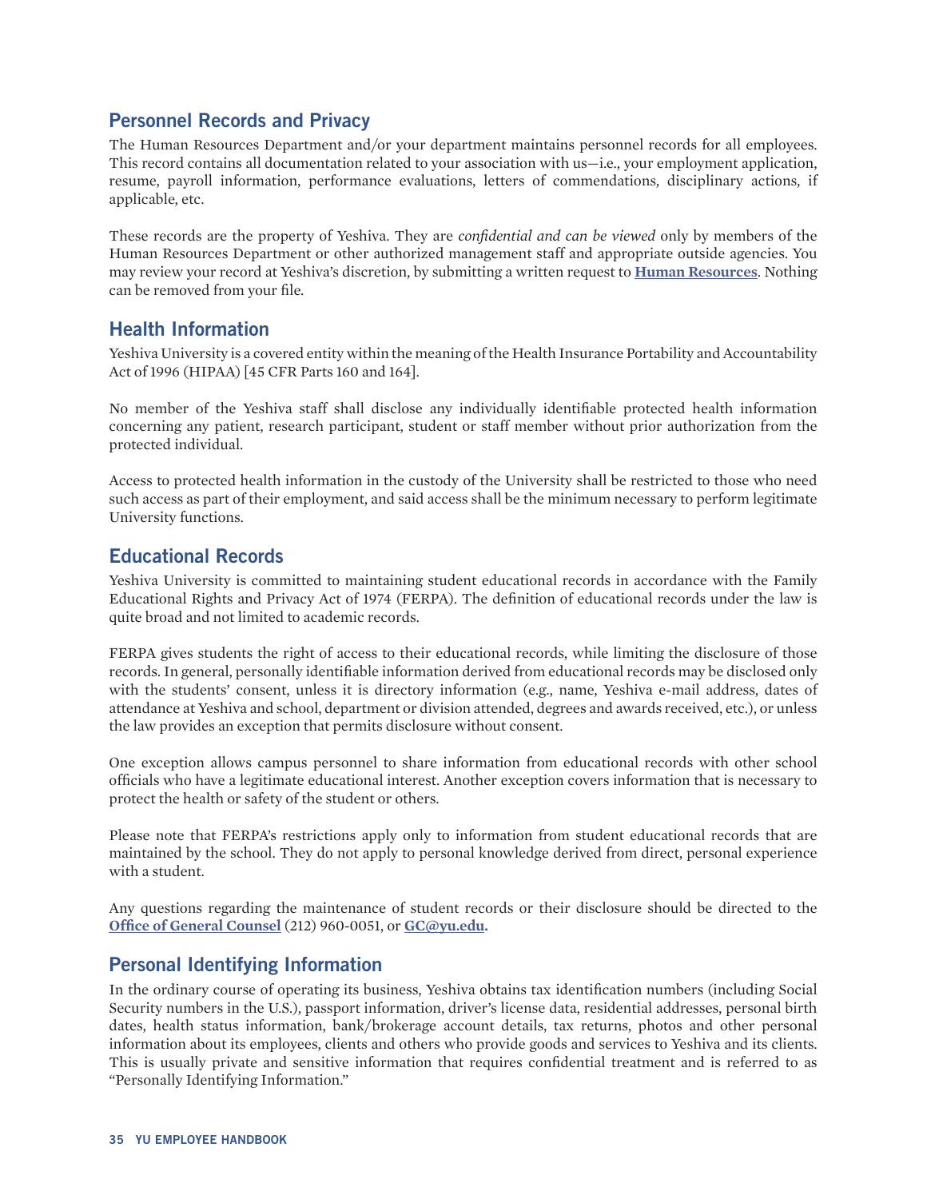## Personnel Records and Privacy

The Human Resources Department and/or your department maintains personnel records for all employees. This record contains all documentation related to your association with us—i.e., your employment application, resume, payroll information, performance evaluations, letters of commendations, disciplinary actions, if applicable, etc.

These records are the property of Yeshiva. They are *confidential and can be viewed* only by members of the Human Resources Department or other authorized management staff and appropriate outside agencies. You may review your record at Yeshiva's discretion, by submitting a written request to **Human Resources**. Nothing can be removed from your file.

## Health Information

Yeshiva University is a covered entity within the meaning of the Health Insurance Portability and Accountability Act of 1996 (HIPAA) [45 CFR Parts 160 and 164].

No member of the Yeshiva staff shall disclose any individually identifiable protected health information concerning any patient, research participant, student or staff member without prior authorization from the protected individual.

Access to protected health information in the custody of the University shall be restricted to those who need such access as part of their employment, and said access shall be the minimum necessary to perform legitimate University functions.

## Educational Records

Yeshiva University is committed to maintaining student educational records in accordance with the Family Educational Rights and Privacy Act of 1974 (FERPA). The definition of educational records under the law is quite broad and not limited to academic records.

FERPA gives students the right of access to their educational records, while limiting the disclosure of those records. In general, personally identifiable information derived from educational records may be disclosed only with the students' consent, unless it is directory information (e.g., name, Yeshiva e-mail address, dates of attendance at Yeshiva and school, department or division attended, degrees and awards received, etc.), or unless the law provides an exception that permits disclosure without consent.

One exception allows campus personnel to share information from educational records with other school officials who have a legitimate educational interest. Another exception covers information that is necessary to protect the health or safety of the student or others.

Please note that FERPA's restrictions apply only to information from student educational records that are maintained by the school. They do not apply to personal knowledge derived from direct, personal experience with a student.

Any questions regarding the maintenance of student records or their disclosure should be directed to the **Office of General Counsel** (212) 960-0051, or **GC@yu.edu.**

## Personal Identifying Information

In the ordinary course of operating its business, Yeshiva obtains tax identification numbers (including Social Security numbers in the U.S.), passport information, driver's license data, residential addresses, personal birth dates, health status information, bank/brokerage account details, tax returns, photos and other personal information about its employees, clients and others who provide goods and services to Yeshiva and its clients. This is usually private and sensitive information that requires confidential treatment and is referred to as "Personally Identifying Information."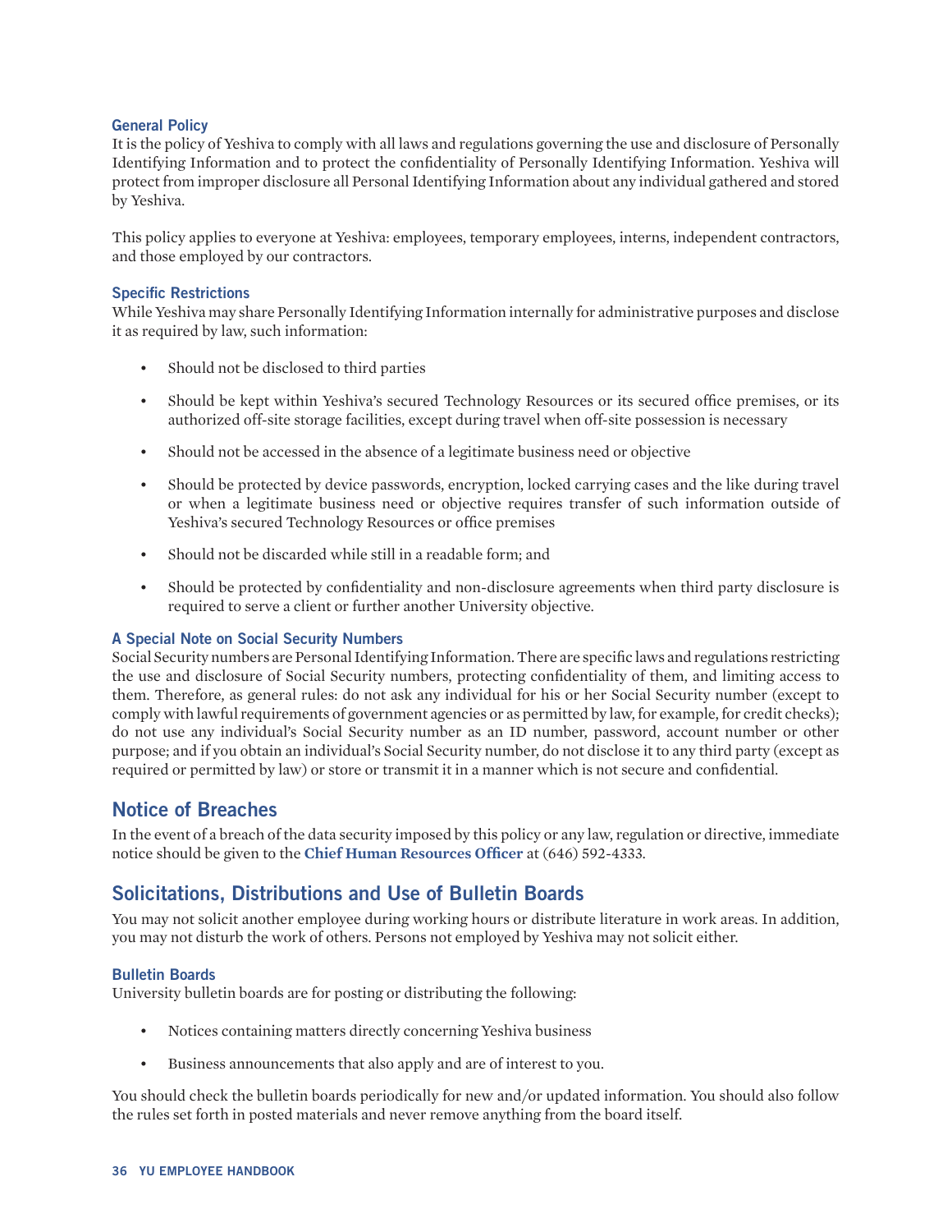### General Policy

It is the policy of Yeshiva to comply with all laws and regulations governing the use and disclosure of Personally Identifying Information and to protect the confidentiality of Personally Identifying Information. Yeshiva will protect from improper disclosure all Personal Identifying Information about any individual gathered and stored by Yeshiva.

This policy applies to everyone at Yeshiva: employees, temporary employees, interns, independent contractors, and those employed by our contractors.

### Specific Restrictions

While Yeshiva may share Personally Identifying Information internally for administrative purposes and disclose it as required by law, such information:

- Should not be disclosed to third parties
- Should be kept within Yeshiva's secured Technology Resources or its secured office premises, or its authorized off-site storage facilities, except during travel when off-site possession is necessary
- Should not be accessed in the absence of a legitimate business need or objective
- Should be protected by device passwords, encryption, locked carrying cases and the like during travel or when a legitimate business need or objective requires transfer of such information outside of Yeshiva's secured Technology Resources or office premises
- Should not be discarded while still in a readable form; and
- Should be protected by confidentiality and non-disclosure agreements when third party disclosure is required to serve a client or further another University objective.

### A Special Note on Social Security Numbers

Social Security numbers are Personal Identifying Information. There are specific laws and regulations restricting the use and disclosure of Social Security numbers, protecting confidentiality of them, and limiting access to them. Therefore, as general rules: do not ask any individual for his or her Social Security number (except to comply with lawful requirements of government agencies or as permitted by law, for example, for credit checks); do not use any individual's Social Security number as an ID number, password, account number or other purpose; and if you obtain an individual's Social Security number, do not disclose it to any third party (except as required or permitted by law) or store or transmit it in a manner which is not secure and confidential.

## Notice of Breaches

In the event of a breach of the data security imposed by this policy or any law, regulation or directive, immediate notice should be given to the **Chief Human Resources Officer** at (646) 592-4333.

## Solicitations, Distributions and Use of Bulletin Boards

You may not solicit another employee during working hours or distribute literature in work areas. In addition, you may not disturb the work of others. Persons not employed by Yeshiva may not solicit either.

### Bulletin Boards

University bulletin boards are for posting or distributing the following:

- Notices containing matters directly concerning Yeshiva business
- Business announcements that also apply and are of interest to you.

You should check the bulletin boards periodically for new and/or updated information. You should also follow the rules set forth in posted materials and never remove anything from the board itself.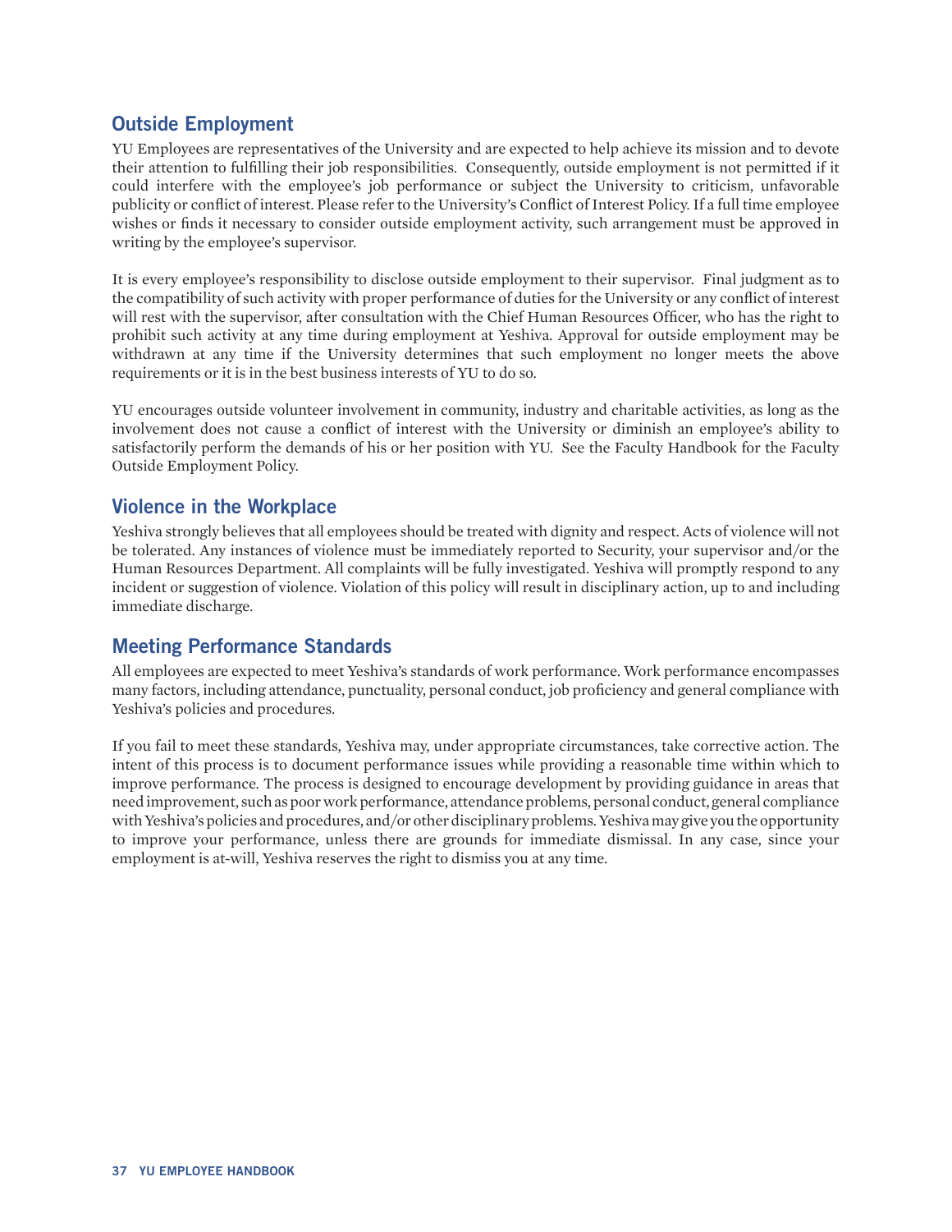## Outside Employment

YU Employees are representatives of the University and are expected to help achieve its mission and to devote their attention to fulfilling their job responsibilities. Consequently, outside employment is not permitted if it could interfere with the employee's job performance or subject the University to criticism, unfavorable publicity or conflict of interest. Please refer to the University's Conflict of Interest Policy. If a full time employee wishes or finds it necessary to consider outside employment activity, such arrangement must be approved in writing by the employee's supervisor.

It is every employee's responsibility to disclose outside employment to their supervisor. Final judgment as to the compatibility of such activity with proper performance of duties for the University or any conflict of interest will rest with the supervisor, after consultation with the Chief Human Resources Officer, who has the right to prohibit such activity at any time during employment at Yeshiva. Approval for outside employment may be withdrawn at any time if the University determines that such employment no longer meets the above requirements or it is in the best business interests of YU to do so.

YU encourages outside volunteer involvement in community, industry and charitable activities, as long as the involvement does not cause a conflict of interest with the University or diminish an employee's ability to satisfactorily perform the demands of his or her position with YU. See the Faculty Handbook for the Faculty Outside Employment Policy.

## Violence in the Workplace

Yeshiva strongly believes that all employees should be treated with dignity and respect. Acts of violence will not be tolerated. Any instances of violence must be immediately reported to Security, your supervisor and/or the Human Resources Department. All complaints will be fully investigated. Yeshiva will promptly respond to any incident or suggestion of violence. Violation of this policy will result in disciplinary action, up to and including immediate discharge.

## Meeting Performance Standards

All employees are expected to meet Yeshiva's standards of work performance. Work performance encompasses many factors, including attendance, punctuality, personal conduct, job proficiency and general compliance with Yeshiva's policies and procedures.

If you fail to meet these standards, Yeshiva may, under appropriate circumstances, take corrective action. The intent of this process is to document performance issues while providing a reasonable time within which to improve performance. The process is designed to encourage development by providing guidance in areas that need improvement, such as poor work performance, attendance problems, personal conduct, general compliance with Yeshiva's policies and procedures, and/or other disciplinary problems. Yeshiva may give you the opportunity to improve your performance, unless there are grounds for immediate dismissal. In any case, since your employment is at-will, Yeshiva reserves the right to dismiss you at any time.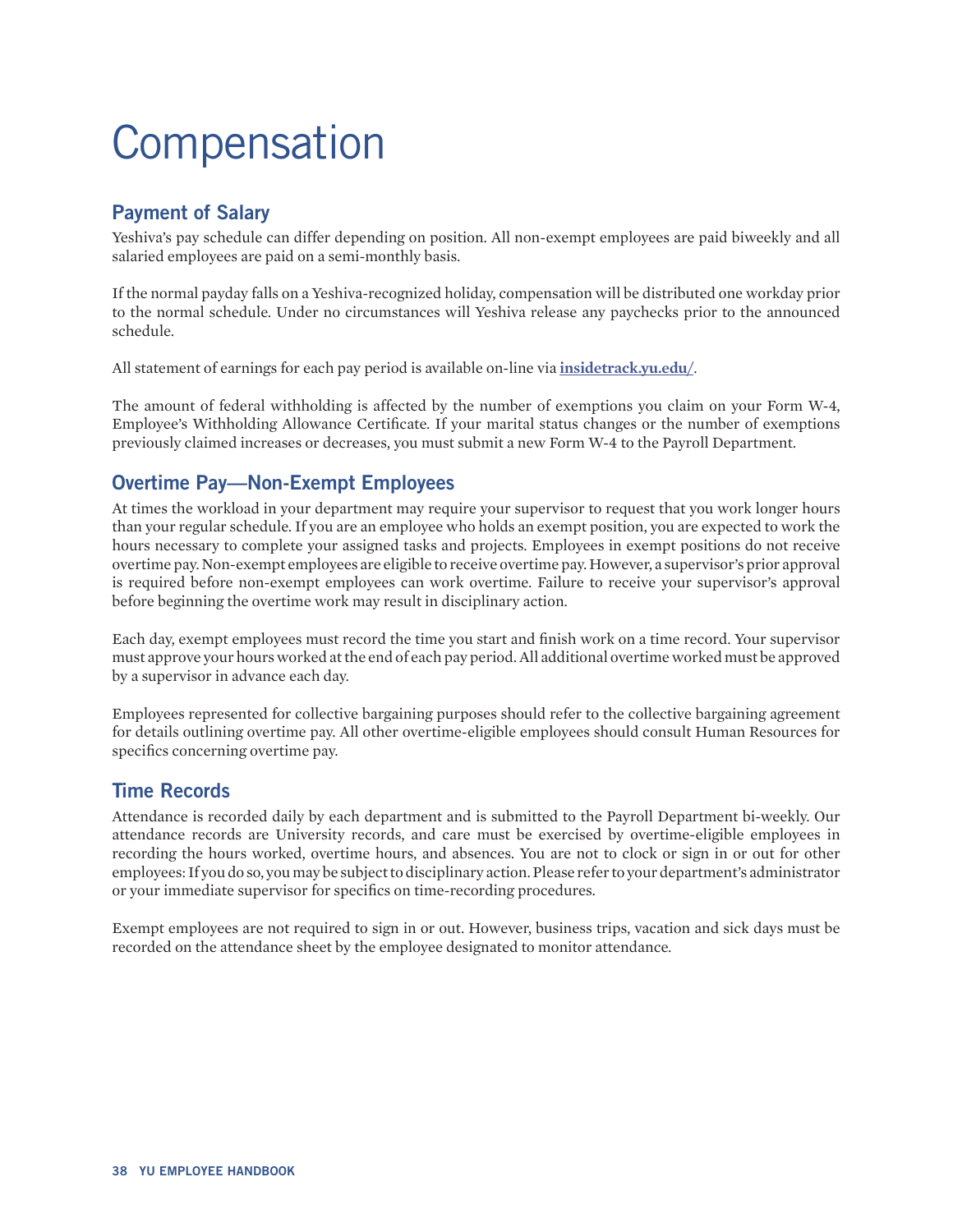# Compensation

## Payment of Salary

Yeshiva's pay schedule can differ depending on position. All non-exempt employees are paid biweekly and all salaried employees are paid on a semi-monthly basis.

If the normal payday falls on a Yeshiva-recognized holiday, compensation will be distributed one workday prior to the normal schedule. Under no circumstances will Yeshiva release any paychecks prior to the announced schedule.

All statement of earnings for each pay period is available on-line via **insidetrack.yu.edu/**.

The amount of federal withholding is affected by the number of exemptions you claim on your Form W-4, Employee's Withholding Allowance Certificate. If your marital status changes or the number of exemptions previously claimed increases or decreases, you must submit a new Form W-4 to the Payroll Department.

## Overtime Pay—Non-Exempt Employees

At times the workload in your department may require your supervisor to request that you work longer hours than your regular schedule. If you are an employee who holds an exempt position, you are expected to work the hours necessary to complete your assigned tasks and projects. Employees in exempt positions do not receive overtime pay. Non-exempt employees are eligible to receive overtime pay. However, a supervisor's prior approval is required before non-exempt employees can work overtime. Failure to receive your supervisor's approval before beginning the overtime work may result in disciplinary action.

Each day, exempt employees must record the time you start and finish work on a time record. Your supervisor must approve your hours worked at the end of each pay period. All additional overtime worked must be approved by a supervisor in advance each day.

Employees represented for collective bargaining purposes should refer to the collective bargaining agreement for details outlining overtime pay. All other overtime-eligible employees should consult Human Resources for specifics concerning overtime pay.

## Time Records

Attendance is recorded daily by each department and is submitted to the Payroll Department bi-weekly. Our attendance records are University records, and care must be exercised by overtime-eligible employees in recording the hours worked, overtime hours, and absences. You are not to clock or sign in or out for other employees: If you do so, you may be subject to disciplinary action. Please refer to your department's administrator or your immediate supervisor for specifics on time-recording procedures.

Exempt employees are not required to sign in or out. However, business trips, vacation and sick days must be recorded on the attendance sheet by the employee designated to monitor attendance.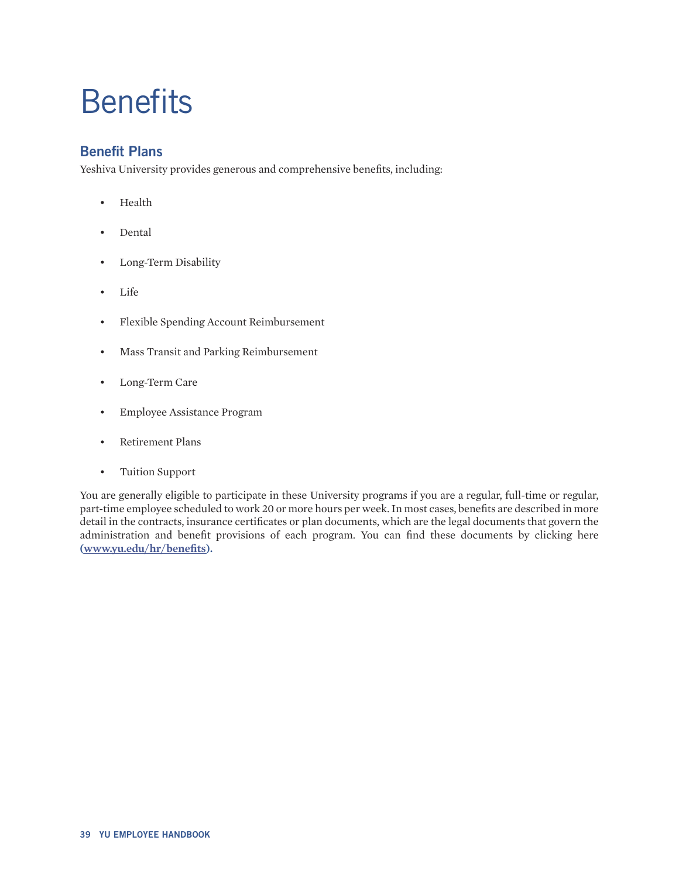# Benefits

## Benefit Plans

Yeshiva University provides generous and comprehensive benefits, including:

- Health
- Dental
- Long-Term Disability
- Life
- Flexible Spending Account Reimbursement
- Mass Transit and Parking Reimbursement
- Long-Term Care
- Employee Assistance Program
- Retirement Plans
- Tuition Support

You are generally eligible to participate in these University programs if you are a regular, full-time or regular, part-time employee scheduled to work 20 or more hours per week. In most cases, benefits are described in more detail in the contracts, insurance certificates or plan documents, which are the legal documents that govern the administration and benefit provisions of each program. You can find these documents by clicking here **(www.yu.edu/hr/benefits).**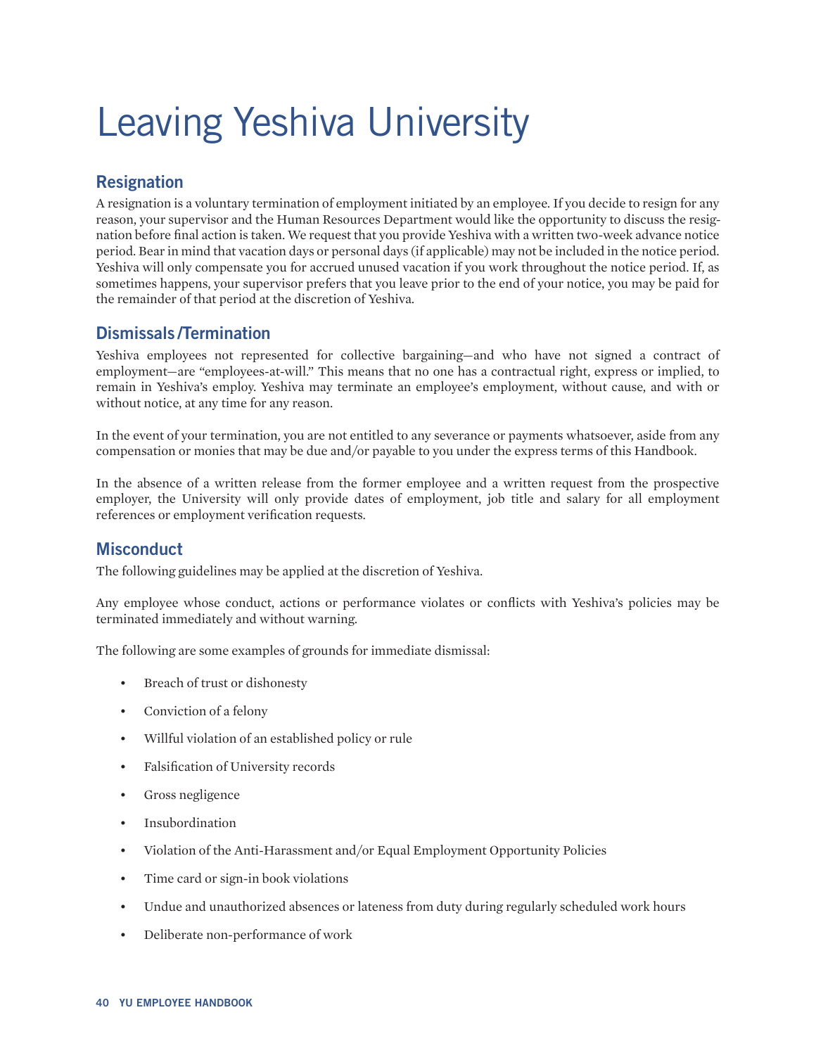# Leaving Yeshiva University

## Resignation

A resignation is a voluntary termination of employment initiated by an employee. If you decide to resign for any reason, your supervisor and the Human Resources Department would like the opportunity to discuss the resignation before final action is taken. We request that you provide Yeshiva with a written two-week advance notice period. Bear in mind that vacation days or personal days (if applicable) may not be included in the notice period. Yeshiva will only compensate you for accrued unused vacation if you work throughout the notice period. If, as sometimes happens, your supervisor prefers that you leave prior to the end of your notice, you may be paid for the remainder of that period at the discretion of Yeshiva.

## Dismissals/Termination

Yeshiva employees not represented for collective bargaining—and who have not signed a contract of employment—are "employees-at-will." This means that no one has a contractual right, express or implied, to remain in Yeshiva's employ. Yeshiva may terminate an employee's employment, without cause, and with or without notice, at any time for any reason.

In the event of your termination, you are not entitled to any severance or payments whatsoever, aside from any compensation or monies that may be due and/or payable to you under the express terms of this Handbook.

In the absence of a written release from the former employee and a written request from the prospective employer, the University will only provide dates of employment, job title and salary for all employment references or employment verification requests.

## Misconduct

The following guidelines may be applied at the discretion of Yeshiva.

Any employee whose conduct, actions or performance violates or conflicts with Yeshiva's policies may be terminated immediately and without warning.

The following are some examples of grounds for immediate dismissal:

- Breach of trust or dishonesty
- Conviction of a felony
- Willful violation of an established policy or rule
- Falsification of University records
- Gross negligence
- Insubordination
- Violation of the Anti-Harassment and/or Equal Employment Opportunity Policies
- Time card or sign-in book violations
- Undue and unauthorized absences or lateness from duty during regularly scheduled work hours
- Deliberate non-performance of work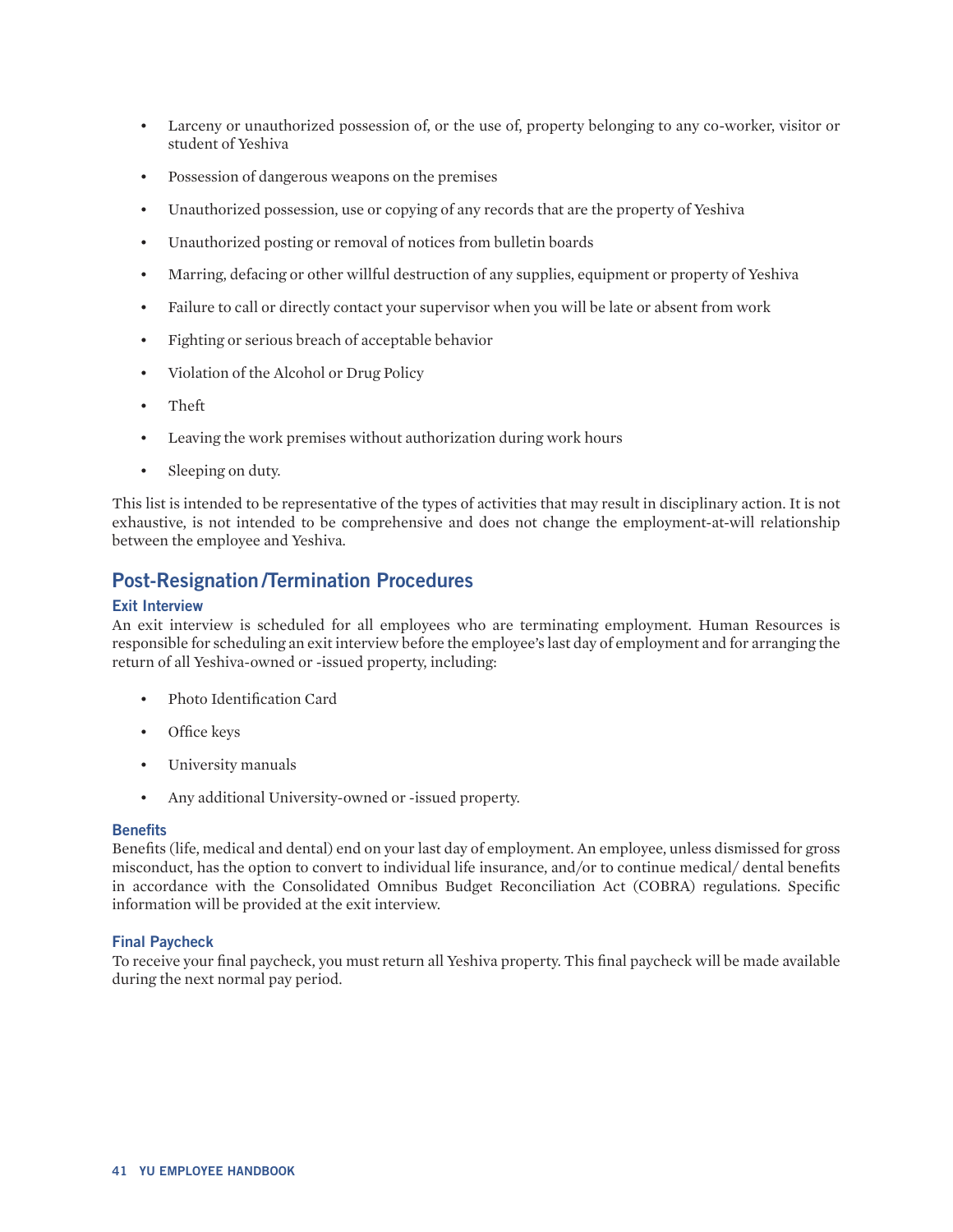- Larceny or unauthorized possession of, or the use of, property belonging to any co-worker, visitor or student of Yeshiva
- Possession of dangerous weapons on the premises
- Unauthorized possession, use or copying of any records that are the property of Yeshiva
- Unauthorized posting or removal of notices from bulletin boards
- Marring, defacing or other willful destruction of any supplies, equipment or property of Yeshiva
- Failure to call or directly contact your supervisor when you will be late or absent from work
- Fighting or serious breach of acceptable behavior
- Violation of the Alcohol or Drug Policy
- Theft
- Leaving the work premises without authorization during work hours
- Sleeping on duty.

This list is intended to be representative of the types of activities that may result in disciplinary action. It is not exhaustive, is not intended to be comprehensive and does not change the employment-at-will relationship between the employee and Yeshiva.

## Post-Resignation/Termination Procedures

### Exit Interview

An exit interview is scheduled for all employees who are terminating employment. Human Resources is responsible for scheduling an exit interview before the employee's last day of employment and for arranging the return of all Yeshiva-owned or -issued property, including:

- Photo Identification Card
- Office keys
- University manuals
- Any additional University-owned or -issued property.

### Benefits

Benefits (life, medical and dental) end on your last day of employment. An employee, unless dismissed for gross misconduct, has the option to convert to individual life insurance, and/or to continue medical/ dental benefits in accordance with the Consolidated Omnibus Budget Reconciliation Act (COBRA) regulations. Specific information will be provided at the exit interview.

### Final Paycheck

To receive your final paycheck, you must return all Yeshiva property. This final paycheck will be made available during the next normal pay period.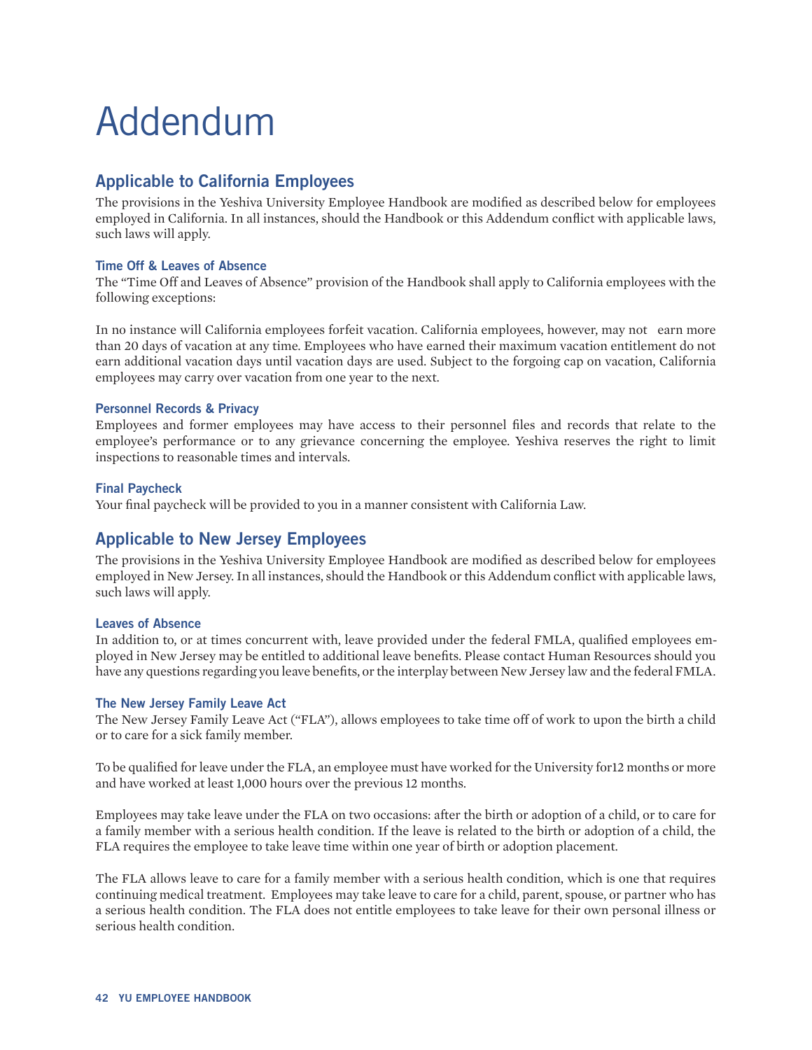# Addendum

## Applicable to California Employees

The provisions in the Yeshiva University Employee Handbook are modified as described below for employees employed in California. In all instances, should the Handbook or this Addendum conflict with applicable laws, such laws will apply.

### Time Off & Leaves of Absence

The "Time Off and Leaves of Absence" provision of the Handbook shall apply to California employees with the following exceptions:

In no instance will California employees forfeit vacation. California employees, however, may not earn more than 20 days of vacation at any time. Employees who have earned their maximum vacation entitlement do not earn additional vacation days until vacation days are used. Subject to the forgoing cap on vacation, California employees may carry over vacation from one year to the next.

### Personnel Records & Privacy

Employees and former employees may have access to their personnel files and records that relate to the employee's performance or to any grievance concerning the employee. Yeshiva reserves the right to limit inspections to reasonable times and intervals.

### Final Paycheck

Your final paycheck will be provided to you in a manner consistent with California Law.

## Applicable to New Jersey Employees

The provisions in the Yeshiva University Employee Handbook are modified as described below for employees employed in New Jersey. In all instances, should the Handbook or this Addendum conflict with applicable laws, such laws will apply.

### Leaves of Absence

In addition to, or at times concurrent with, leave provided under the federal FMLA, qualified employees employed in New Jersey may be entitled to additional leave benefits. Please contact Human Resources should you have any questions regarding you leave benefits, or the interplay between New Jersey law and the federal FMLA.

### The New Jersey Family Leave Act

The New Jersey Family Leave Act ("FLA"), allows employees to take time off of work to upon the birth a child or to care for a sick family member.

To be qualified for leave under the FLA, an employee must have worked for the University for12 months or more and have worked at least 1,000 hours over the previous 12 months.

Employees may take leave under the FLA on two occasions: after the birth or adoption of a child, or to care for a family member with a serious health condition. If the leave is related to the birth or adoption of a child, the FLA requires the employee to take leave time within one year of birth or adoption placement.

The FLA allows leave to care for a family member with a serious health condition, which is one that requires continuing medical treatment. Employees may take leave to care for a child, parent, spouse, or partner who has a serious health condition. The FLA does not entitle employees to take leave for their own personal illness or serious health condition.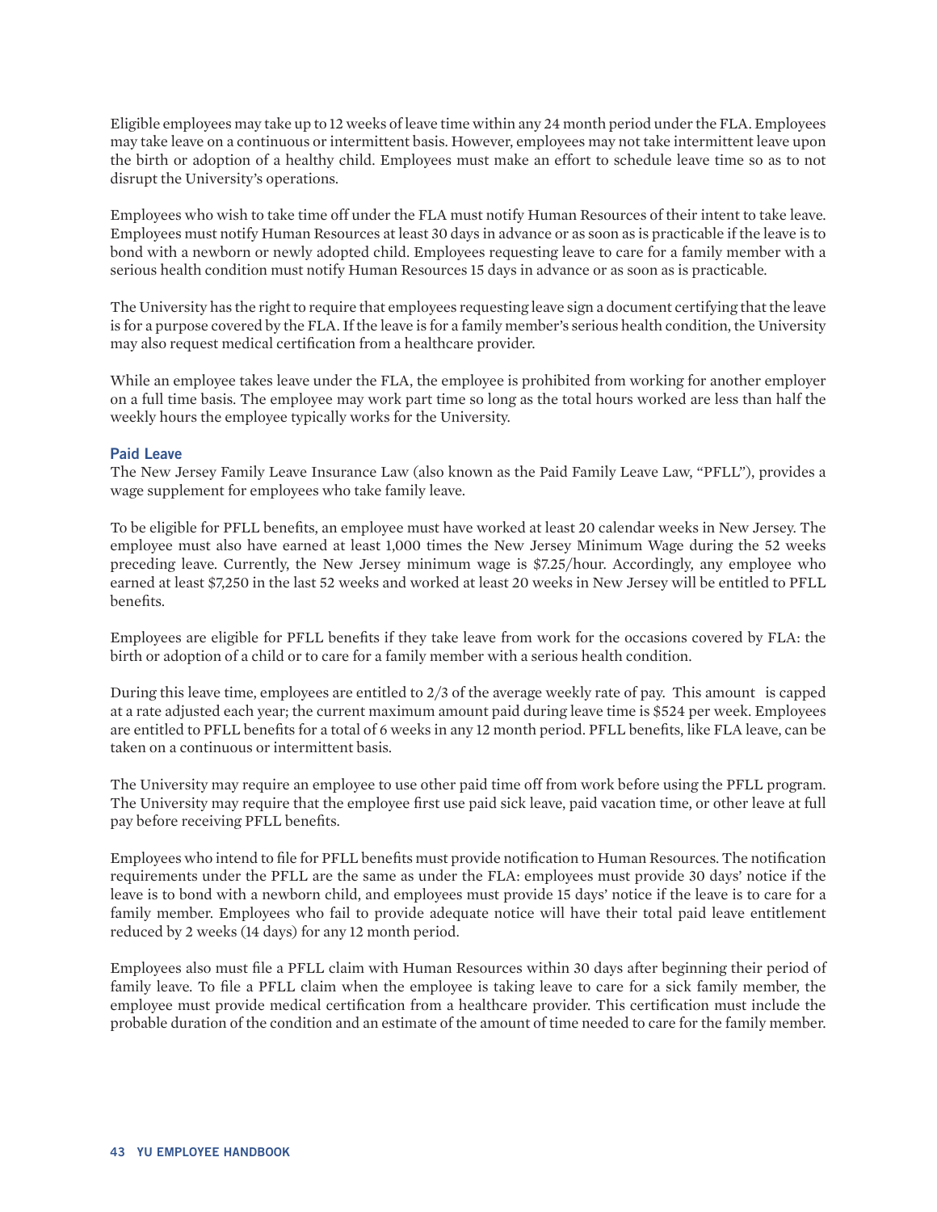Eligible employees may take up to 12 weeks of leave time within any 24 month period under the FLA. Employees may take leave on a continuous or intermittent basis. However, employees may not take intermittent leave upon the birth or adoption of a healthy child. Employees must make an effort to schedule leave time so as to not disrupt the University's operations.

Employees who wish to take time off under the FLA must notify Human Resources of their intent to take leave. Employees must notify Human Resources at least 30 days in advance or as soon as is practicable if the leave is to bond with a newborn or newly adopted child. Employees requesting leave to care for a family member with a serious health condition must notify Human Resources 15 days in advance or as soon as is practicable.

The University has the right to require that employees requesting leave sign a document certifying that the leave is for a purpose covered by the FLA. If the leave is for a family member's serious health condition, the University may also request medical certification from a healthcare provider.

While an employee takes leave under the FLA, the employee is prohibited from working for another employer on a full time basis. The employee may work part time so long as the total hours worked are less than half the weekly hours the employee typically works for the University.

### Paid Leave

The New Jersey Family Leave Insurance Law (also known as the Paid Family Leave Law, "PFLL"), provides a wage supplement for employees who take family leave.

To be eligible for PFLL benefits, an employee must have worked at least 20 calendar weeks in New Jersey. The employee must also have earned at least 1,000 times the New Jersey Minimum Wage during the 52 weeks preceding leave. Currently, the New Jersey minimum wage is $7.25/hour. Accordingly, any employee who earned at least $7,250 in the last 52 weeks and worked at least 20 weeks in New Jersey will be entitled to PFLL benefits.

Employees are eligible for PFLL benefits if they take leave from work for the occasions covered by FLA: the birth or adoption of a child or to care for a family member with a serious health condition.

During this leave time, employees are entitled to 2/3 of the average weekly rate of pay. This amount is capped at a rate adjusted each year; the current maximum amount paid during leave time is $524 per week. Employees are entitled to PFLL benefits for a total of 6 weeks in any 12 month period. PFLL benefits, like FLA leave, can be taken on a continuous or intermittent basis.

The University may require an employee to use other paid time off from work before using the PFLL program. The University may require that the employee first use paid sick leave, paid vacation time, or other leave at full pay before receiving PFLL benefits.

Employees who intend to file for PFLL benefits must provide notification to Human Resources. The notification requirements under the PFLL are the same as under the FLA: employees must provide 30 days' notice if the leave is to bond with a newborn child, and employees must provide 15 days' notice if the leave is to care for a family member. Employees who fail to provide adequate notice will have their total paid leave entitlement reduced by 2 weeks (14 days) for any 12 month period.

Employees also must file a PFLL claim with Human Resources within 30 days after beginning their period of family leave. To file a PFLL claim when the employee is taking leave to care for a sick family member, the employee must provide medical certification from a healthcare provider. This certification must include the probable duration of the condition and an estimate of the amount of time needed to care for the family member.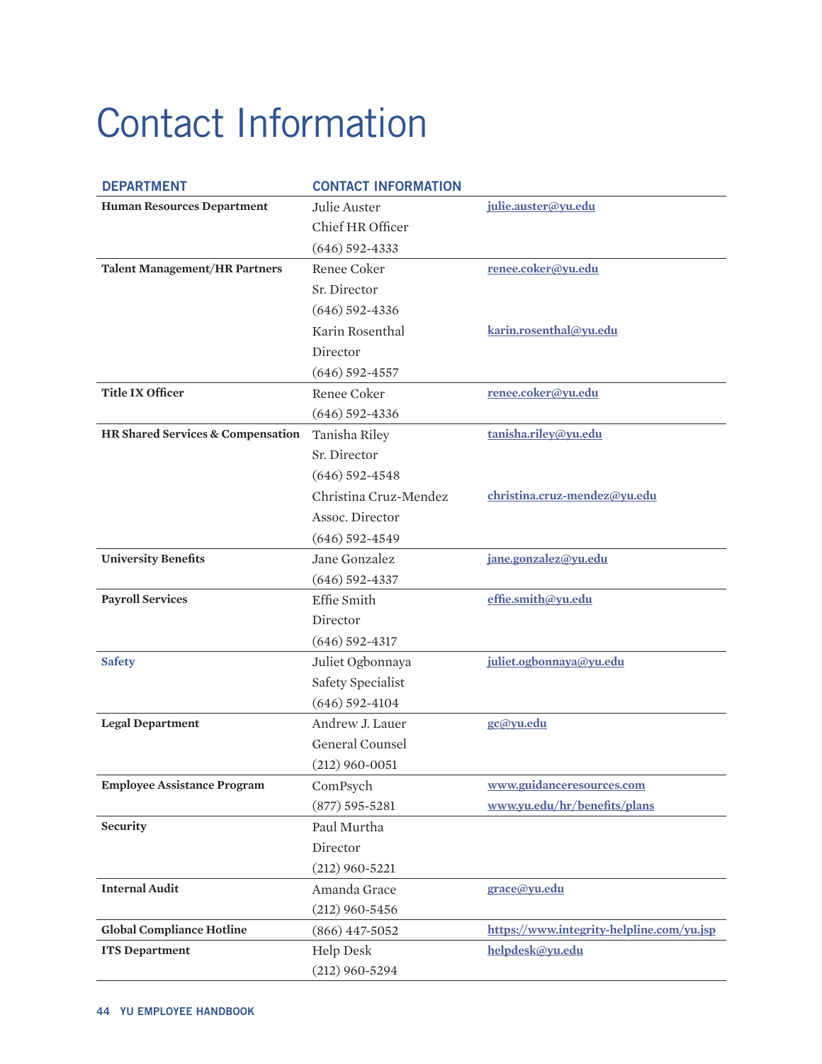# Contact Information

| DEPARTMENT | CONTACT INFORMATION | |
|---|---|---|
| **Human Resources Department** | Julie Auster<br>Chief HR Officer<br>(646) 592-4333 | julie.auster@yu.edu |
| **Talent Management/HR Partners** | Renee Coker<br>Sr. Director<br>(646) 592-4336 | renee.coker@yu.edu |
| | Karin Rosenthal<br>Director<br>(646) 592-4557 | karin.rosenthal@yu.edu |
| **Title IX Officer** | Renee Coker<br>(646) 592-4336 | renee.coker@yu.edu |
| **HR Shared Services & Compensation** | Tanisha Riley<br>Sr. Director<br>(646) 592-4548 | tanisha.riley@yu.edu |
| | Christina Cruz-Mendez<br>Assoc. Director<br>(646) 592-4549 | christina.cruz-mendez@yu.edu |
| **University Benefits** | Jane Gonzalez<br>(646) 592-4337 | jane.gonzalez@yu.edu |
| **Payroll Services** | Effie Smith<br>Director<br>(646) 592-4317 | effie.smith@yu.edu |
| **Safety** | Juliet Ogbonnaya<br>Safety Specialist<br>(646) 592-4104 | juliet.ogbonnaya@yu.edu |
| **Legal Department** | Andrew J. Lauer<br>General Counsel<br>(212) 960-0051 | gc@yu.edu |
| **Employee Assistance Program** | ComPsych<br>(877) 595-5281 | www.guidanceresources.com<br>www.yu.edu/hr/benefits/plans |
| **Security** | Paul Murtha<br>Director<br>(212) 960-5221 | |
| **Internal Audit** | Amanda Grace<br>(212) 960-5456 | grace@yu.edu |
| **Global Compliance Hotline** | (866) 447-5052 | https://www.integrity-helpline.com/yu.jsp |
| **ITS Department** | Help Desk<br>(212) 960-5294 | helpdesk@yu.edu |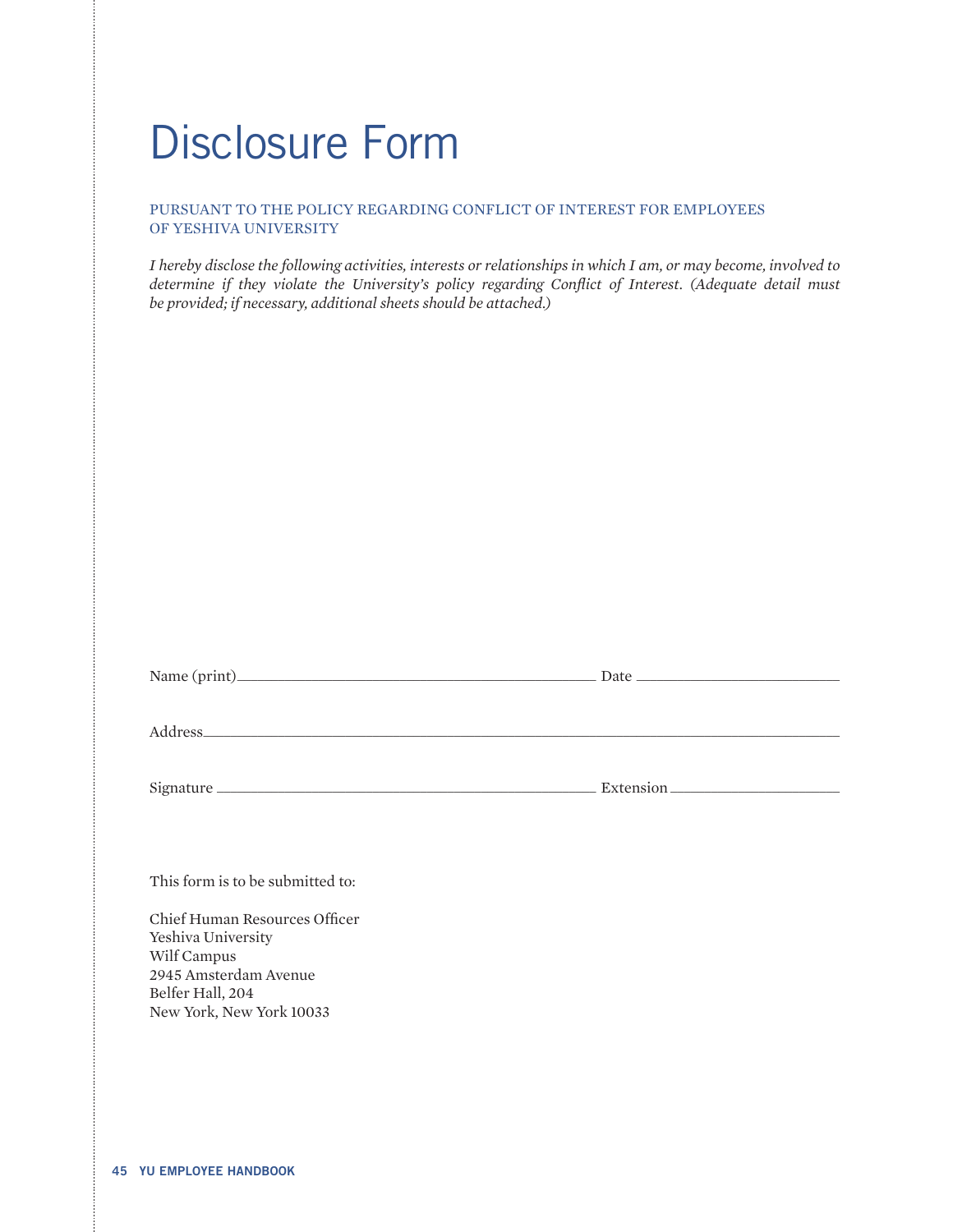# Disclosure Form

PURSUANT TO THE POLICY REGARDING CONFLICT OF INTEREST FOR EMPLOYEES OF YESHIVA UNIVERSITY

*I hereby disclose the following activities, interests or relationships in which I am, or may become, involved to determine if they violate the University's policy regarding Conflict of Interest. (Adequate detail must be provided; if necessary, additional sheets should be attached.)*

Name (print)\_\_\_\_\_\_\_\_\_\_\_\_\_\_\_\_\_\_\_\_\_\_\_\_\_\_\_\_\_\_\_\_\_\_\_\_\_\_\_\_ Date \_\_\_\_\_\_\_\_\_\_\_\_\_\_\_\_\_\_\_\_\_\_\_\_

Address\_\_\_\_\_\_\_\_\_\_\_\_\_\_\_\_\_\_\_\_\_\_\_\_\_\_\_\_\_\_\_\_\_\_\_\_\_\_\_\_\_\_\_\_\_\_\_\_\_\_\_\_\_\_\_\_\_\_\_\_\_\_\_\_\_\_\_\_\_\_\_\_

Signature \_\_\_\_\_\_\_\_\_\_\_\_\_\_\_\_\_\_\_\_\_\_\_\_\_\_\_\_\_\_\_\_\_\_\_\_\_\_\_\_\_\_\_\_ Extension\_\_\_\_\_\_\_\_\_\_\_\_\_\_\_\_\_\_\_\_

This form is to be submitted to:

Chief Human Resources Officer  
Yeshiva University  
Wilf Campus  
2945 Amsterdam Avenue  
Belfer Hall, 204  
New York, New York 10033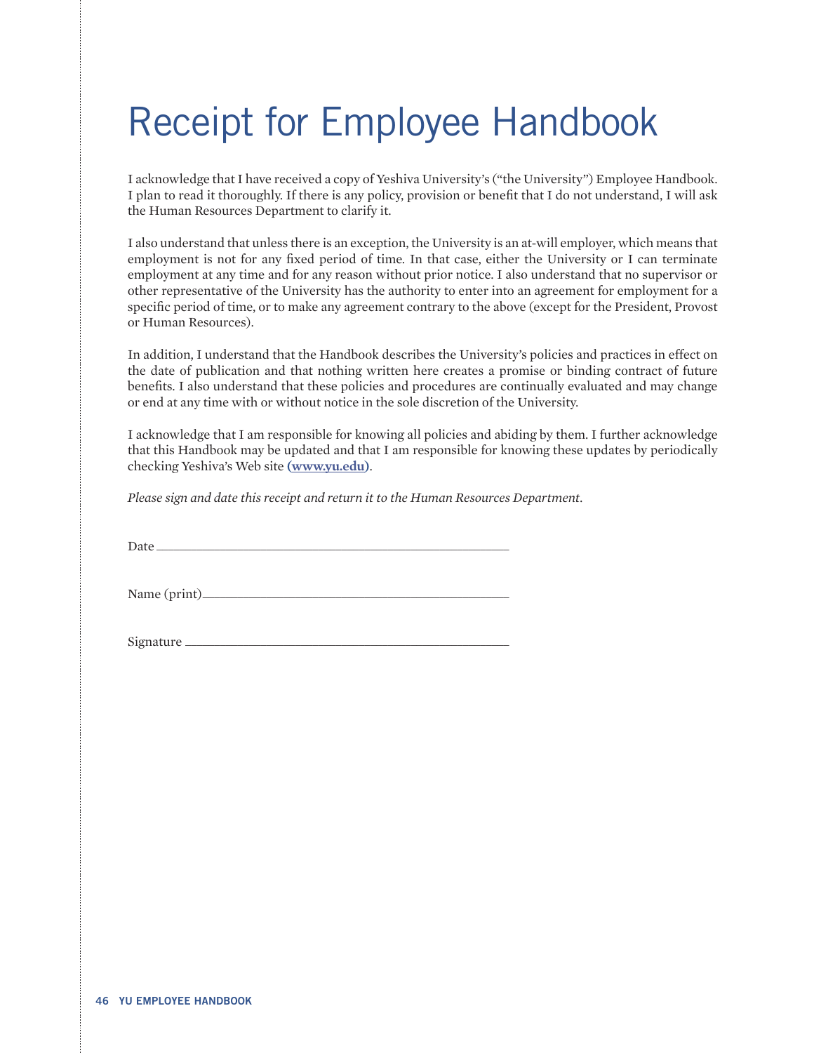# Receipt for Employee Handbook

I acknowledge that I have received a copy of Yeshiva University's ("the University") Employee Handbook. I plan to read it thoroughly. If there is any policy, provision or benefit that I do not understand, I will ask the Human Resources Department to clarify it.

I also understand that unless there is an exception, the University is an at-will employer, which means that employment is not for any fixed period of time. In that case, either the University or I can terminate employment at any time and for any reason without prior notice. I also understand that no supervisor or other representative of the University has the authority to enter into an agreement for employment for a specific period of time, or to make any agreement contrary to the above (except for the President, Provost or Human Resources).

In addition, I understand that the Handbook describes the University's policies and practices in effect on the date of publication and that nothing written here creates a promise or binding contract of future benefits. I also understand that these policies and procedures are continually evaluated and may change or end at any time with or without notice in the sole discretion of the University.

I acknowledge that I am responsible for knowing all policies and abiding by them. I further acknowledge that this Handbook may be updated and that I am responsible for knowing these updates by periodically checking Yeshiva's Web site **(www.yu.edu)**.

*Please sign and date this receipt and return it to the Human Resources Department.*

Date ______________________________________________

Name (print)________________________________________

Signature __________________________________________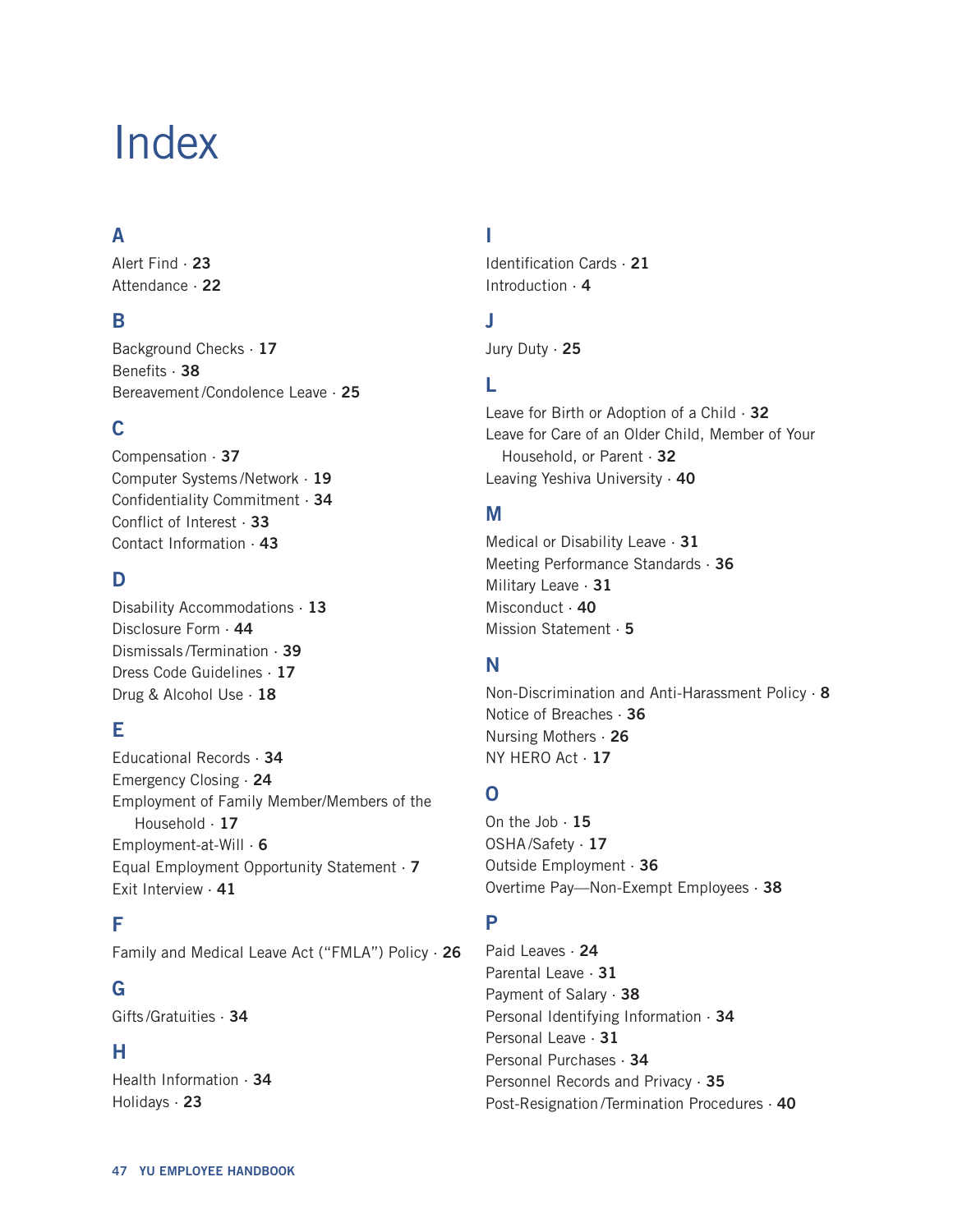# Index

## A

Alert Find · **23**
Attendance · **22**

## B

Background Checks · **17**
Benefits · **38**
Bereavement/Condolence Leave · **25**

## C

Compensation · **37**
Computer Systems/Network · **19**
Confidentiality Commitment · **34**
Conflict of Interest · **33**
Contact Information · **43**

## D

Disability Accommodations · **13**
Disclosure Form · **44**
Dismissals/Termination · **39**
Dress Code Guidelines · **17**
Drug & Alcohol Use · **18**

## E

Educational Records · **34**
Emergency Closing · **24**
Employment of Family Member/Members of the Household · **17**
Employment-at-Will · **6**
Equal Employment Opportunity Statement · **7**
Exit Interview · **41**

## F

Family and Medical Leave Act ("FMLA") Policy · **26**

## G

Gifts/Gratuities · **34**

## H

Health Information · **34**
Holidays · **23**

## I

Identification Cards · **21**
Introduction · **4**

## J

Jury Duty · **25**

## L

Leave for Birth or Adoption of a Child · **32**
Leave for Care of an Older Child, Member of Your Household, or Parent · **32**
Leaving Yeshiva University · **40**

## M

Medical or Disability Leave · **31**
Meeting Performance Standards · **36**
Military Leave · **31**
Misconduct · **40**
Mission Statement · **5**

## N

Non-Discrimination and Anti-Harassment Policy · **8**
Notice of Breaches · **36**
Nursing Mothers · **26**
NY HERO Act · **17**

## O

On the Job · **15**
OSHA/Safety · **17**
Outside Employment · **36**
Overtime Pay—Non-Exempt Employees · **38**

## P

Paid Leaves · **24**
Parental Leave · **31**
Payment of Salary · **38**
Personal Identifying Information · **34**
Personal Leave · **31**
Personal Purchases · **34**
Personnel Records and Privacy · **35**
Post-Resignation/Termination Procedures · **40**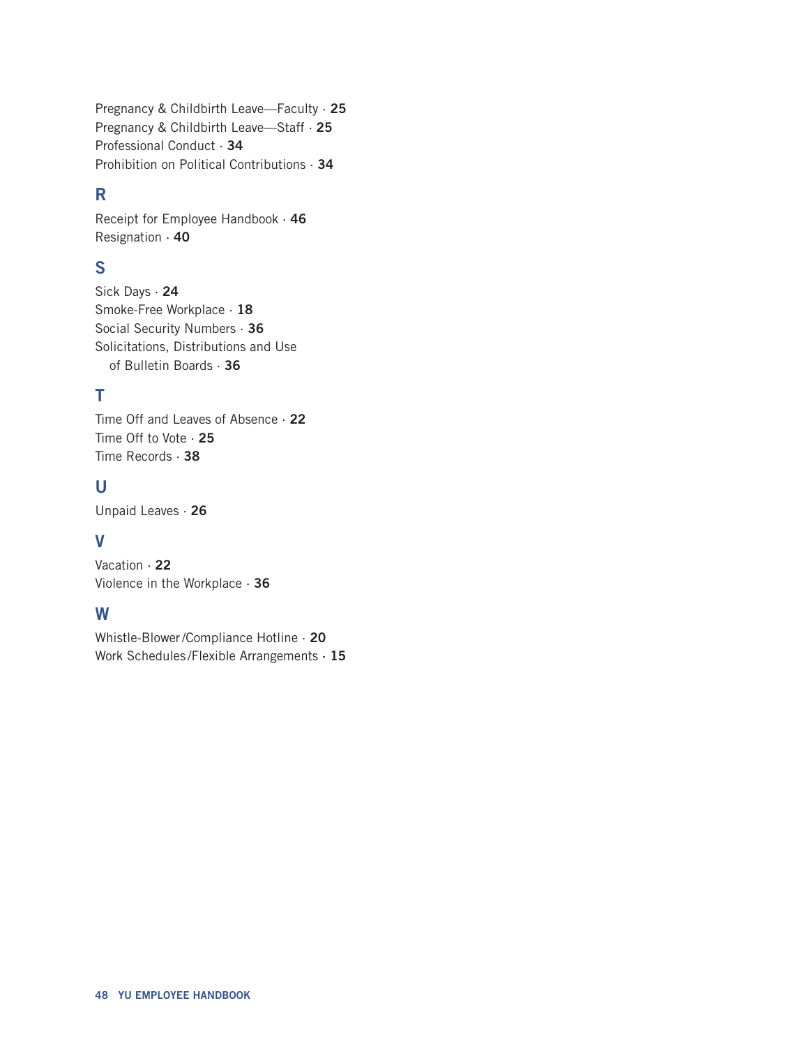Pregnancy & Childbirth Leave—Faculty · **25**
Pregnancy & Childbirth Leave—Staff · **25**
Professional Conduct · **34**
Prohibition on Political Contributions · **34**

## R

Receipt for Employee Handbook · **46**
Resignation · **40**

## S

Sick Days · **24**
Smoke-Free Workplace · **18**
Social Security Numbers · **36**
Solicitations, Distributions and Use of Bulletin Boards · **36**

## T

Time Off and Leaves of Absence · **22**
Time Off to Vote · **25**
Time Records · **38**

## U

Unpaid Leaves · **26**

## V

Vacation · **22**
Violence in the Workplace · **36**

## W

Whistle-Blower/Compliance Hotline · **20**
Work Schedules/Flexible Arrangements · **15**